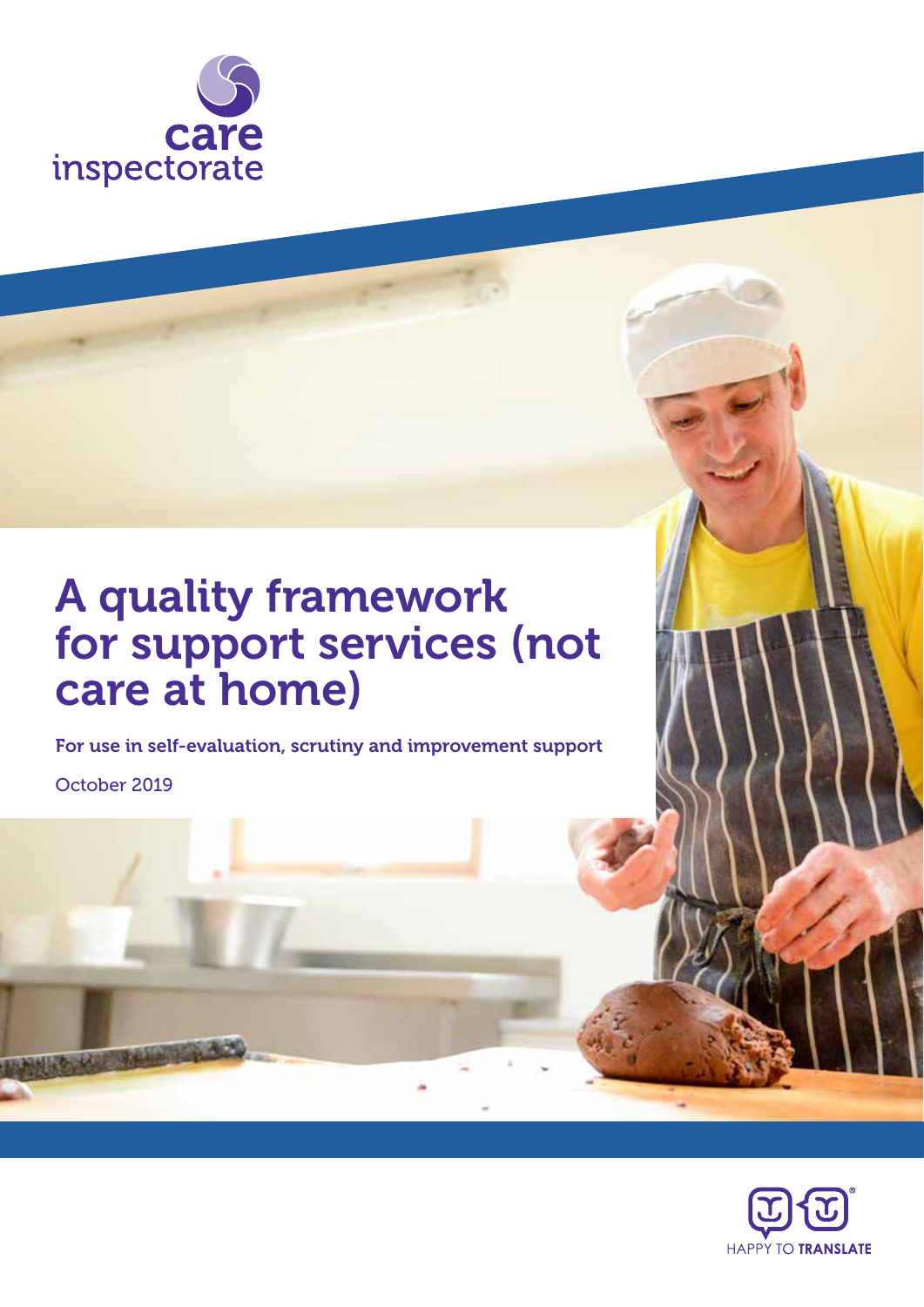care inspectorate

# A quality framework for support services (not care at home)

**For use in self-evaluation, scrutiny and improvement support**

October 2019

HAPPY TO TRANSLATE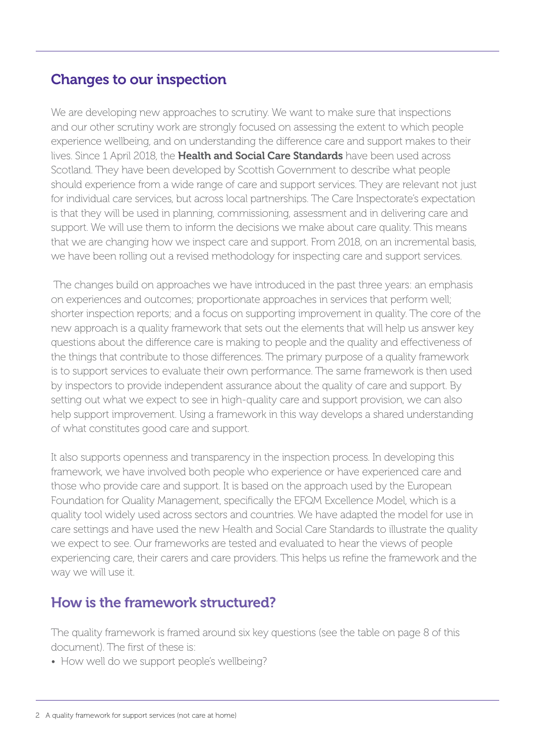## Changes to our inspection

We are developing new approaches to scrutiny. We want to make sure that inspections and our other scrutiny work are strongly focused on assessing the extent to which people experience wellbeing, and on understanding the difference care and support makes to their lives. Since 1 April 2018, the **Health and Social Care Standards** have been used across Scotland. They have been developed by Scottish Government to describe what people should experience from a wide range of care and support services. They are relevant not just for individual care services, but across local partnerships. The Care Inspectorate's expectation is that they will be used in planning, commissioning, assessment and in delivering care and support. We will use them to inform the decisions we make about care quality. This means that we are changing how we inspect care and support. From 2018, on an incremental basis, we have been rolling out a revised methodology for inspecting care and support services.

The changes build on approaches we have introduced in the past three years: an emphasis on experiences and outcomes; proportionate approaches in services that perform well; shorter inspection reports; and a focus on supporting improvement in quality. The core of the new approach is a quality framework that sets out the elements that will help us answer key questions about the difference care is making to people and the quality and effectiveness of the things that contribute to those differences. The primary purpose of a quality framework is to support services to evaluate their own performance. The same framework is then used by inspectors to provide independent assurance about the quality of care and support. By setting out what we expect to see in high-quality care and support provision, we can also help support improvement. Using a framework in this way develops a shared understanding of what constitutes good care and support.

It also supports openness and transparency in the inspection process. In developing this framework, we have involved both people who experience or have experienced care and those who provide care and support. It is based on the approach used by the European Foundation for Quality Management, specifically the EFQM Excellence Model, which is a quality tool widely used across sectors and countries. We have adapted the model for use in care settings and have used the new Health and Social Care Standards to illustrate the quality we expect to see. Our frameworks are tested and evaluated to hear the views of people experiencing care, their carers and care providers. This helps us refine the framework and the way we will use it.

## How is the framework structured?

The quality framework is framed around six key questions (see the table on page 8 of this document). The first of these is:

- How well do we support people's wellbeing?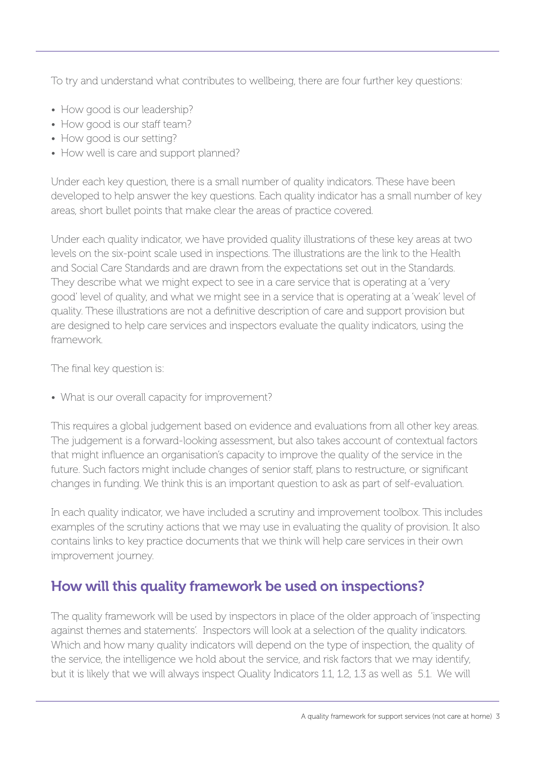To try and understand what contributes to wellbeing, there are four further key questions:

- How good is our leadership?
- How good is our staff team?
- How good is our setting?
- How well is care and support planned?

Under each key question, there is a small number of quality indicators. These have been developed to help answer the key questions. Each quality indicator has a small number of key areas, short bullet points that make clear the areas of practice covered.

Under each quality indicator, we have provided quality illustrations of these key areas at two levels on the six-point scale used in inspections. The illustrations are the link to the Health and Social Care Standards and are drawn from the expectations set out in the Standards. They describe what we might expect to see in a care service that is operating at a 'very good' level of quality, and what we might see in a service that is operating at a 'weak' level of quality. These illustrations are not a definitive description of care and support provision but are designed to help care services and inspectors evaluate the quality indicators, using the framework.

The final key question is:

- What is our overall capacity for improvement?

This requires a global judgement based on evidence and evaluations from all other key areas. The judgement is a forward-looking assessment, but also takes account of contextual factors that might influence an organisation's capacity to improve the quality of the service in the future. Such factors might include changes of senior staff, plans to restructure, or significant changes in funding. We think this is an important question to ask as part of self-evaluation.

In each quality indicator, we have included a scrutiny and improvement toolbox. This includes examples of the scrutiny actions that we may use in evaluating the quality of provision. It also contains links to key practice documents that we think will help care services in their own improvement journey.

## How will this quality framework be used on inspections?

The quality framework will be used by inspectors in place of the older approach of 'inspecting against themes and statements'. Inspectors will look at a selection of the quality indicators. Which and how many quality indicators will depend on the type of inspection, the quality of the service, the intelligence we hold about the service, and risk factors that we may identify, but it is likely that we will always inspect Quality Indicators 1.1, 1.2, 1.3 as well as 5.1. We will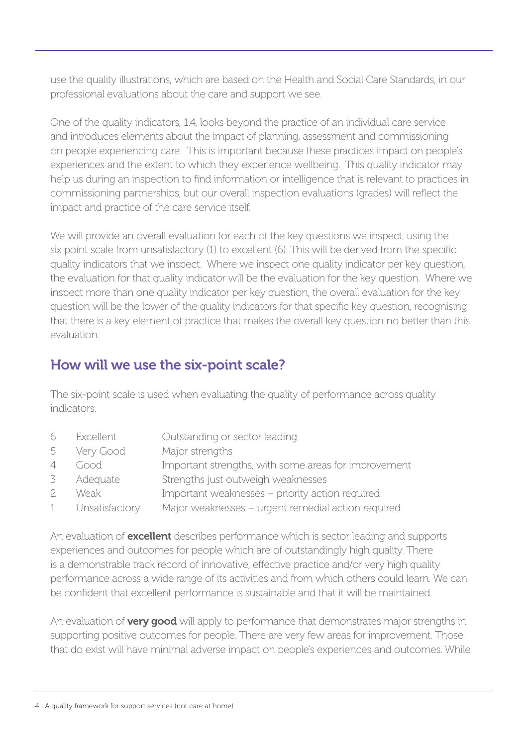use the quality illustrations, which are based on the Health and Social Care Standards, in our professional evaluations about the care and support we see.

One of the quality indicators, 1.4, looks beyond the practice of an individual care service and introduces elements about the impact of planning, assessment and commissioning on people experiencing care. This is important because these practices impact on people's experiences and the extent to which they experience wellbeing. This quality indicator may help us during an inspection to find information or intelligence that is relevant to practices in commissioning partnerships, but our overall inspection evaluations (grades) will reflect the impact and practice of the care service itself.

We will provide an overall evaluation for each of the key questions we inspect, using the six point scale from unsatisfactory (1) to excellent (6). This will be derived from the specific quality indicators that we inspect. Where we inspect one quality indicator per key question, the evaluation for that quality indicator will be the evaluation for the key question. Where we inspect more than one quality indicator per key question, the overall evaluation for the key question will be the lower of the quality indicators for that specific key question, recognising that there is a key element of practice that makes the overall key question no better than this evaluation.

## How will we use the six-point scale?

The six-point scale is used when evaluating the quality of performance across quality indicators.

| | | |
|---|---|---|
| 6 | Excellent | Outstanding or sector leading |
| 5 | Very Good | Major strengths |
| 4 | Good | Important strengths, with some areas for improvement |
| 3 | Adequate | Strengths just outweigh weaknesses |
| 2 | Weak | Important weaknesses – priority action required |
| 1 | Unsatisfactory | Major weaknesses – urgent remedial action required |

An evaluation of **excellent** describes performance which is sector leading and supports experiences and outcomes for people which are of outstandingly high quality. There is a demonstrable track record of innovative, effective practice and/or very high quality performance across a wide range of its activities and from which others could learn. We can be confident that excellent performance is sustainable and that it will be maintained.

An evaluation of **very good** will apply to performance that demonstrates major strengths in supporting positive outcomes for people. There are very few areas for improvement. Those that do exist will have minimal adverse impact on people's experiences and outcomes. While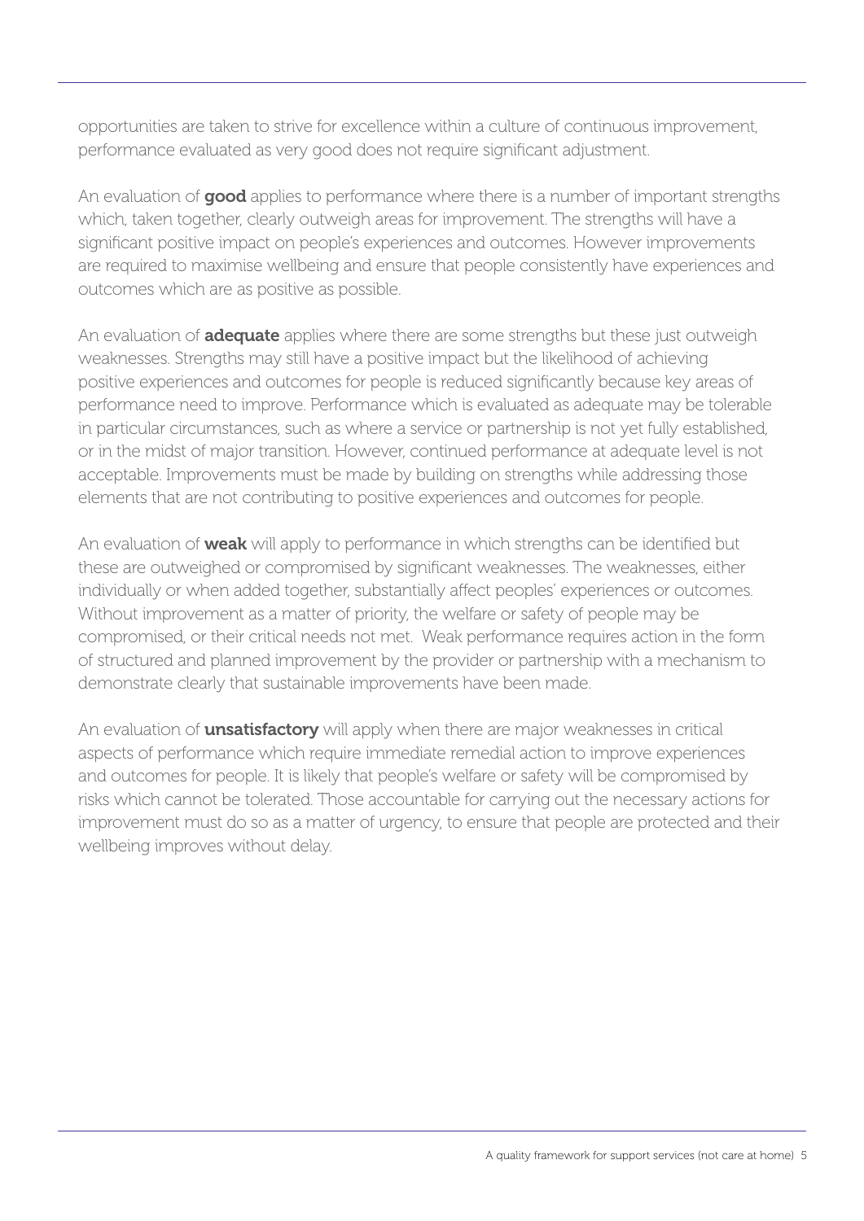opportunities are taken to strive for excellence within a culture of continuous improvement, performance evaluated as very good does not require significant adjustment.

An evaluation of **good** applies to performance where there is a number of important strengths which, taken together, clearly outweigh areas for improvement. The strengths will have a significant positive impact on people's experiences and outcomes. However improvements are required to maximise wellbeing and ensure that people consistently have experiences and outcomes which are as positive as possible.

An evaluation of **adequate** applies where there are some strengths but these just outweigh weaknesses. Strengths may still have a positive impact but the likelihood of achieving positive experiences and outcomes for people is reduced significantly because key areas of performance need to improve. Performance which is evaluated as adequate may be tolerable in particular circumstances, such as where a service or partnership is not yet fully established, or in the midst of major transition. However, continued performance at adequate level is not acceptable. Improvements must be made by building on strengths while addressing those elements that are not contributing to positive experiences and outcomes for people.

An evaluation of **weak** will apply to performance in which strengths can be identified but these are outweighed or compromised by significant weaknesses. The weaknesses, either individually or when added together, substantially affect peoples' experiences or outcomes. Without improvement as a matter of priority, the welfare or safety of people may be compromised, or their critical needs not met. Weak performance requires action in the form of structured and planned improvement by the provider or partnership with a mechanism to demonstrate clearly that sustainable improvements have been made.

An evaluation of **unsatisfactory** will apply when there are major weaknesses in critical aspects of performance which require immediate remedial action to improve experiences and outcomes for people. It is likely that people's welfare or safety will be compromised by risks which cannot be tolerated. Those accountable for carrying out the necessary actions for improvement must do so as a matter of urgency, to ensure that people are protected and their wellbeing improves without delay.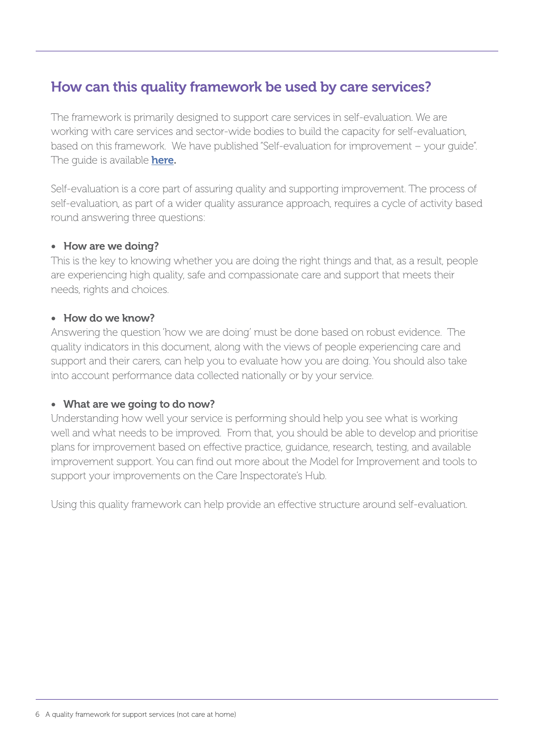## How can this quality framework be used by care services?

The framework is primarily designed to support care services in self-evaluation. We are working with care services and sector-wide bodies to build the capacity for self-evaluation, based on this framework. We have published "Self-evaluation for improvement – your guide". The guide is available **here.**

Self-evaluation is a core part of assuring quality and supporting improvement. The process of self-evaluation, as part of a wider quality assurance approach, requires a cycle of activity based round answering three questions:

- **How are we doing?**

This is the key to knowing whether you are doing the right things and that, as a result, people are experiencing high quality, safe and compassionate care and support that meets their needs, rights and choices.

- **How do we know?**

Answering the question 'how we are doing' must be done based on robust evidence. The quality indicators in this document, along with the views of people experiencing care and support and their carers, can help you to evaluate how you are doing. You should also take into account performance data collected nationally or by your service.

- **What are we going to do now?**

Understanding how well your service is performing should help you see what is working well and what needs to be improved. From that, you should be able to develop and prioritise plans for improvement based on effective practice, guidance, research, testing, and available improvement support. You can find out more about the Model for Improvement and tools to support your improvements on the Care Inspectorate's Hub.

Using this quality framework can help provide an effective structure around self-evaluation.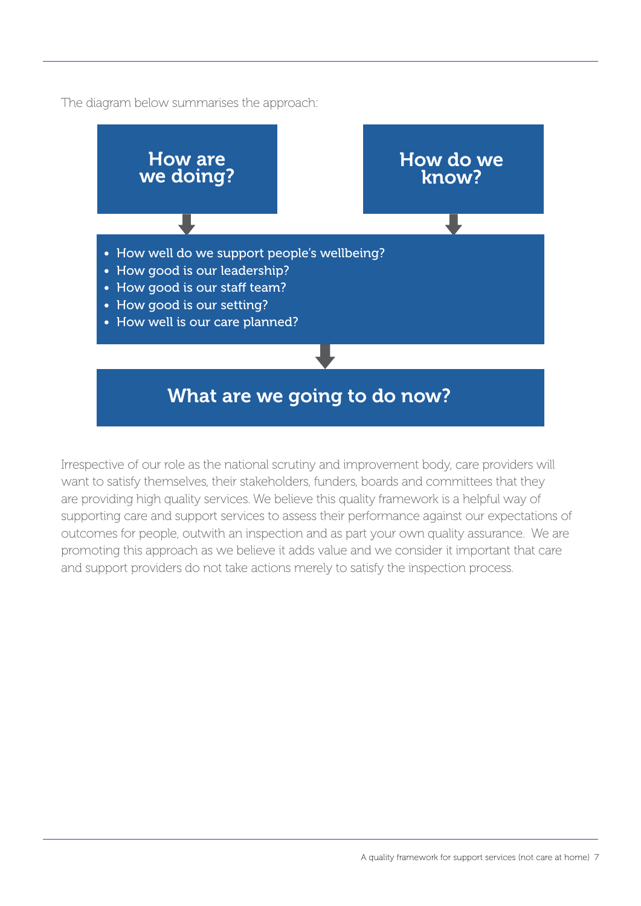The diagram below summarises the approach:

**How are we doing?**

**How do we know?**

- How well do we support people's wellbeing?
- How good is our leadership?
- How good is our staff team?
- How good is our setting?
- How well is our care planned?

**What are we going to do now?**

Irrespective of our role as the national scrutiny and improvement body, care providers will want to satisfy themselves, their stakeholders, funders, boards and committees that they are providing high quality services. We believe this quality framework is a helpful way of supporting care and support services to assess their performance against our expectations of outcomes for people, outwith an inspection and as part your own quality assurance. We are promoting this approach as we believe it adds value and we consider it important that care and support providers do not take actions merely to satisfy the inspection process.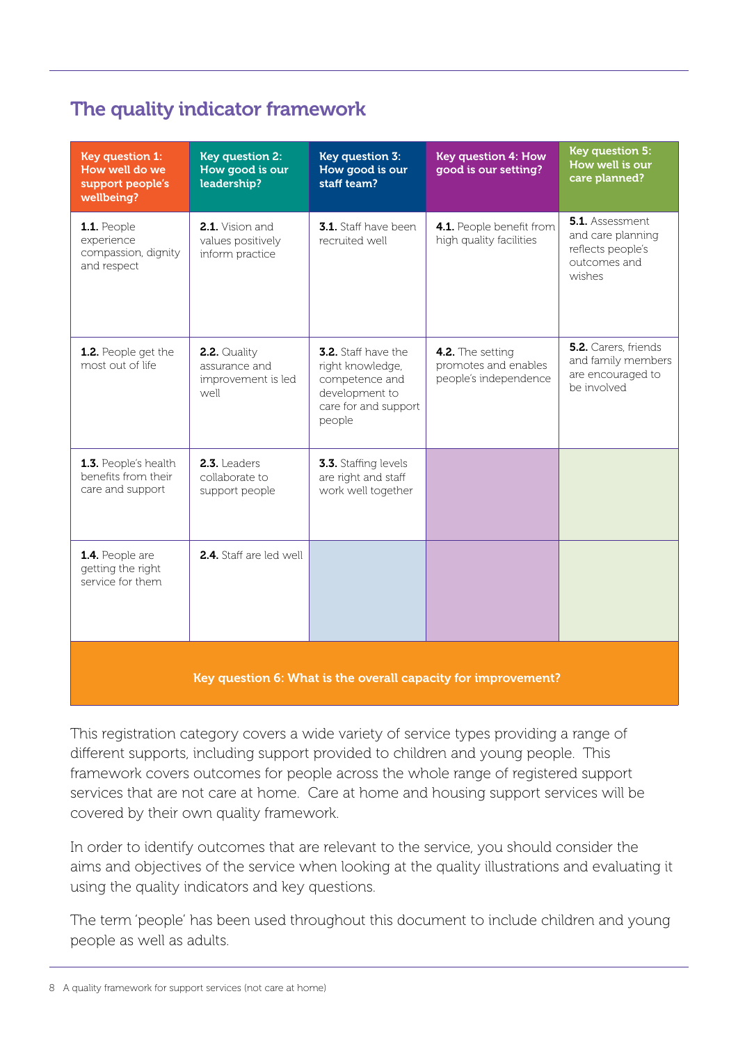## The quality indicator framework

| Key question 1: How well do we support people's wellbeing? | Key question 2: How good is our leadership? | Key question 3: How good is our staff team? | Key question 4: How good is our setting? | Key question 5: How well is our care planned? |
|---|---|---|---|---|
| **1.1.** People experience compassion, dignity and respect | **2.1.** Vision and values positively inform practice | **3.1.** Staff have been recruited well | **4.1.** People benefit from high quality facilities | **5.1.** Assessment and care planning reflects people's outcomes and wishes |
| **1.2.** People get the most out of life | **2.2.** Quality assurance and improvement is led well | **3.2.** Staff have the right knowledge, competence and development to care for and support people | **4.2.** The setting promotes and enables people's independence | **5.2.** Carers, friends and family members are encouraged to be involved |
| **1.3.** People's health benefits from their care and support | **2.3.** Leaders collaborate to support people | **3.3.** Staffing levels are right and staff work well together | | |
| **1.4.** People are getting the right service for them | **2.4.** Staff are led well | | | |
| **Key question 6: What is the overall capacity for improvement?** | | | | |

This registration category covers a wide variety of service types providing a range of different supports, including support provided to children and young people. This framework covers outcomes for people across the whole range of registered support services that are not care at home. Care at home and housing support services will be covered by their own quality framework.

In order to identify outcomes that are relevant to the service, you should consider the aims and objectives of the service when looking at the quality illustrations and evaluating it using the quality indicators and key questions.

The term 'people' has been used throughout this document to include children and young people as well as adults.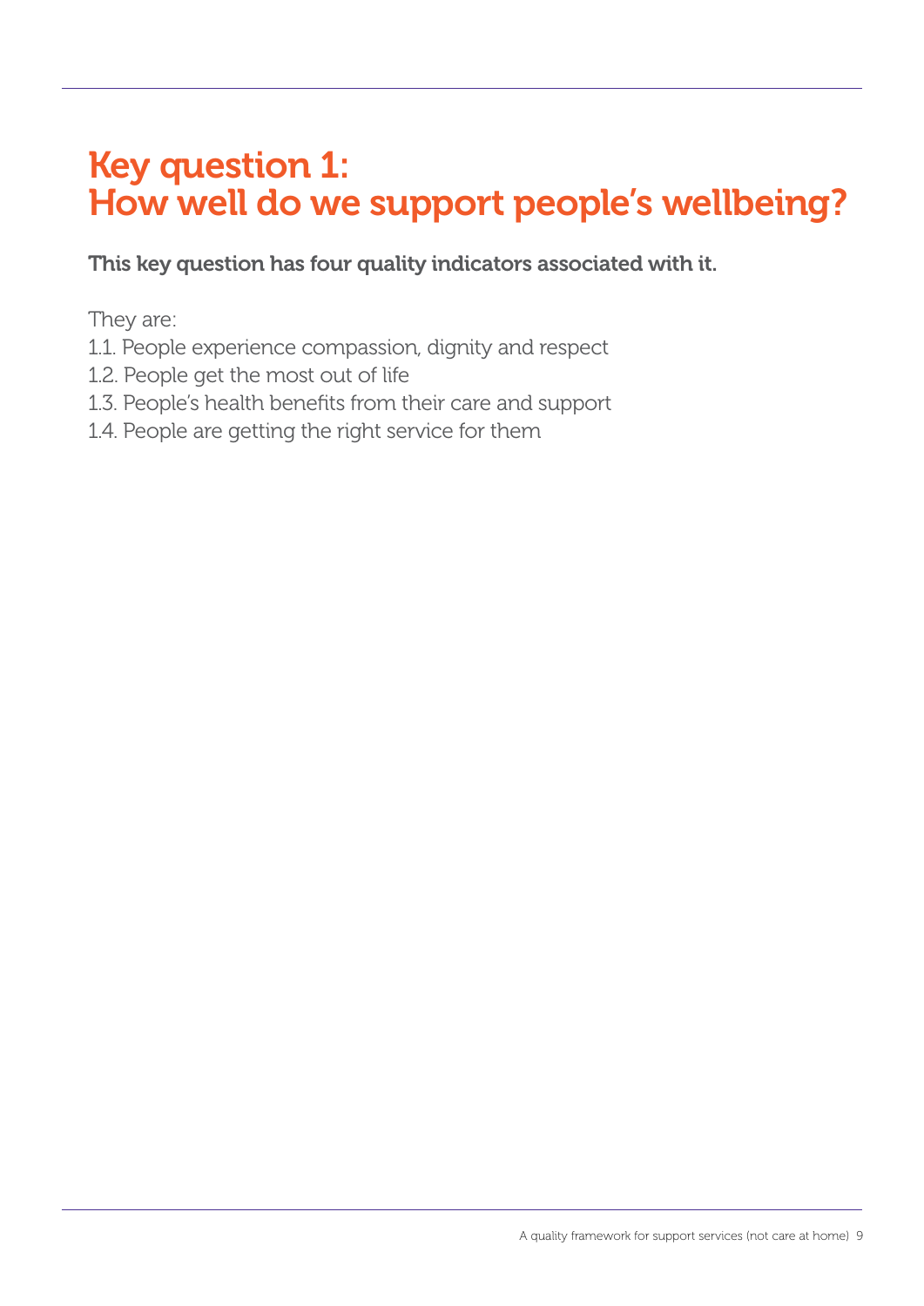# Key question 1: How well do we support people's wellbeing?

**This key question has four quality indicators associated with it.**

They are:

1.1. People experience compassion, dignity and respect
1.2. People get the most out of life
1.3. People's health benefits from their care and support
1.4. People are getting the right service for them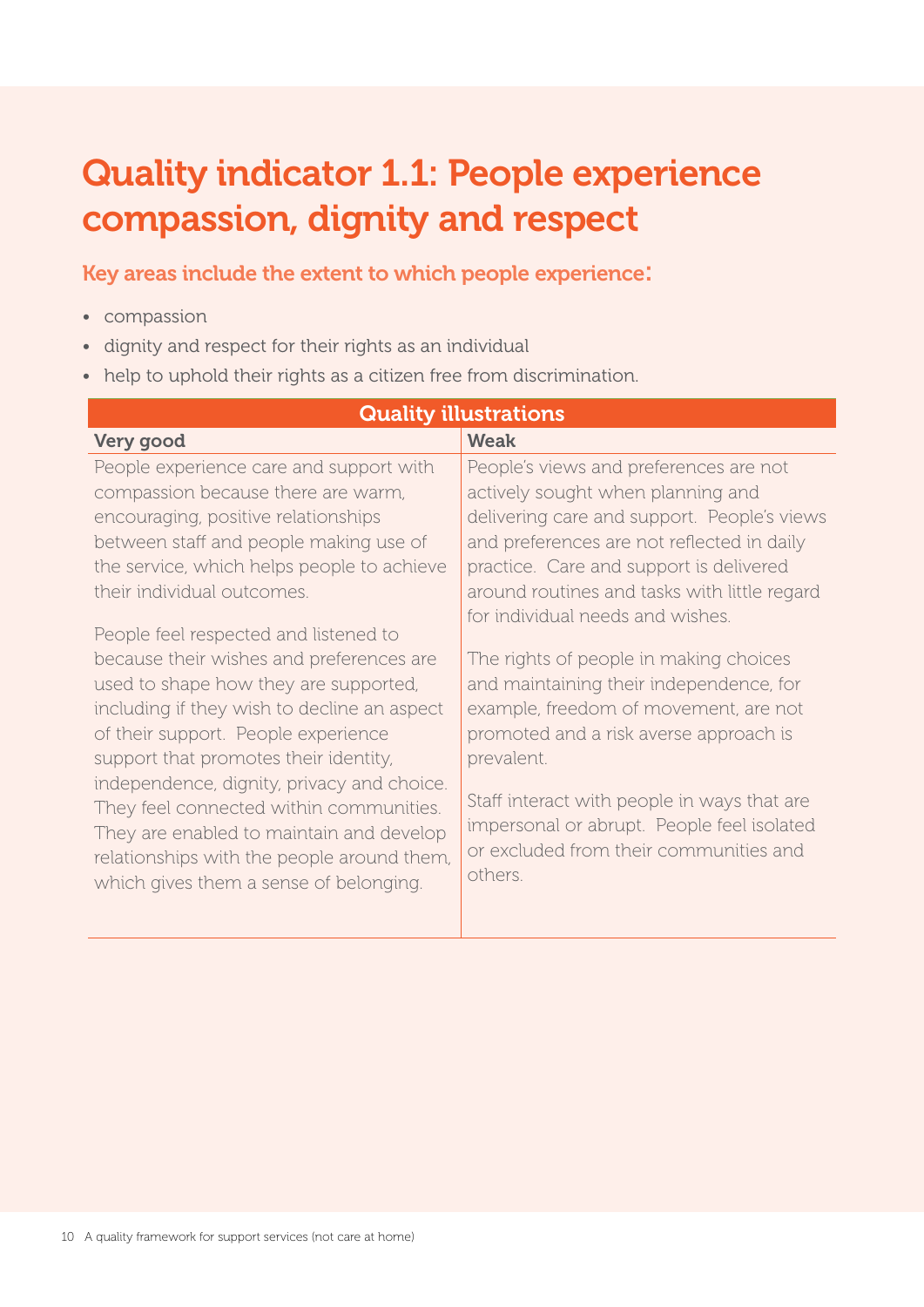# Quality indicator 1.1: People experience compassion, dignity and respect

### Key areas include the extent to which people experience:

- compassion
- dignity and respect for their rights as an individual
- help to uphold their rights as a citizen free from discrimination.

| Quality illustrations | |
|---|---|
| **Very good** | **Weak** |
| People experience care and support with compassion because there are warm, encouraging, positive relationships between staff and people making use of the service, which helps people to achieve their individual outcomes.<br><br>People feel respected and listened to because their wishes and preferences are used to shape how they are supported, including if they wish to decline an aspect of their support. People experience support that promotes their identity, independence, dignity, privacy and choice. They feel connected within communities. They are enabled to maintain and develop relationships with the people around them, which gives them a sense of belonging. | People's views and preferences are not actively sought when planning and delivering care and support. People's views and preferences are not reflected in daily practice. Care and support is delivered around routines and tasks with little regard for individual needs and wishes.<br><br>The rights of people in making choices and maintaining their independence, for example, freedom of movement, are not promoted and a risk averse approach is prevalent.<br><br>Staff interact with people in ways that are impersonal or abrupt. People feel isolated or excluded from their communities and others. |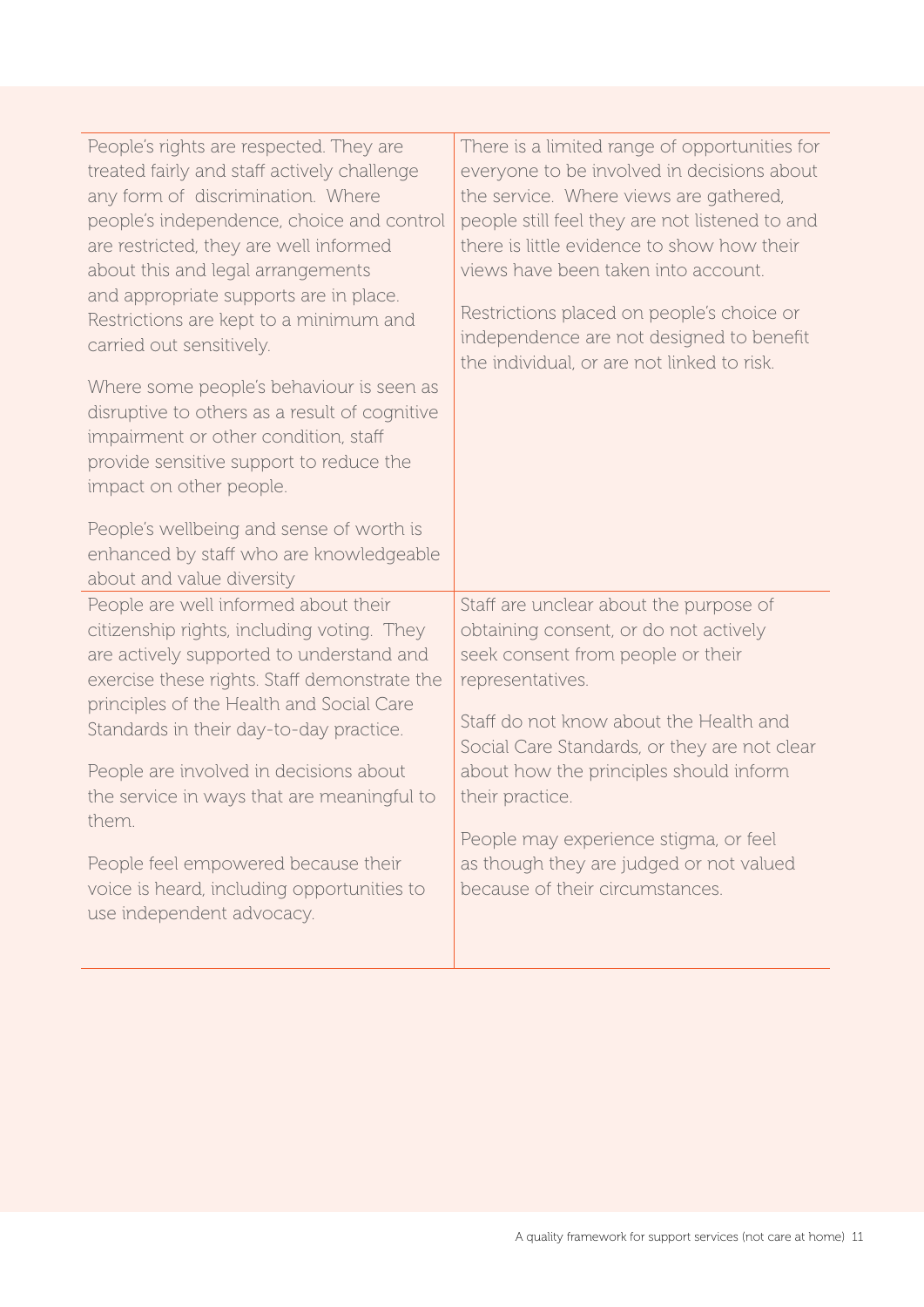| | |
|---|---|
| People's rights are respected. They are treated fairly and staff actively challenge any form of discrimination. Where people's independence, choice and control are restricted, they are well informed about this and legal arrangements and appropriate supports are in place. Restrictions are kept to a minimum and carried out sensitively.<br><br>Where some people's behaviour is seen as disruptive to others as a result of cognitive impairment or other condition, staff provide sensitive support to reduce the impact on other people.<br><br>People's wellbeing and sense of worth is enhanced by staff who are knowledgeable about and value diversity | There is a limited range of opportunities for everyone to be involved in decisions about the service. Where views are gathered, people still feel they are not listened to and there is little evidence to show how their views have been taken into account.<br><br>Restrictions placed on people's choice or independence are not designed to benefit the individual, or are not linked to risk. |
| People are well informed about their citizenship rights, including voting. They are actively supported to understand and exercise these rights. Staff demonstrate the principles of the Health and Social Care Standards in their day-to-day practice.<br><br>People are involved in decisions about the service in ways that are meaningful to them.<br><br>People feel empowered because their voice is heard, including opportunities to use independent advocacy. | Staff are unclear about the purpose of obtaining consent, or do not actively seek consent from people or their representatives.<br><br>Staff do not know about the Health and Social Care Standards, or they are not clear about how the principles should inform their practice.<br><br>People may experience stigma, or feel as though they are judged or not valued because of their circumstances. |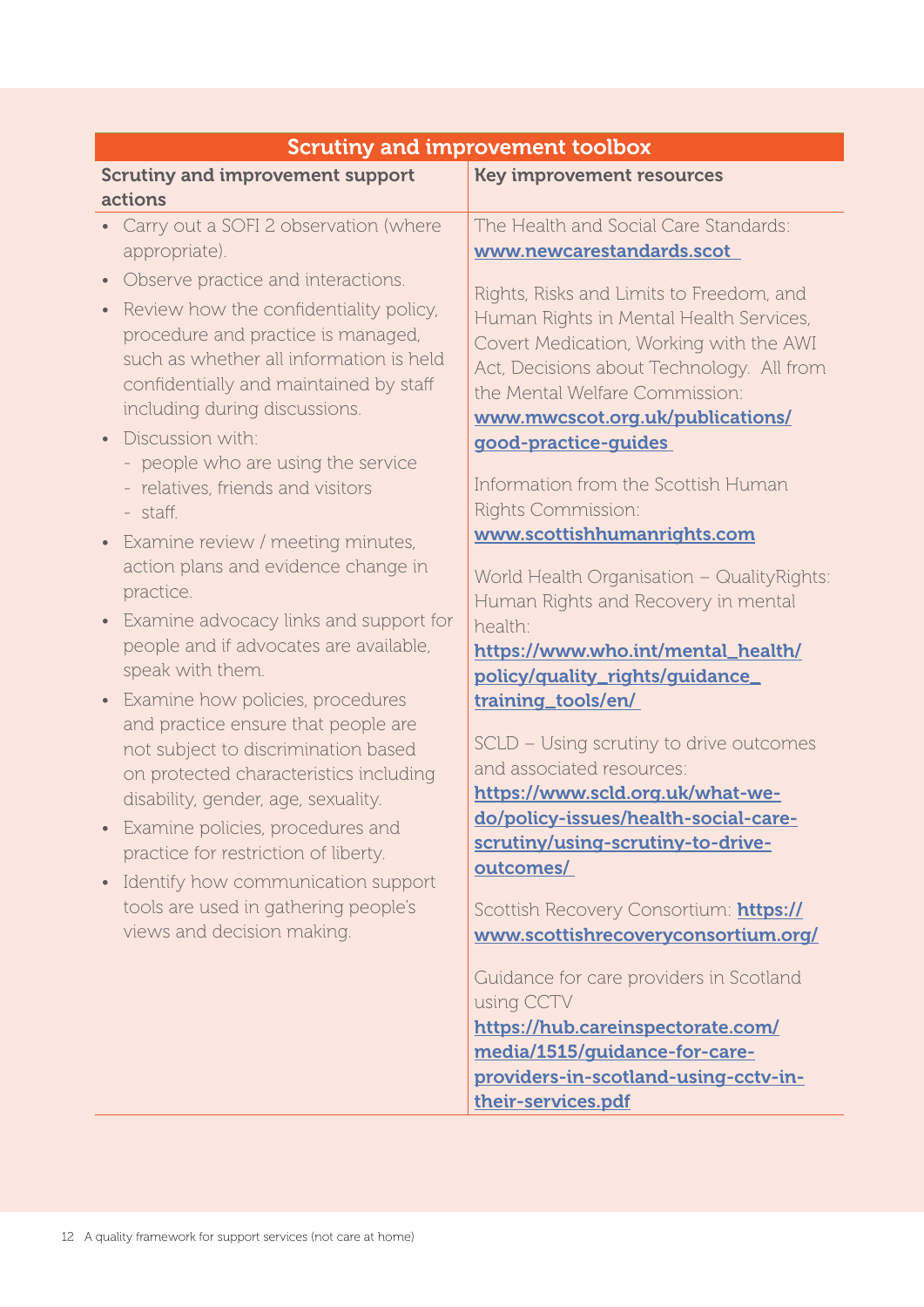## Scrutiny and improvement toolbox

| Scrutiny and improvement support actions | Key improvement resources |
|---|---|
| • Carry out a SOFI 2 observation (where appropriate).<br>• Observe practice and interactions.<br>• Review how the confidentiality policy, procedure and practice is managed, such as whether all information is held confidentially and maintained by staff including during discussions.<br>• Discussion with:<br>- people who are using the service<br>- relatives, friends and visitors<br>- staff.<br>• Examine review / meeting minutes, action plans and evidence change in practice.<br>• Examine advocacy links and support for people and if advocates are available, speak with them.<br>• Examine how policies, procedures and practice ensure that people are not subject to discrimination based on protected characteristics including disability, gender, age, sexuality.<br>• Examine policies, procedures and practice for restriction of liberty.<br>• Identify how communication support tools are used in gathering people's views and decision making. | The Health and Social Care Standards: **www.newcarestandards.scot**<br><br>Rights, Risks and Limits to Freedom, and Human Rights in Mental Health Services, Covert Medication, Working with the AWI Act, Decisions about Technology. All from the Mental Welfare Commission: **www.mwcscot.org.uk/publications/good-practice-guides**<br><br>Information from the Scottish Human Rights Commission: **www.scottishhumanrights.com**<br><br>World Health Organisation – QualityRights: Human Rights and Recovery in mental health: **https://www.who.int/mental_health/policy/quality_rights/guidance_training_tools/en/**<br><br>SCLD – Using scrutiny to drive outcomes and associated resources: **https://www.scld.org.uk/what-we-do/policy-issues/health-social-care-scrutiny/using-scrutiny-to-drive-outcomes/**<br><br>Scottish Recovery Consortium: **https://www.scottishrecoveryconsortium.org/**<br><br>Guidance for care providers in Scotland using CCTV **https://hub.careinspectorate.com/media/1515/guidance-for-care-providers-in-scotland-using-cctv-in-their-services.pdf** |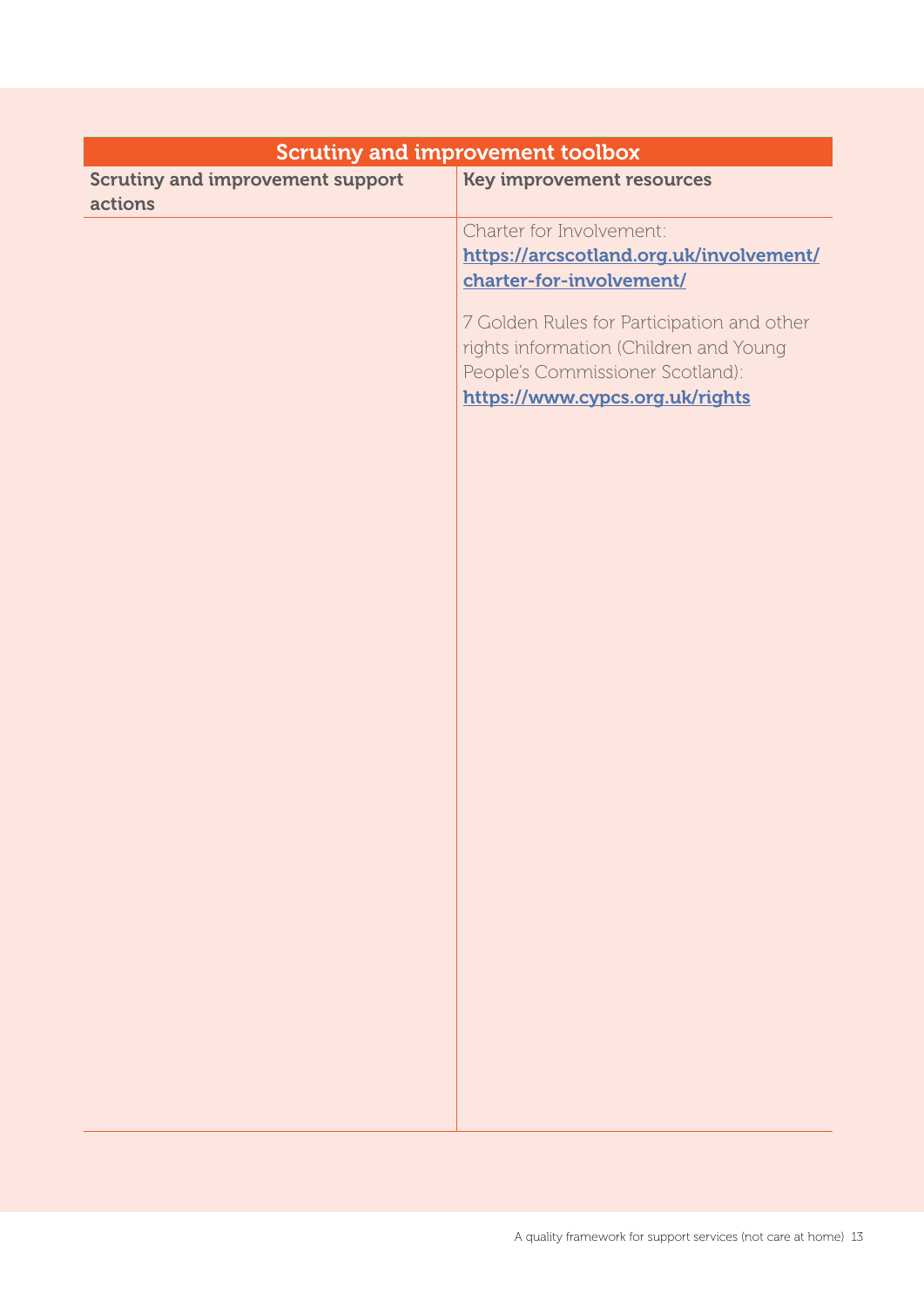| Scrutiny and improvement toolbox | |
|---|---|
| **Scrutiny and improvement support actions** | **Key improvement resources** |
| | Charter for Involvement: [https://arcscotland.org.uk/involvement/charter-for-involvement/](https://arcscotland.org.uk/involvement/charter-for-involvement/)<br><br>7 Golden Rules for Participation and other rights information (Children and Young People's Commissioner Scotland): [https://www.cypcs.org.uk/rights](https://www.cypcs.org.uk/rights) |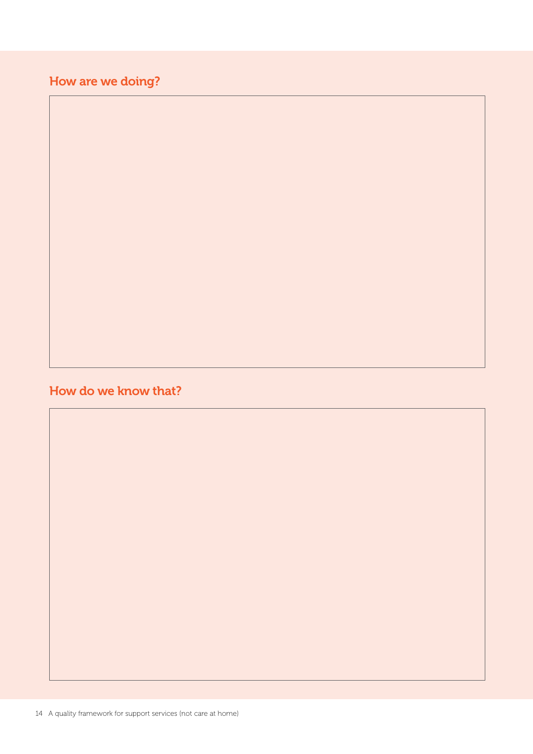## How are we doing?

## How do we know that?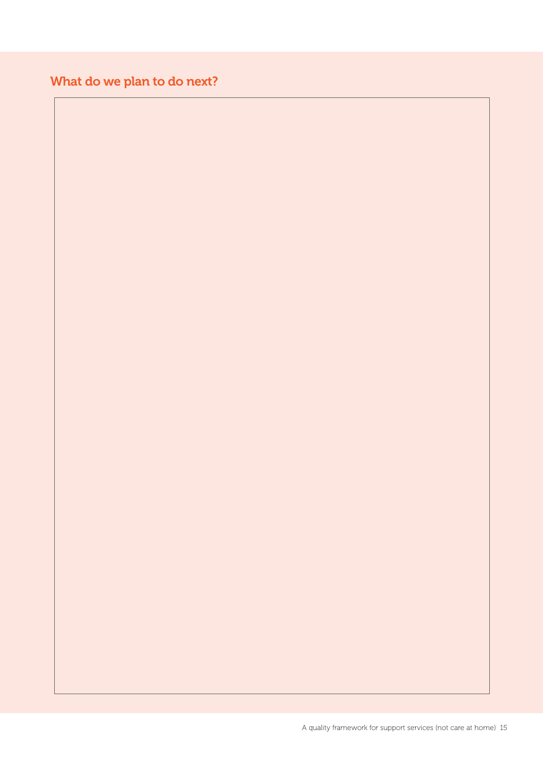## What do we plan to do next?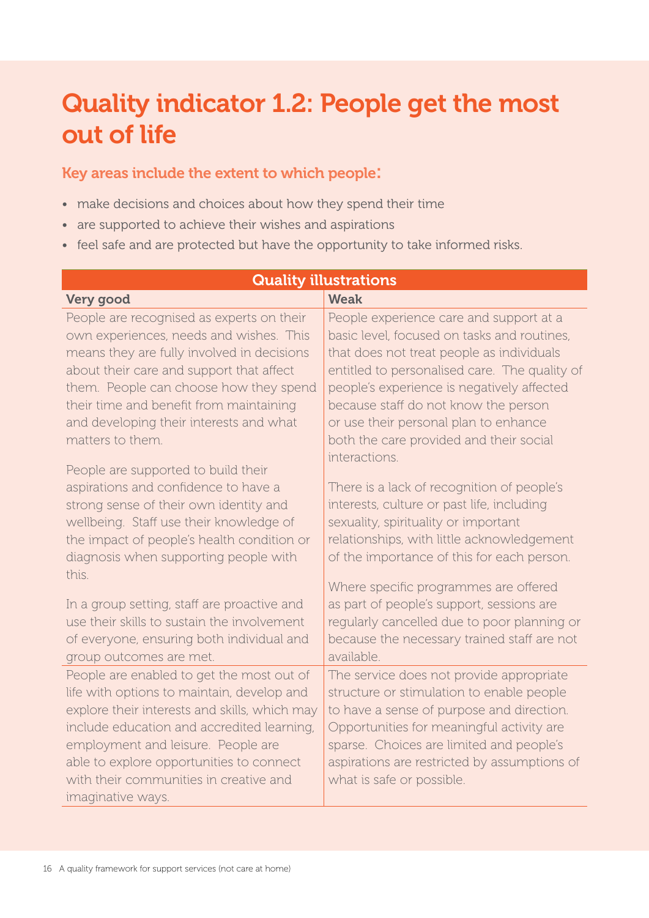# Quality indicator 1.2: People get the most out of life

### Key areas include the extent to which people:

- make decisions and choices about how they spend their time
- are supported to achieve their wishes and aspirations
- feel safe and are protected but have the opportunity to take informed risks.

| Quality illustrations | |
|---|---|
| **Very good** | **Weak** |
| People are recognised as experts on their own experiences, needs and wishes. This means they are fully involved in decisions about their care and support that affect them. People can choose how they spend their time and benefit from maintaining and developing their interests and what matters to them.<br><br>People are supported to build their aspirations and confidence to have a strong sense of their own identity and wellbeing. Staff use their knowledge of the impact of people's health condition or diagnosis when supporting people with this.<br><br>In a group setting, staff are proactive and use their skills to sustain the involvement of everyone, ensuring both individual and group outcomes are met. | People experience care and support at a basic level, focused on tasks and routines, that does not treat people as individuals entitled to personalised care. The quality of people's experience is negatively affected because staff do not know the person or use their personal plan to enhance both the care provided and their social interactions.<br><br>There is a lack of recognition of people's interests, culture or past life, including sexuality, spirituality or important relationships, with little acknowledgement of the importance of this for each person.<br><br>Where specific programmes are offered as part of people's support, sessions are regularly cancelled due to poor planning or because the necessary trained staff are not available. |
| People are enabled to get the most out of life with options to maintain, develop and explore their interests and skills, which may include education and accredited learning, employment and leisure. People are able to explore opportunities to connect with their communities in creative and imaginative ways. | The service does not provide appropriate structure or stimulation to enable people to have a sense of purpose and direction. Opportunities for meaningful activity are sparse. Choices are limited and people's aspirations are restricted by assumptions of what is safe or possible. |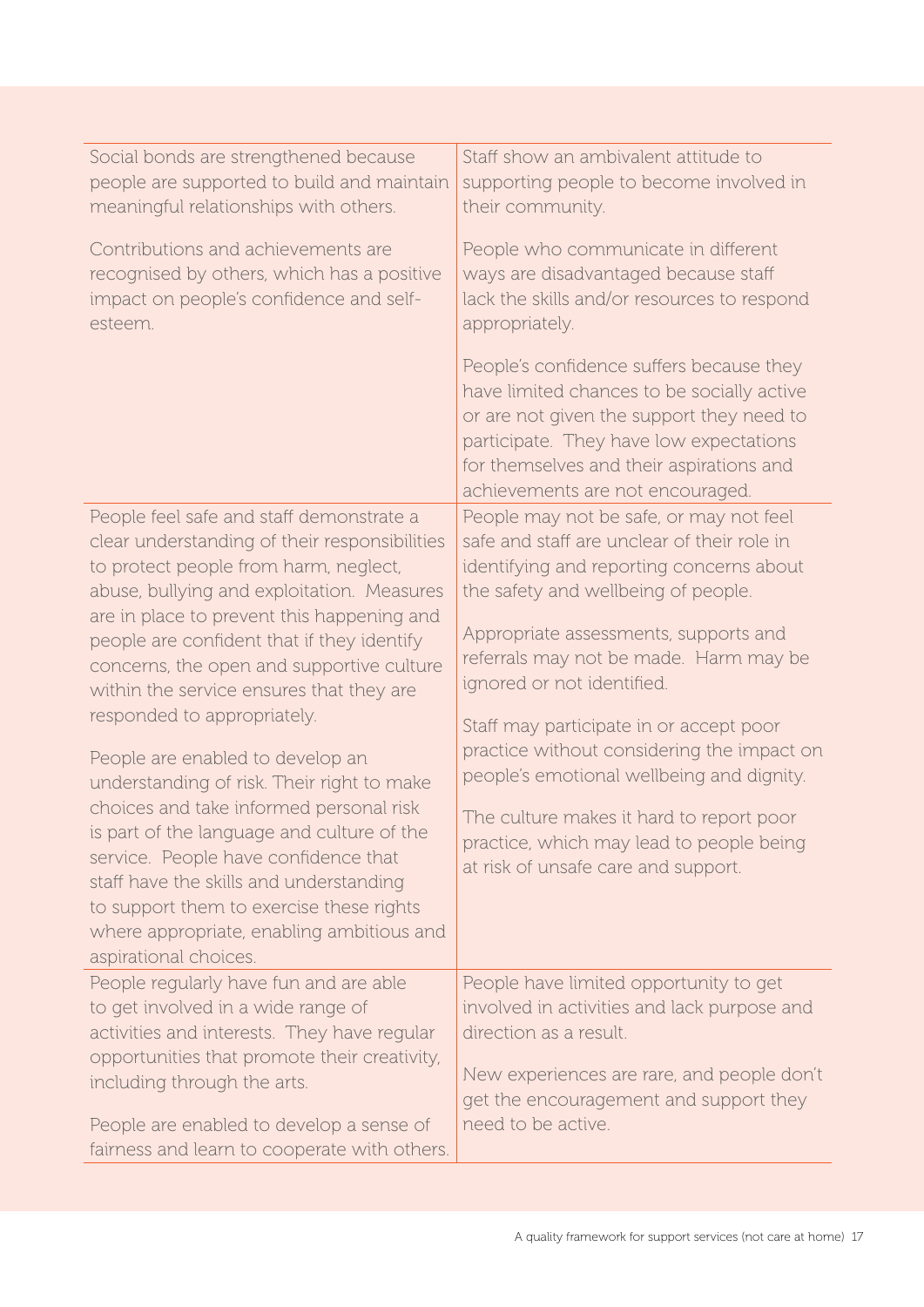| | |
|---|---|
| Social bonds are strengthened because people are supported to build and maintain meaningful relationships with others.<br><br>Contributions and achievements are recognised by others, which has a positive impact on people's confidence and self-esteem. | Staff show an ambivalent attitude to supporting people to become involved in their community.<br><br>People who communicate in different ways are disadvantaged because staff lack the skills and/or resources to respond appropriately.<br><br>People's confidence suffers because they have limited chances to be socially active or are not given the support they need to participate.  They have low expectations for themselves and their aspirations and achievements are not encouraged. |
| People feel safe and staff demonstrate a clear understanding of their responsibilities to protect people from harm, neglect, abuse, bullying and exploitation.  Measures are in place to prevent this happening and people are confident that if they identify concerns, the open and supportive culture within the service ensures that they are responded to appropriately.<br><br>People are enabled to develop an understanding of risk. Their right to make choices and take informed personal risk is part of the language and culture of the service.  People have confidence that staff have the skills and understanding to support them to exercise these rights where appropriate, enabling ambitious and aspirational choices. | People may not be safe, or may not feel safe and staff are unclear of their role in identifying and reporting concerns about the safety and wellbeing of people.<br><br>Appropriate assessments, supports and referrals may not be made.  Harm may be ignored or not identified.<br><br>Staff may participate in or accept poor practice without considering the impact on people's emotional wellbeing and dignity.<br><br>The culture makes it hard to report poor practice, which may lead to people being at risk of unsafe care and support. |
| People regularly have fun and are able to get involved in a wide range of activities and interests.  They have regular opportunities that promote their creativity, including through the arts.<br><br>People are enabled to develop a sense of fairness and learn to cooperate with others. | People have limited opportunity to get involved in activities and lack purpose and direction as a result.<br><br>New experiences are rare, and people don't get the encouragement and support they need to be active. |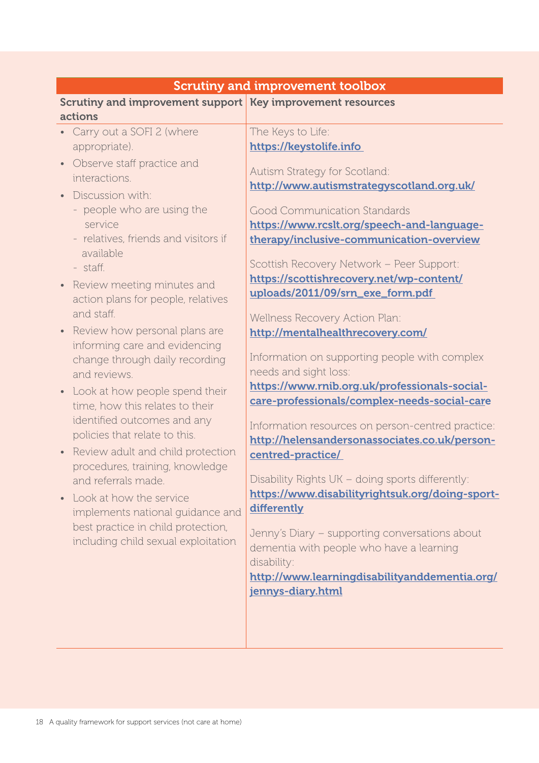## Scrutiny and improvement toolbox

| Scrutiny and improvement support actions | Key improvement resources |
|---|---|
| • Carry out a SOFI 2 (where appropriate).<br>• Observe staff practice and interactions.<br>• Discussion with:<br>- people who are using the service<br>- relatives, friends and visitors if available<br>- staff.<br>• Review meeting minutes and action plans for people, relatives and staff.<br>• Review how personal plans are informing care and evidencing change through daily recording and reviews.<br>• Look at how people spend their time, how this relates to their identified outcomes and any policies that relate to this.<br>• Review adult and child protection procedures, training, knowledge and referrals made.<br>• Look at how the service implements national guidance and best practice in child protection, including child sexual exploitation | The Keys to Life: **https://keystolife.info**<br><br>Autism Strategy for Scotland: **http://www.autismstrategyscotland.org.uk/**<br><br>Good Communication Standards **https://www.rcslt.org/speech-and-language-therapy/inclusive-communication-overview**<br><br>Scottish Recovery Network – Peer Support: **https://scottishrecovery.net/wp-content/uploads/2011/09/srn_exe_form.pdf**<br><br>Wellness Recovery Action Plan: **http://mentalhealthrecovery.com/**<br><br>Information on supporting people with complex needs and sight loss: **https://www.rnib.org.uk/professionals-social-care-professionals/complex-needs-social-care**<br><br>Information resources on person-centred practice: **http://helensandersonassociates.co.uk/person-centred-practice/**<br><br>Disability Rights UK – doing sports differently: **https://www.disabilityrightsuk.org/doing-sport-differently**<br><br>Jenny's Diary – supporting conversations about dementia with people who have a learning disability: **http://www.learningdisabilityanddementia.org/jennys-diary.html** |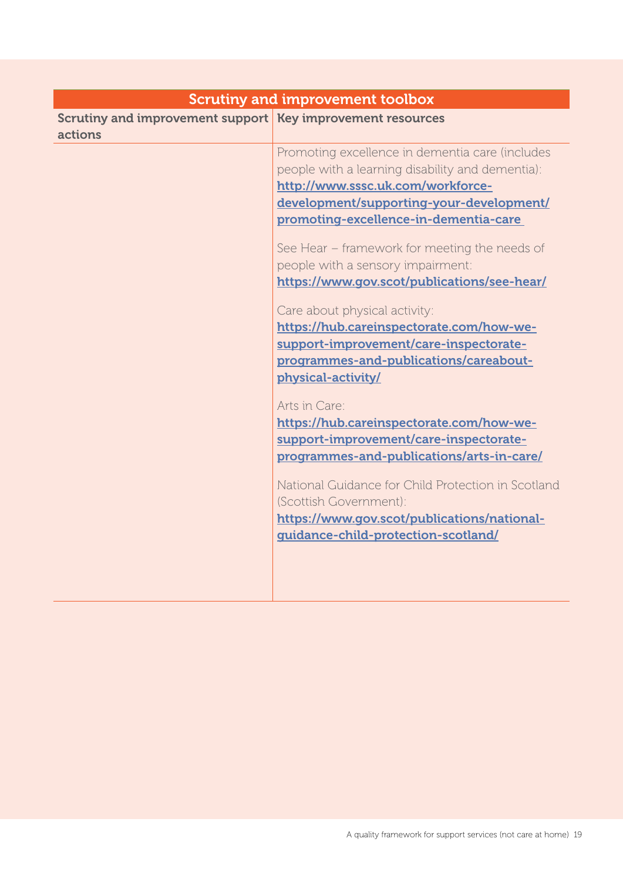| Scrutiny and improvement toolbox | |
|---|---|
| **Scrutiny and improvement support actions** | **Key improvement resources** |
| | Promoting excellence in dementia care (includes people with a learning disability and dementia): **http://www.sssc.uk.com/workforce-development/supporting-your-development/promoting-excellence-in-dementia-care**<br><br>See Hear – framework for meeting the needs of people with a sensory impairment: **https://www.gov.scot/publications/see-hear/**<br><br>Care about physical activity: **https://hub.careinspectorate.com/how-we-support-improvement/care-inspectorate-programmes-and-publications/careabout-physical-activity/**<br><br>Arts in Care: **https://hub.careinspectorate.com/how-we-support-improvement/care-inspectorate-programmes-and-publications/arts-in-care/**<br><br>National Guidance for Child Protection in Scotland (Scottish Government): **https://www.gov.scot/publications/national-guidance-child-protection-scotland/** |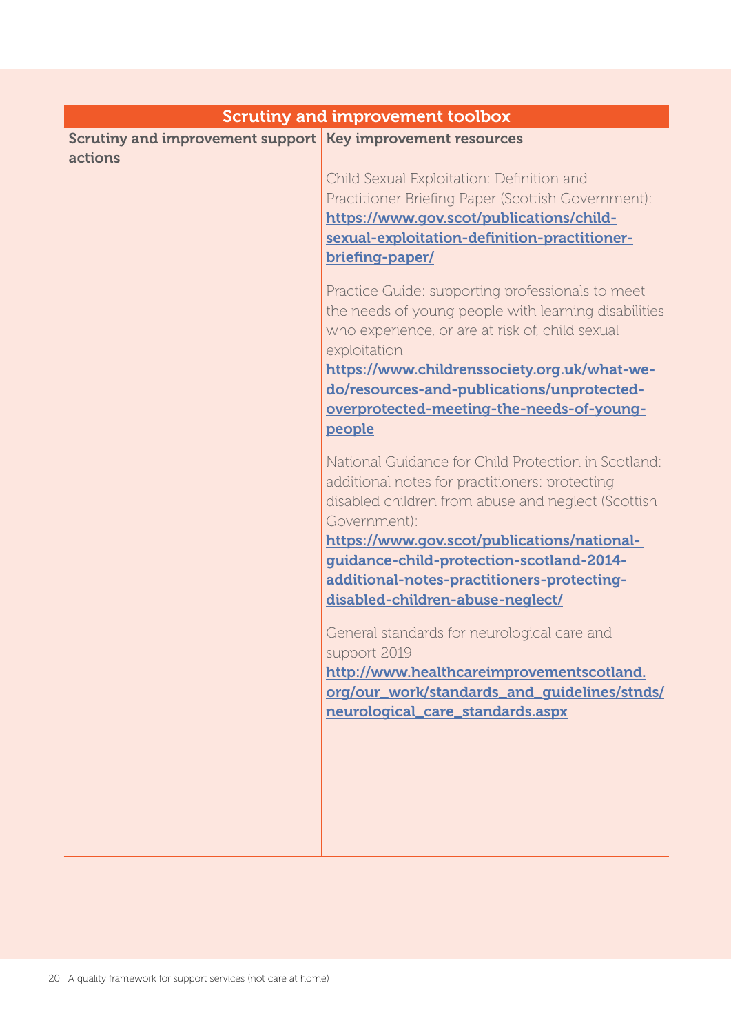| Scrutiny and improvement toolbox | |
|---|---|
| **Scrutiny and improvement support actions** | **Key improvement resources** |
| | Child Sexual Exploitation: Definition and Practitioner Briefing Paper (Scottish Government): **https://www.gov.scot/publications/child-sexual-exploitation-definition-practitioner-briefing-paper/**<br><br>Practice Guide: supporting professionals to meet the needs of young people with learning disabilities who experience, or are at risk of, child sexual exploitation **https://www.childrenssociety.org.uk/what-we-do/resources-and-publications/unprotected-overprotected-meeting-the-needs-of-young-people**<br><br>National Guidance for Child Protection in Scotland: additional notes for practitioners: protecting disabled children from abuse and neglect (Scottish Government): **https://www.gov.scot/publications/national-guidance-child-protection-scotland-2014-additional-notes-practitioners-protecting-disabled-children-abuse-neglect/**<br><br>General standards for neurological care and support 2019 **http://www.healthcareimprovementscotland.org/our_work/standards_and_guidelines/stnds/neurological_care_standards.aspx** |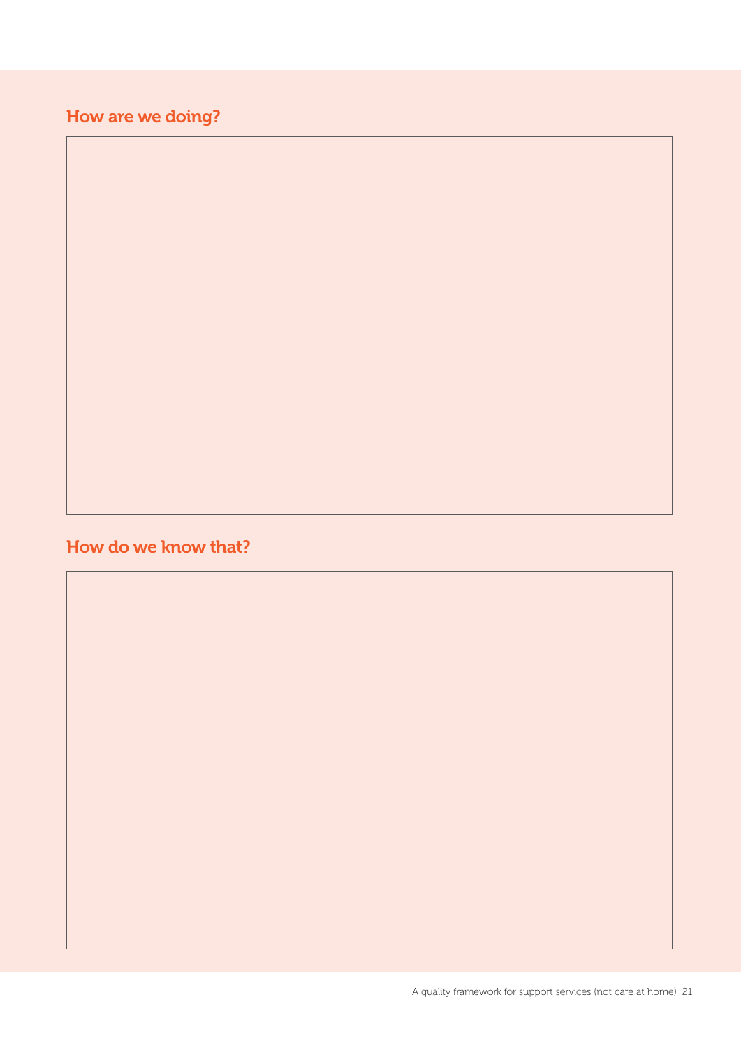## How are we doing?

## How do we know that?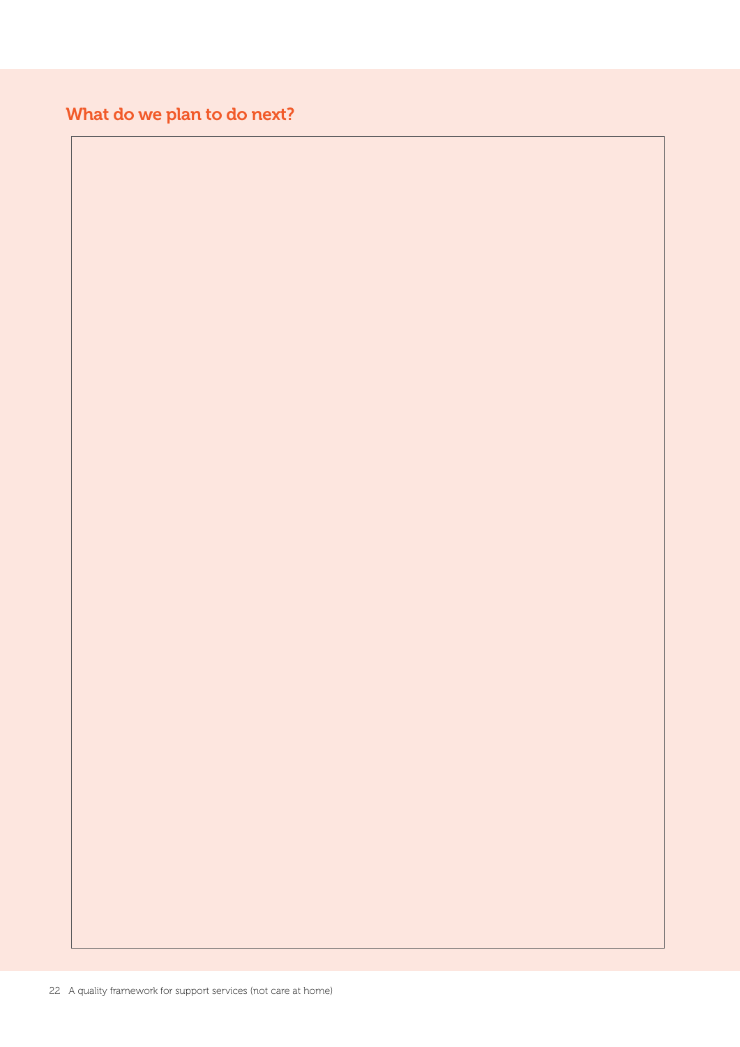## What do we plan to do next?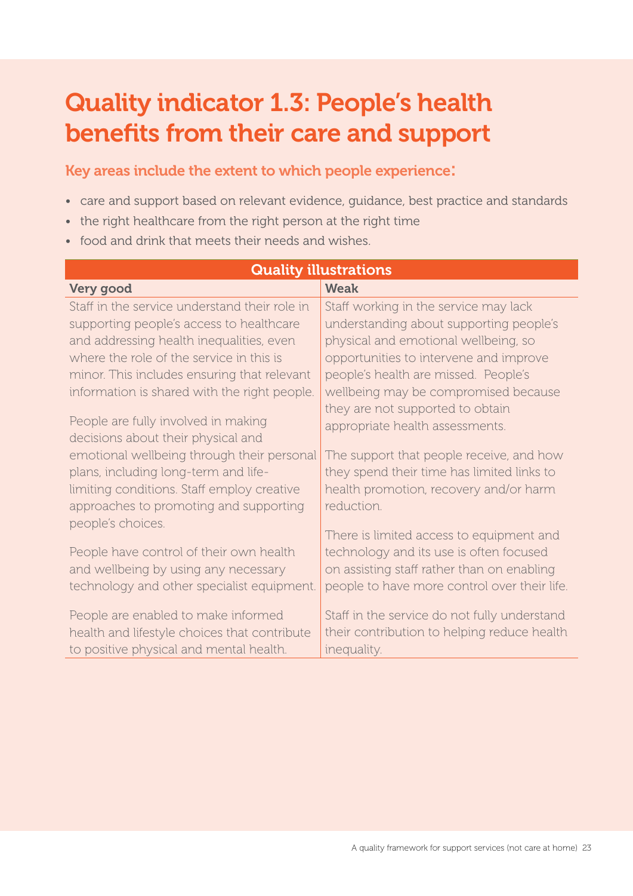# Quality indicator 1.3: People's health benefits from their care and support

### Key areas include the extent to which people experience:

- care and support based on relevant evidence, guidance, best practice and standards
- the right healthcare from the right person at the right time
- food and drink that meets their needs and wishes.

| Quality illustrations | |
|---|---|
| **Very good** | **Weak** |
| Staff in the service understand their role in supporting people's access to healthcare and addressing health inequalities, even where the role of the service in this is minor. This includes ensuring that relevant information is shared with the right people.<br><br>People are fully involved in making decisions about their physical and emotional wellbeing through their personal plans, including long-term and life-limiting conditions. Staff employ creative approaches to promoting and supporting people's choices.<br><br>People have control of their own health and wellbeing by using any necessary technology and other specialist equipment.<br><br>People are enabled to make informed health and lifestyle choices that contribute to positive physical and mental health. | Staff working in the service may lack understanding about supporting people's physical and emotional wellbeing, so opportunities to intervene and improve people's health are missed. People's wellbeing may be compromised because they are not supported to obtain appropriate health assessments.<br><br>The support that people receive, and how they spend their time has limited links to health promotion, recovery and/or harm reduction.<br><br>There is limited access to equipment and technology and its use is often focused on assisting staff rather than on enabling people to have more control over their life.<br><br>Staff in the service do not fully understand their contribution to helping reduce health inequality. |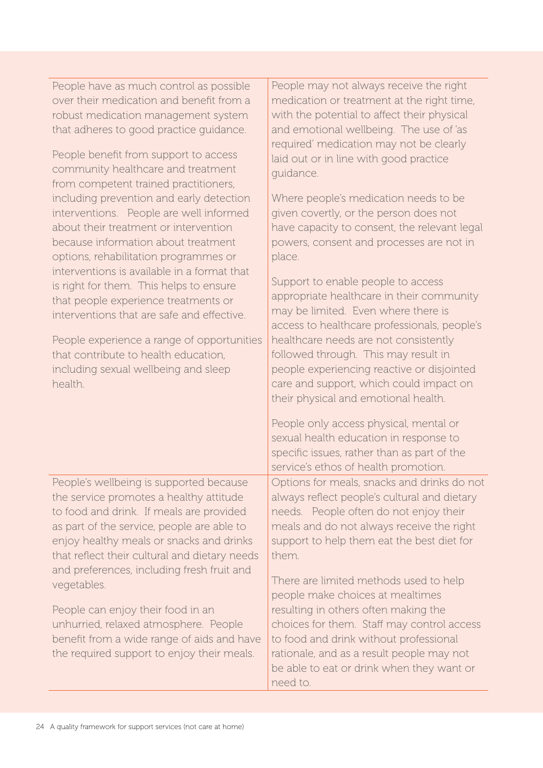| | |
|---|---|
| People have as much control as possible over their medication and benefit from a robust medication management system that adheres to good practice guidance.<br><br>People benefit from support to access community healthcare and treatment from competent trained practitioners, including prevention and early detection interventions. People are well informed about their treatment or intervention because information about treatment options, rehabilitation programmes or interventions is available in a format that is right for them. This helps to ensure that people experience treatments or interventions that are safe and effective.<br><br>People experience a range of opportunities that contribute to health education, including sexual wellbeing and sleep health. | People may not always receive the right medication or treatment at the right time, with the potential to affect their physical and emotional wellbeing. The use of 'as required' medication may not be clearly laid out or in line with good practice guidance.<br><br>Where people's medication needs to be given covertly, or the person does not have capacity to consent, the relevant legal powers, consent and processes are not in place.<br><br>Support to enable people to access appropriate healthcare in their community may be limited. Even where there is access to healthcare professionals, people's healthcare needs are not consistently followed through. This may result in people experiencing reactive or disjointed care and support, which could impact on their physical and emotional health.<br><br>People only access physical, mental or sexual health education in response to specific issues, rather than as part of the service's ethos of health promotion. |
| People's wellbeing is supported because the service promotes a healthy attitude to food and drink. If meals are provided as part of the service, people are able to enjoy healthy meals or snacks and drinks that reflect their cultural and dietary needs and preferences, including fresh fruit and vegetables.<br><br>People can enjoy their food in an unhurried, relaxed atmosphere. People benefit from a wide range of aids and have the required support to enjoy their meals. | Options for meals, snacks and drinks do not always reflect people's cultural and dietary needs. People often do not enjoy their meals and do not always receive the right support to help them eat the best diet for them.<br><br>There are limited methods used to help people make choices at mealtimes resulting in others often making the choices for them. Staff may control access to food and drink without professional rationale, and as a result people may not be able to eat or drink when they want or need to. |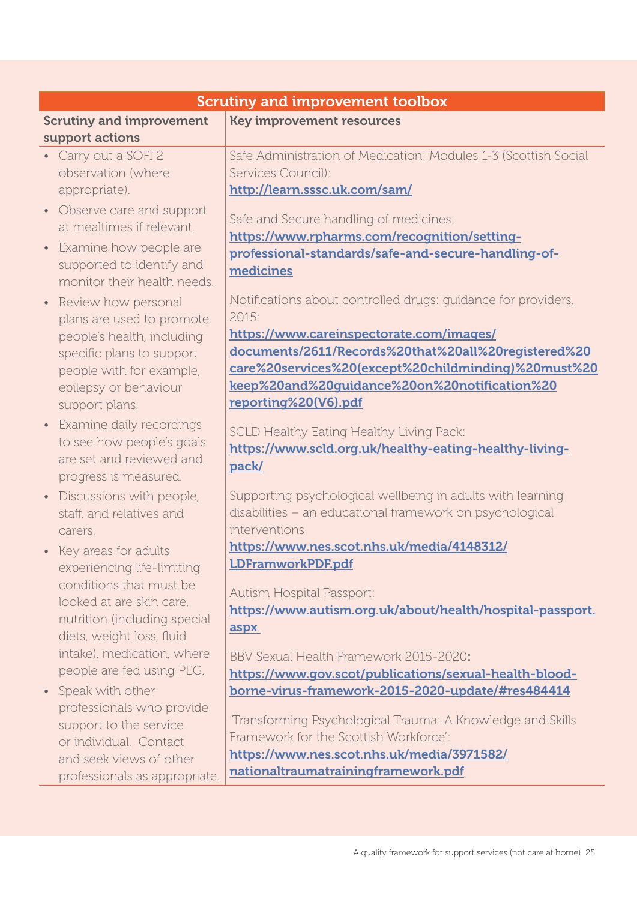| Scrutiny and improvement toolbox | |
|---|---|
| **Scrutiny and improvement support actions** | **Key improvement resources** |
| • Carry out a SOFI 2 observation (where appropriate).<br>• Observe care and support at mealtimes if relevant.<br>• Examine how people are supported to identify and monitor their health needs.<br>• Review how personal plans are used to promote people's health, including specific plans to support people with for example, epilepsy or behaviour support plans.<br>• Examine daily recordings to see how people's goals are set and reviewed and progress is measured.<br>• Discussions with people, staff, and relatives and carers.<br>• Key areas for adults experiencing life-limiting conditions that must be looked at are skin care, nutrition (including special diets, weight loss, fluid intake), medication, where people are fed using PEG.<br>• Speak with other professionals who provide support to the service or individual. Contact and seek views of other professionals as appropriate. | Safe Administration of Medication: Modules 1-3 (Scottish Social Services Council): **http://learn.sssc.uk.com/sam/**<br><br>Safe and Secure handling of medicines: **https://www.rpharms.com/recognition/setting-professional-standards/safe-and-secure-handling-of-medicines**<br><br>Notifications about controlled drugs: guidance for providers, 2015: **https://www.careinspectorate.com/images/documents/2611/Records%20that%20all%20registered%20care%20services%20(except%20childminding)%20must%20keep%20and%20guidance%20on%20notification%20reporting%20(V6).pdf**<br><br>SCLD Healthy Eating Healthy Living Pack: **https://www.scld.org.uk/healthy-eating-healthy-living-pack/**<br><br>Supporting psychological wellbeing in adults with learning disabilities – an educational framework on psychological interventions **https://www.nes.scot.nhs.uk/media/4148312/LDFramworkPDF.pdf**<br><br>Autism Hospital Passport: **https://www.autism.org.uk/about/health/hospital-passport.aspx**<br><br>BBV Sexual Health Framework 2015-2020: **https://www.gov.scot/publications/sexual-health-blood-borne-virus-framework-2015-2020-update/#res484414**<br><br>'Transforming Psychological Trauma: A Knowledge and Skills Framework for the Scottish Workforce': **https://www.nes.scot.nhs.uk/media/3971582/nationaltraumatrainingframework.pdf** |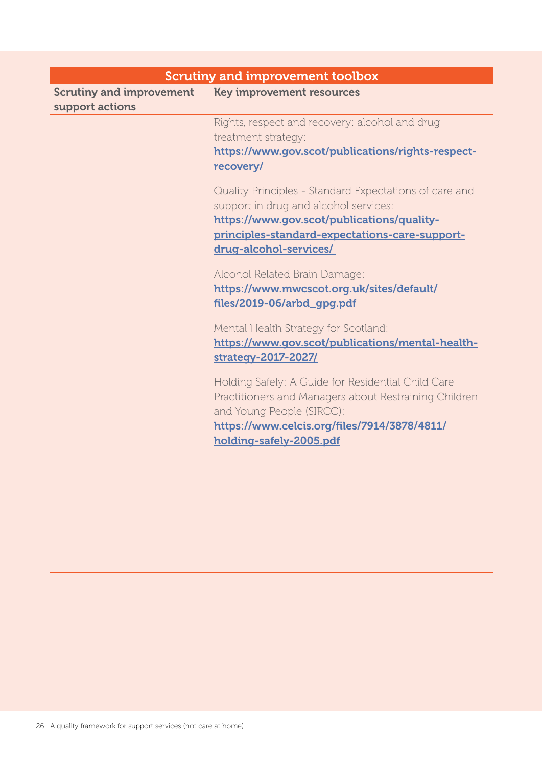| Scrutiny and improvement toolbox | |
|---|---|
| **Scrutiny and improvement support actions** | **Key improvement resources** |
| | Rights, respect and recovery: alcohol and drug treatment strategy: **https://www.gov.scot/publications/rights-respect-recovery/**<br><br>Quality Principles - Standard Expectations of care and support in drug and alcohol services: **https://www.gov.scot/publications/quality-principles-standard-expectations-care-support-drug-alcohol-services/**<br><br>Alcohol Related Brain Damage: **https://www.mwcscot.org.uk/sites/default/files/2019-06/arbd_gpg.pdf**<br><br>Mental Health Strategy for Scotland: **https://www.gov.scot/publications/mental-health-strategy-2017-2027/**<br><br>Holding Safely: A Guide for Residential Child Care Practitioners and Managers about Restraining Children and Young People (SIRCC): **https://www.celcis.org/files/7914/3878/4811/holding-safely-2005.pdf** |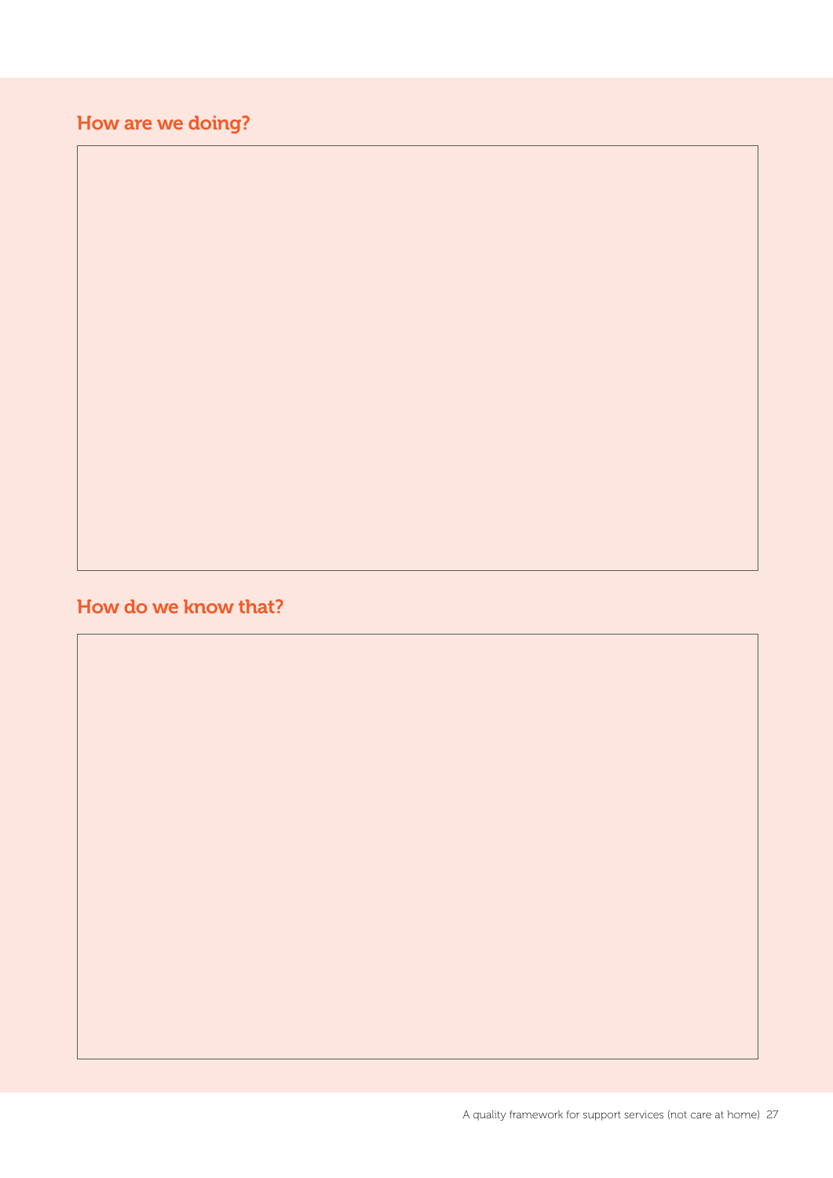## How are we doing?

## How do we know that?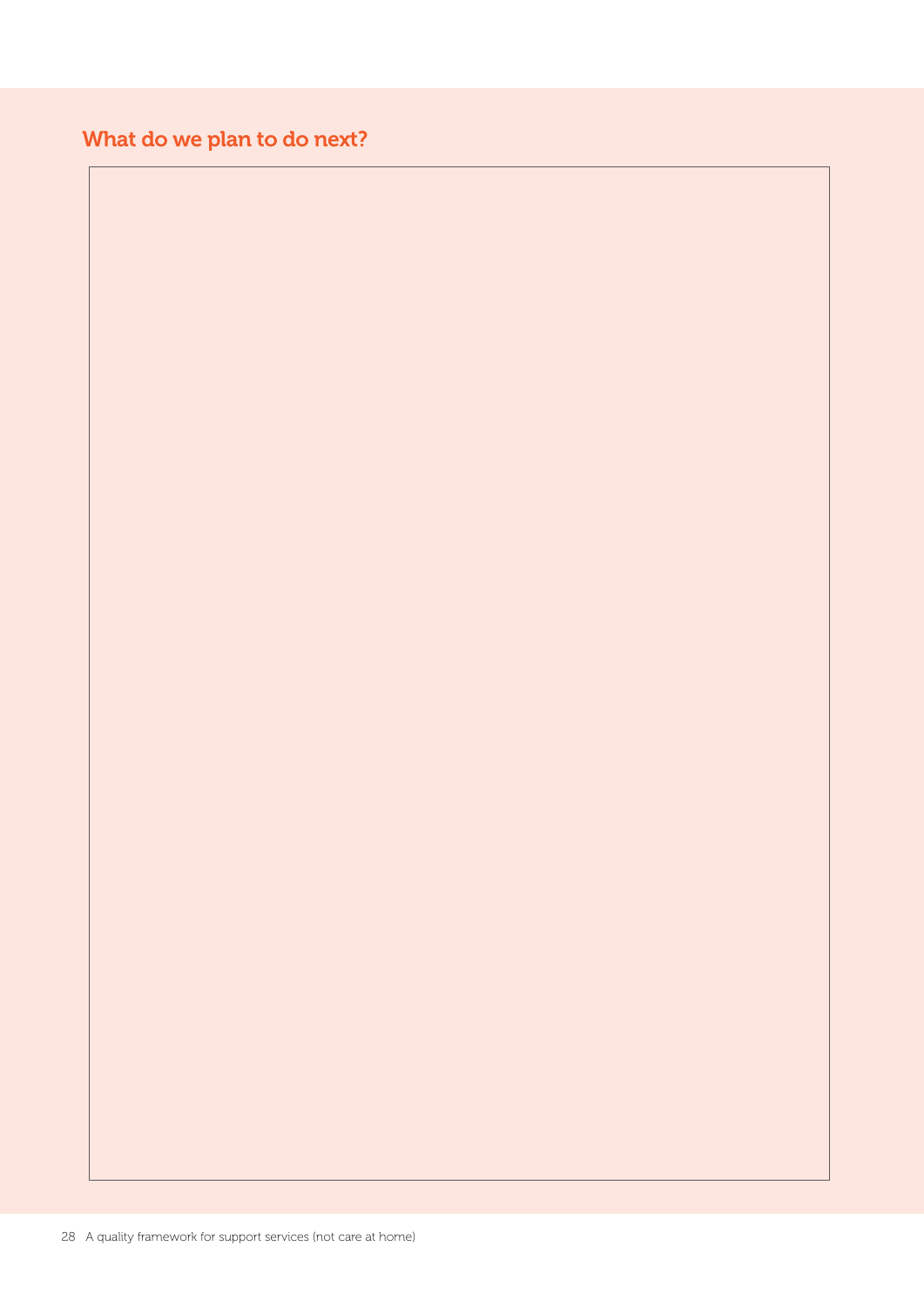## What do we plan to do next?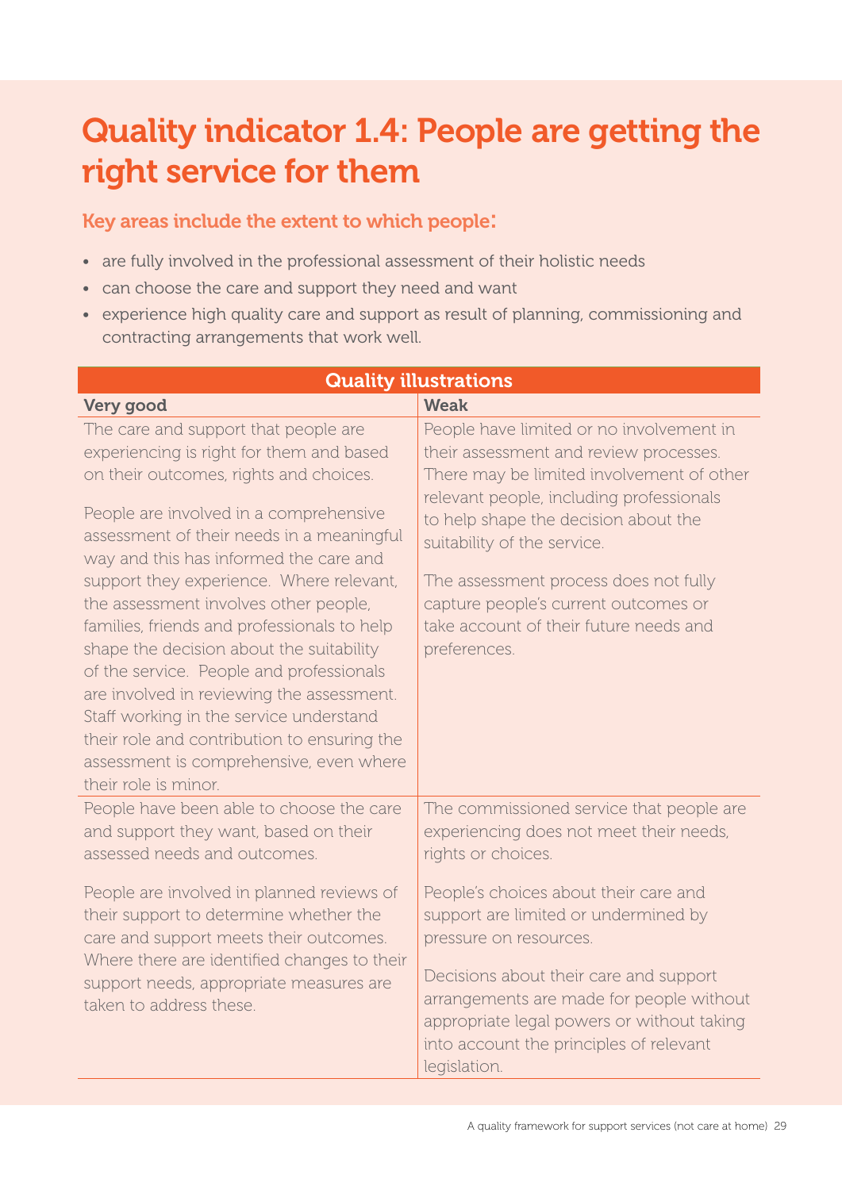# Quality indicator 1.4: People are getting the right service for them

### Key areas include the extent to which people:

- are fully involved in the professional assessment of their holistic needs
- can choose the care and support they need and want
- experience high quality care and support as result of planning, commissioning and contracting arrangements that work well.

| Quality illustrations | |
|---|---|
| **Very good** | **Weak** |
| The care and support that people are experiencing is right for them and based on their outcomes, rights and choices.<br><br>People are involved in a comprehensive assessment of their needs in a meaningful way and this has informed the care and support they experience. Where relevant, the assessment involves other people, families, friends and professionals to help shape the decision about the suitability of the service. People and professionals are involved in reviewing the assessment. Staff working in the service understand their role and contribution to ensuring the assessment is comprehensive, even where their role is minor. | People have limited or no involvement in their assessment and review processes. There may be limited involvement of other relevant people, including professionals to help shape the decision about the suitability of the service.<br><br>The assessment process does not fully capture people's current outcomes or take account of their future needs and preferences. |
| People have been able to choose the care and support they want, based on their assessed needs and outcomes.<br><br>People are involved in planned reviews of their support to determine whether the care and support meets their outcomes. Where there are identified changes to their support needs, appropriate measures are taken to address these. | The commissioned service that people are experiencing does not meet their needs, rights or choices.<br><br>People's choices about their care and support are limited or undermined by pressure on resources.<br><br>Decisions about their care and support arrangements are made for people without appropriate legal powers or without taking into account the principles of relevant legislation. |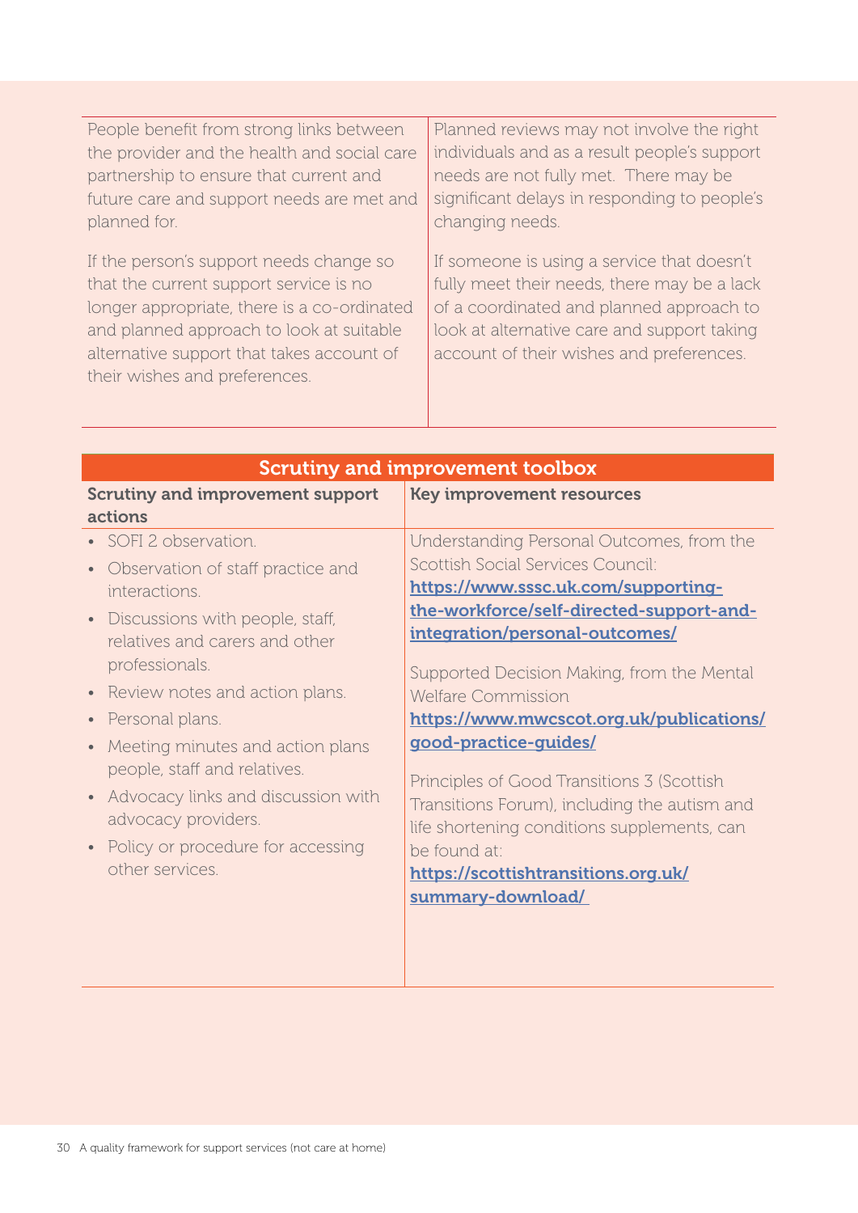| | |
|---|---|
| People benefit from strong links between the provider and the health and social care partnership to ensure that current and future care and support needs are met and planned for.<br><br>If the person's support needs change so that the current support service is no longer appropriate, there is a co-ordinated and planned approach to look at suitable alternative support that takes account of their wishes and preferences. | Planned reviews may not involve the right individuals and as a result people's support needs are not fully met. There may be significant delays in responding to people's changing needs.<br><br>If someone is using a service that doesn't fully meet their needs, there may be a lack of a coordinated and planned approach to look at alternative care and support taking account of their wishes and preferences. |

| Scrutiny and improvement toolbox | |
|---|---|
| **Scrutiny and improvement support actions** | **Key improvement resources** |
| • SOFI 2 observation.<br>• Observation of staff practice and interactions.<br>• Discussions with people, staff, relatives and carers and other professionals.<br>• Review notes and action plans.<br>• Personal plans.<br>• Meeting minutes and action plans people, staff and relatives.<br>• Advocacy links and discussion with advocacy providers.<br>• Policy or procedure for accessing other services. | Understanding Personal Outcomes, from the Scottish Social Services Council: **https://www.sssc.uk.com/supporting-the-workforce/self-directed-support-and-integration/personal-outcomes/**<br><br>Supported Decision Making, from the Mental Welfare Commission **https://www.mwcscot.org.uk/publications/good-practice-guides/**<br><br>Principles of Good Transitions 3 (Scottish Transitions Forum), including the autism and life shortening conditions supplements, can be found at: **https://scottishtransitions.org.uk/summary-download/** |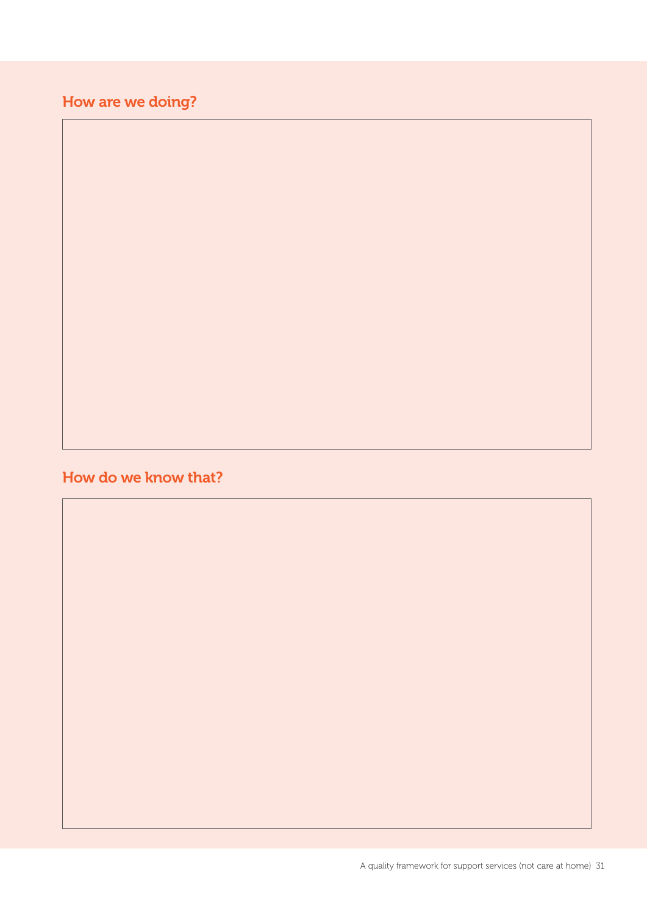## How are we doing?

## How do we know that?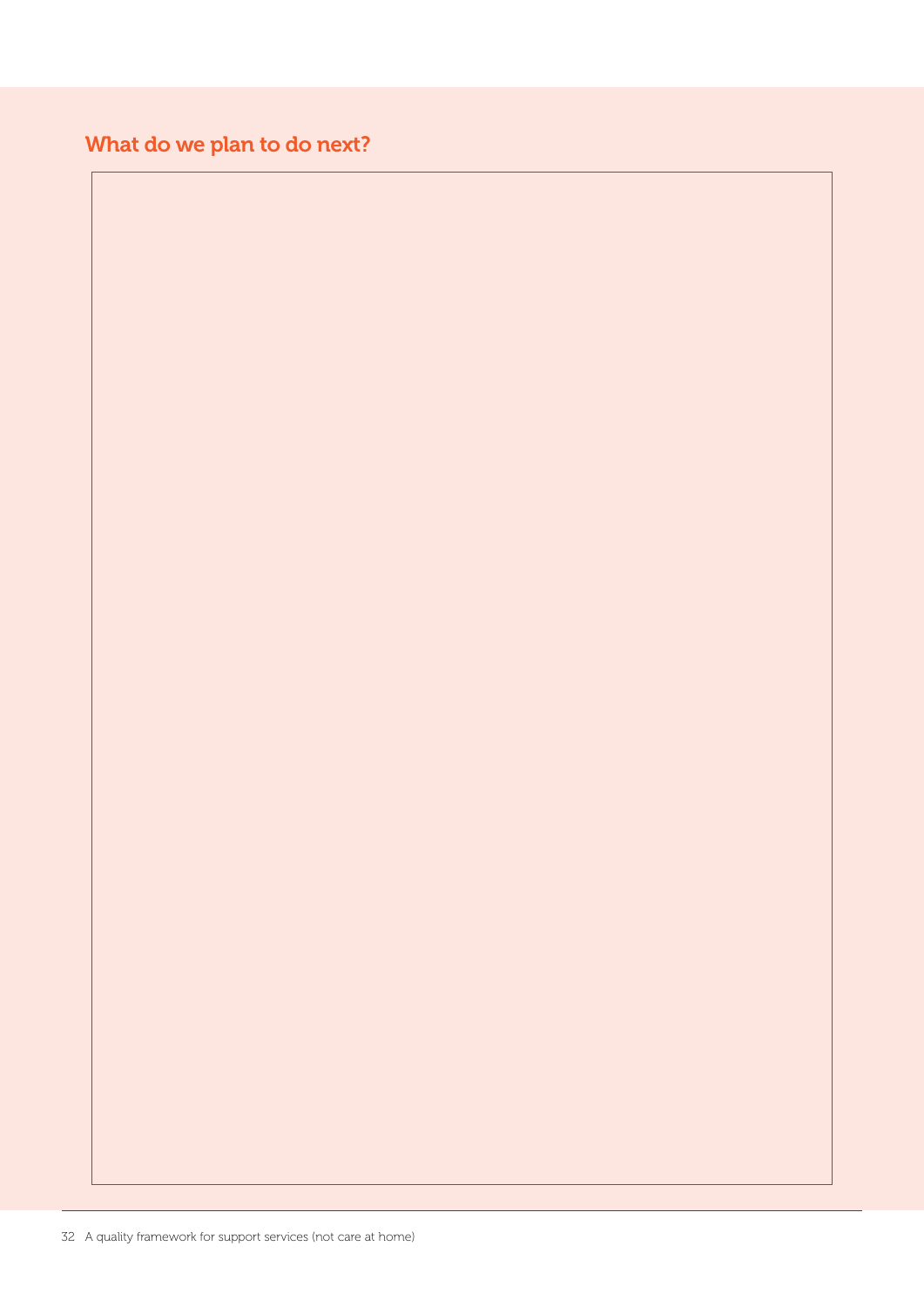## What do we plan to do next?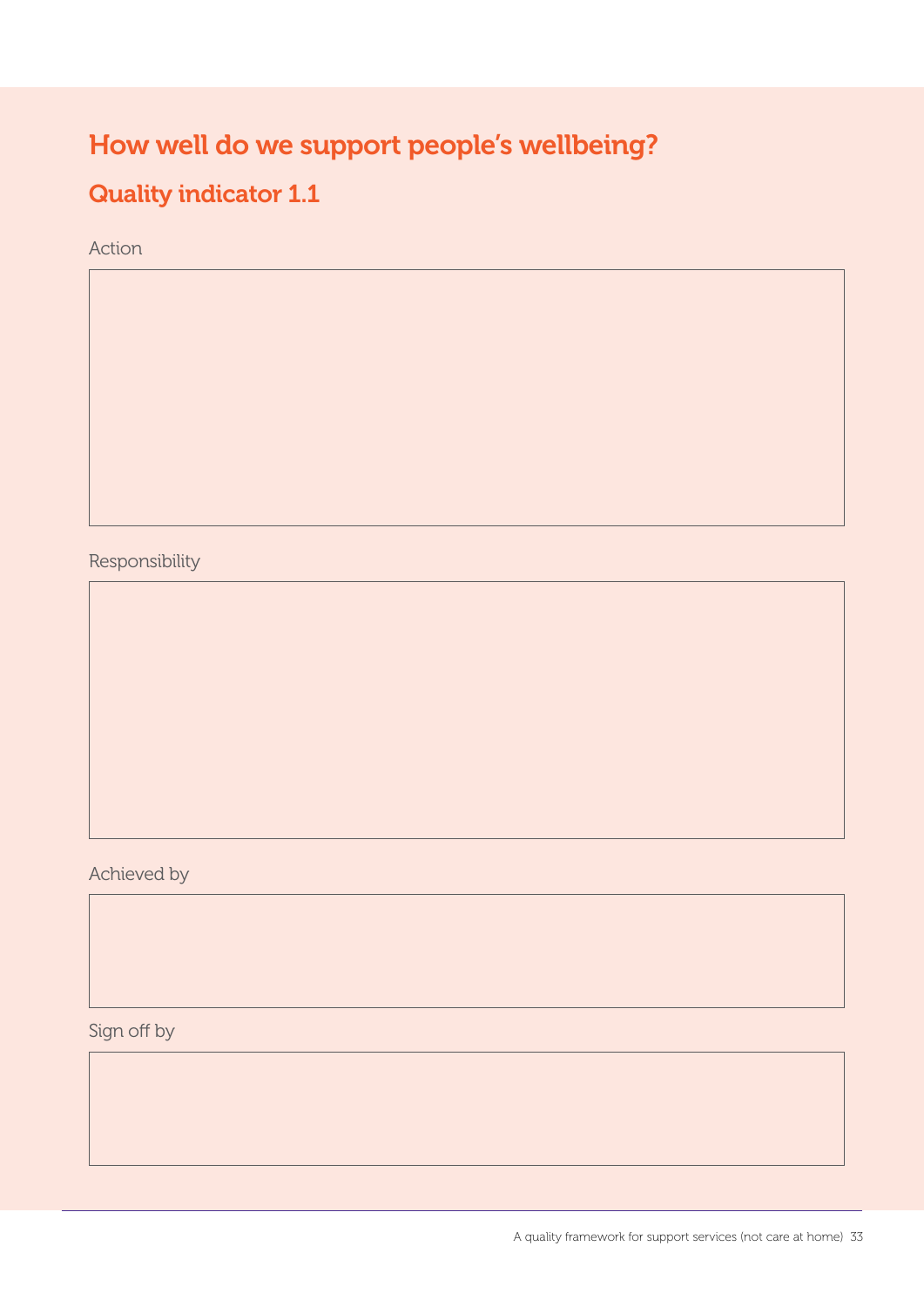# How well do we support people's wellbeing?

## Quality indicator 1.1

Action

Responsibility

Achieved by

Sign off by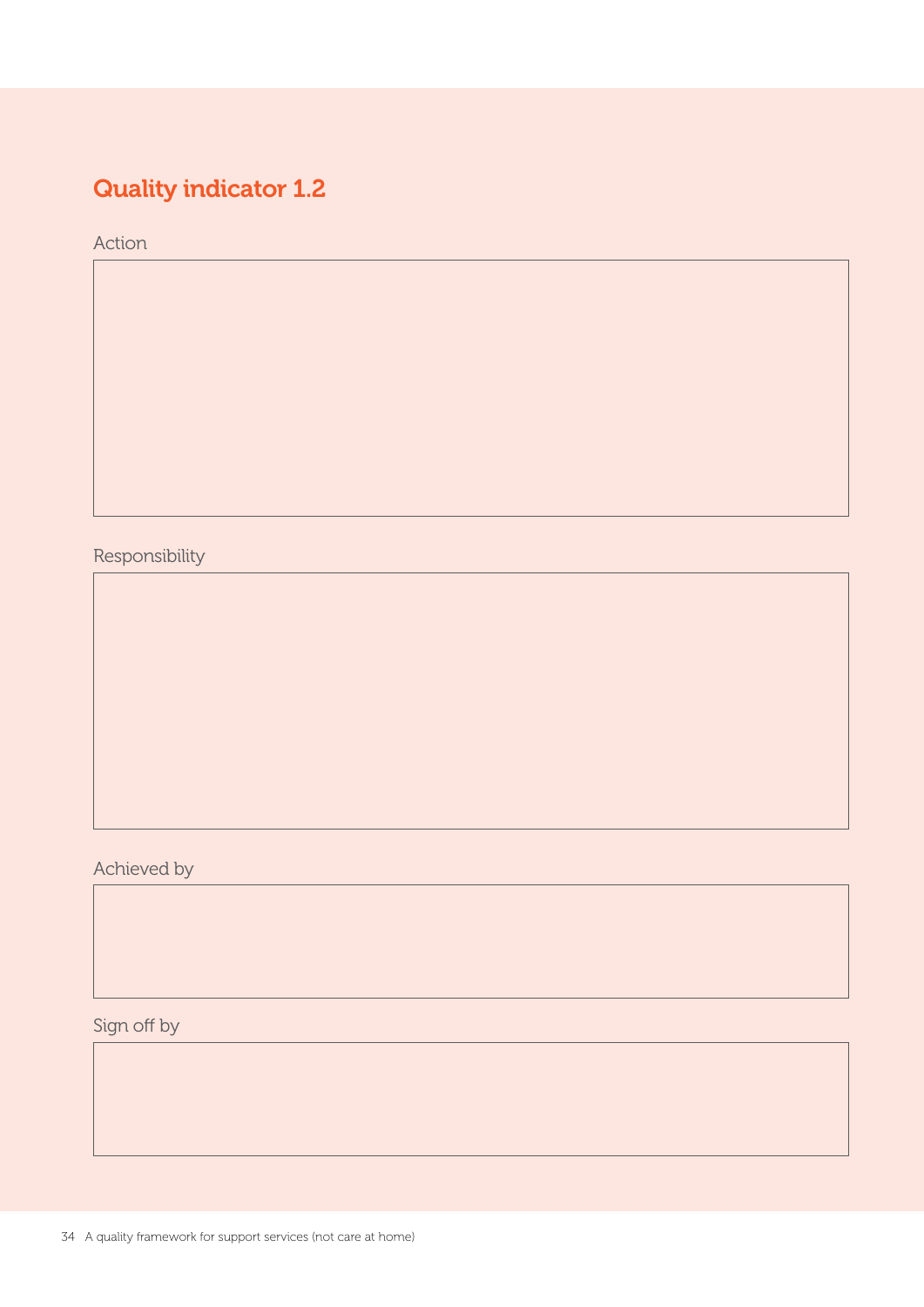## Quality indicator 1.2

Action

Responsibility

Achieved by

Sign off by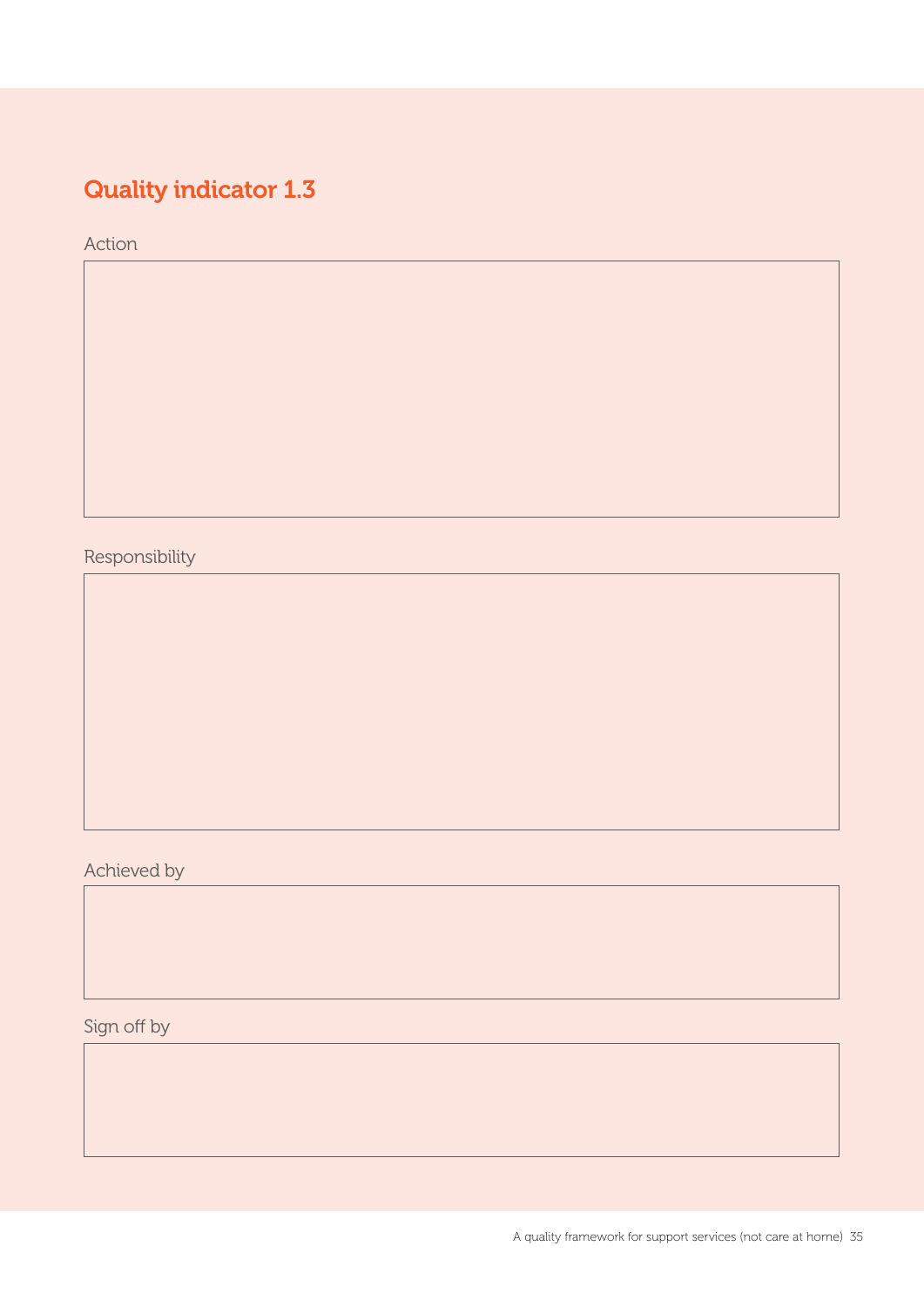## Quality indicator 1.3

Action

Responsibility

Achieved by

Sign off by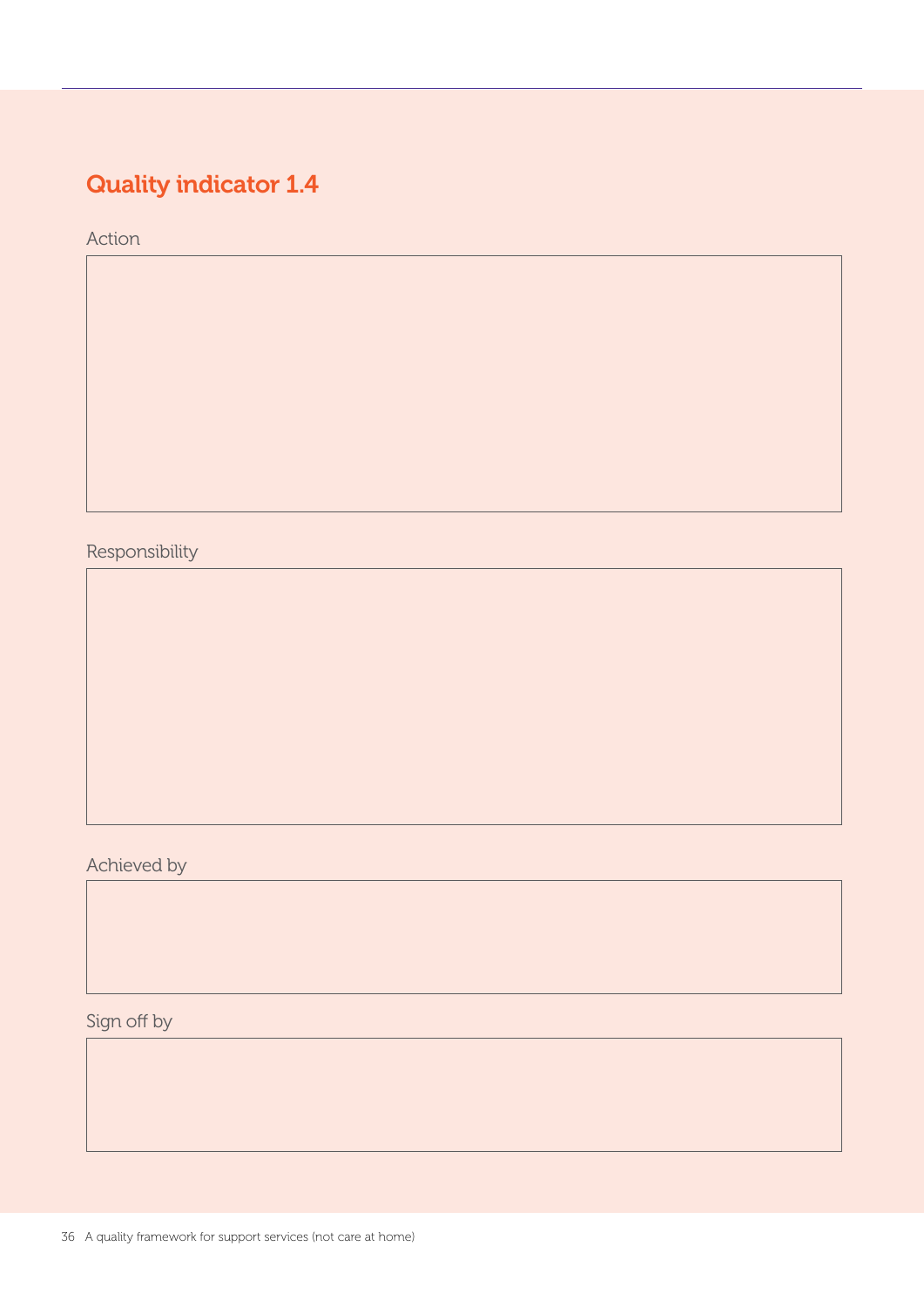## Quality indicator 1.4

Action

Responsibility

Achieved by

Sign off by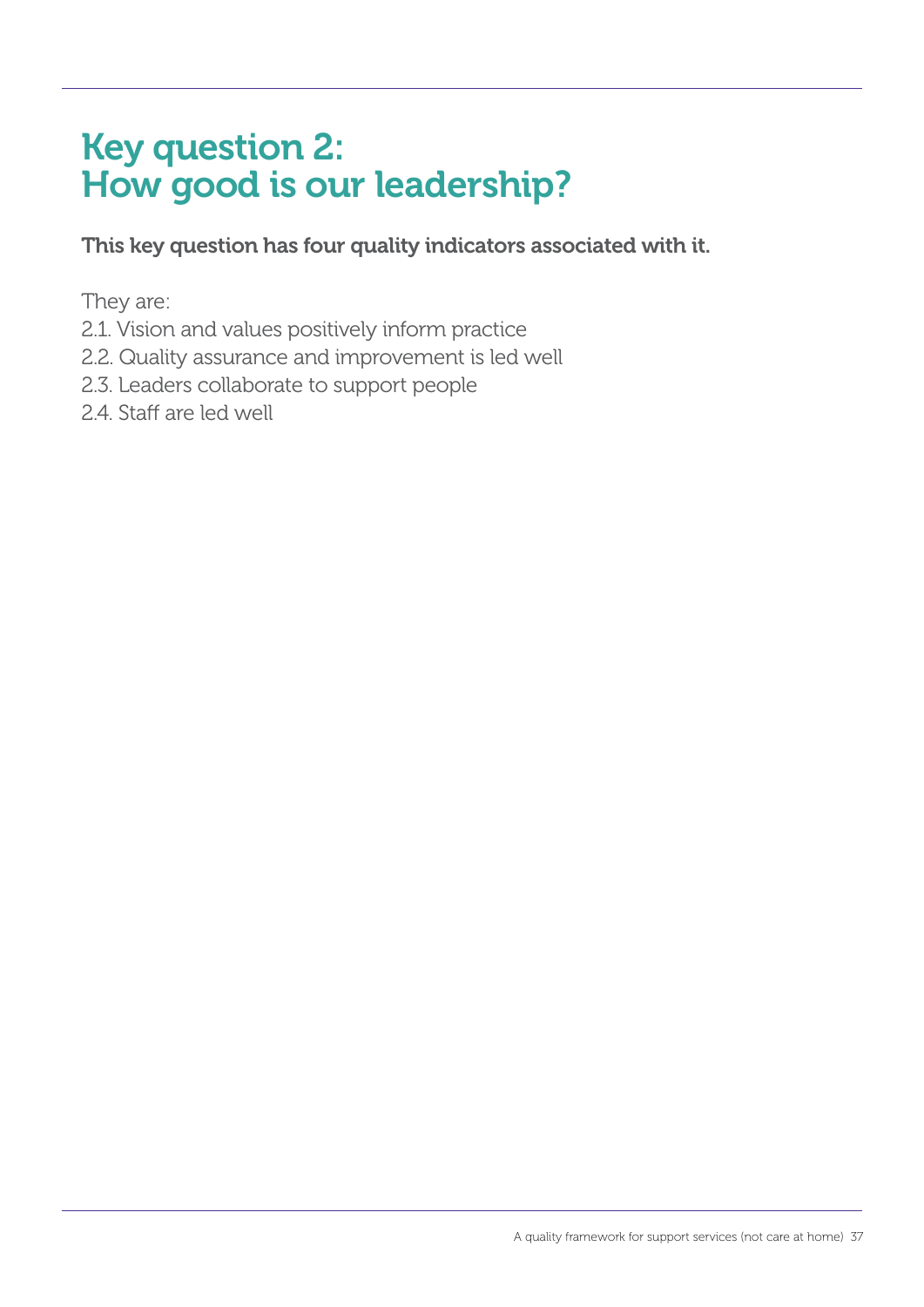# Key question 2: How good is our leadership?

**This key question has four quality indicators associated with it.**

They are:

2.1. Vision and values positively inform practice
2.2. Quality assurance and improvement is led well
2.3. Leaders collaborate to support people
2.4. Staff are led well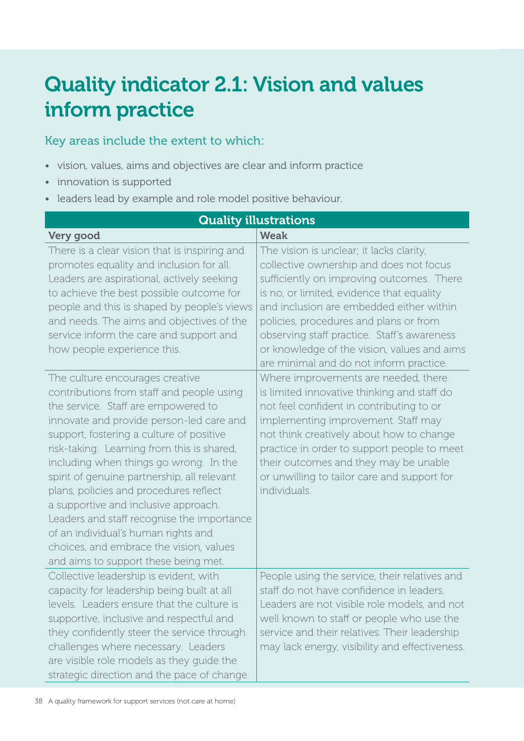# Quality indicator 2.1: Vision and values inform practice

## Key areas include the extent to which:

- vision, values, aims and objectives are clear and inform practice
- innovation is supported
- leaders lead by example and role model positive behaviour.

| Quality illustrations | |
|---|---|
| **Very good** | **Weak** |
| There is a clear vision that is inspiring and promotes equality and inclusion for all. Leaders are aspirational, actively seeking to achieve the best possible outcome for people and this is shaped by people's views and needs. The aims and objectives of the service inform the care and support and how people experience this. | The vision is unclear; it lacks clarity, collective ownership and does not focus sufficiently on improving outcomes. There is no, or limited, evidence that equality and inclusion are embedded either within policies, procedures and plans or from observing staff practice. Staff's awareness or knowledge of the vision, values and aims are minimal and do not inform practice. |
| The culture encourages creative contributions from staff and people using the service. Staff are empowered to innovate and provide person-led care and support, fostering a culture of positive risk-taking. Learning from this is shared, including when things go wrong. In the spirit of genuine partnership, all relevant plans, policies and procedures reflect a supportive and inclusive approach. Leaders and staff recognise the importance of an individual's human rights and choices, and embrace the vision, values and aims to support these being met. | Where improvements are needed, there is limited innovative thinking and staff do not feel confident in contributing to or implementing improvement. Staff may not think creatively about how to change practice in order to support people to meet their outcomes and they may be unable or unwilling to tailor care and support for individuals. |
| Collective leadership is evident, with capacity for leadership being built at all levels. Leaders ensure that the culture is supportive, inclusive and respectful and they confidently steer the service through challenges where necessary. Leaders are visible role models as they guide the strategic direction and the pace of change. | People using the service, their relatives and staff do not have confidence in leaders. Leaders are not visible role models, and not well known to staff or people who use the service and their relatives. Their leadership may lack energy, visibility and effectiveness. |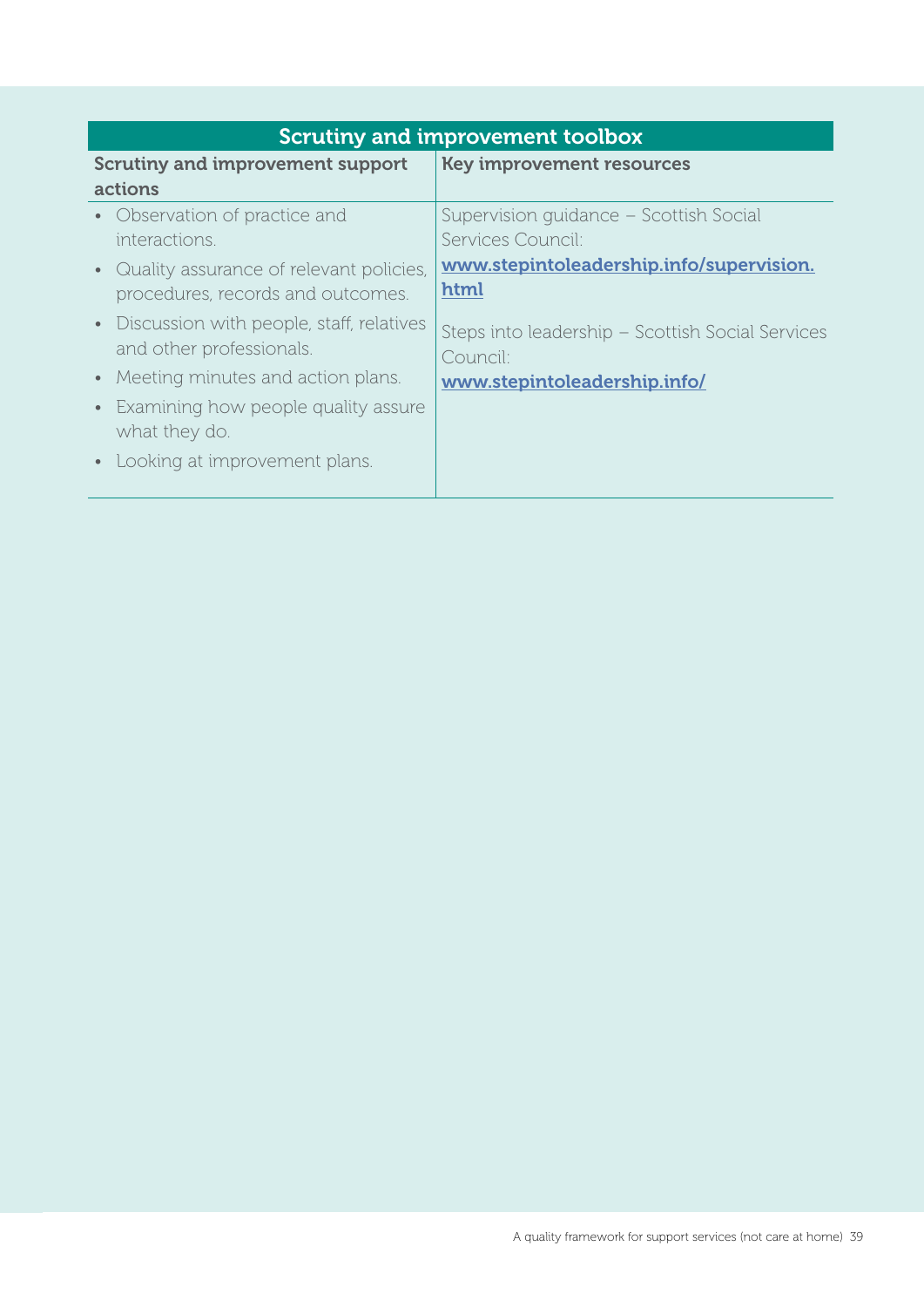| Scrutiny and improvement toolbox | |
|---|---|
| **Scrutiny and improvement support actions** | **Key improvement resources** |
| • Observation of practice and interactions.<br>• Quality assurance of relevant policies, procedures, records and outcomes.<br>• Discussion with people, staff, relatives and other professionals.<br>• Meeting minutes and action plans.<br>• Examining how people quality assure what they do.<br>• Looking at improvement plans. | Supervision guidance – Scottish Social Services Council:<br>**www.stepintoleadership.info/supervision.html**<br><br>Steps into leadership – Scottish Social Services Council:<br>**www.stepintoleadership.info/** |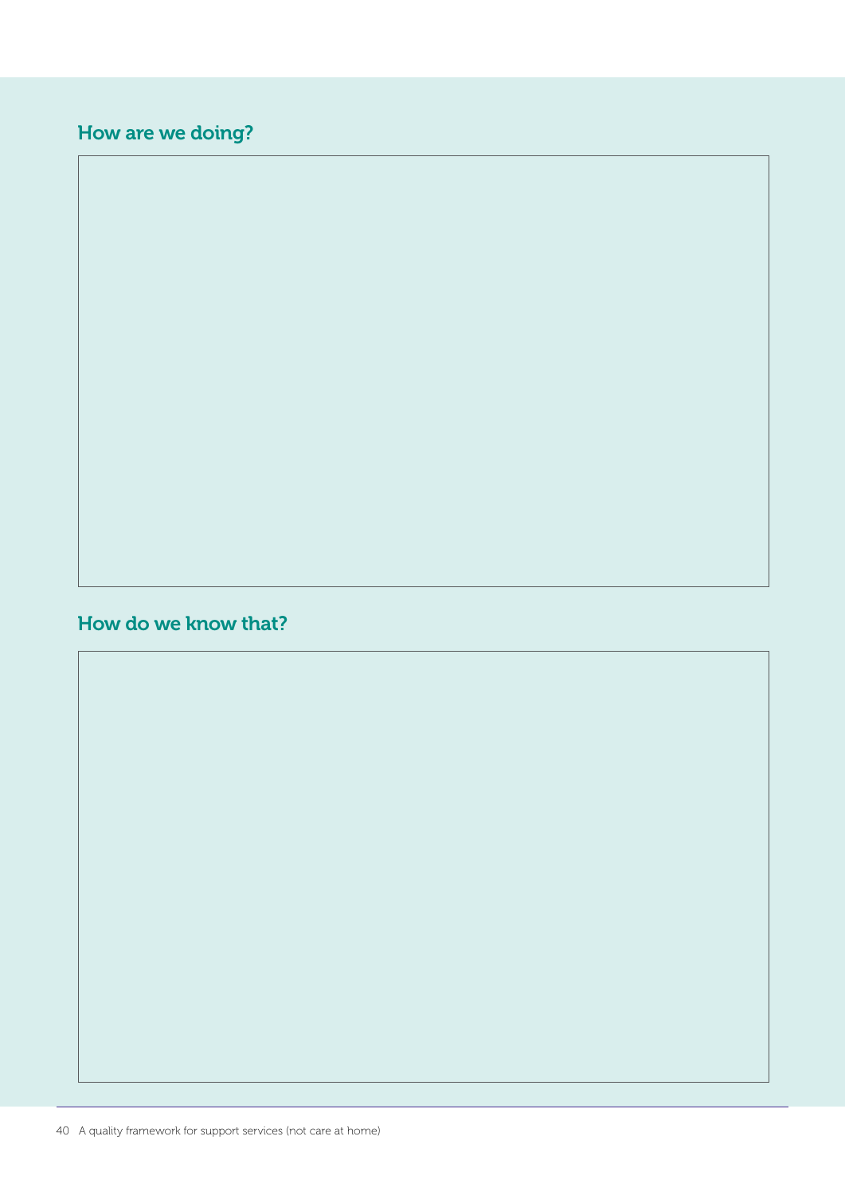## How are we doing?

## How do we know that?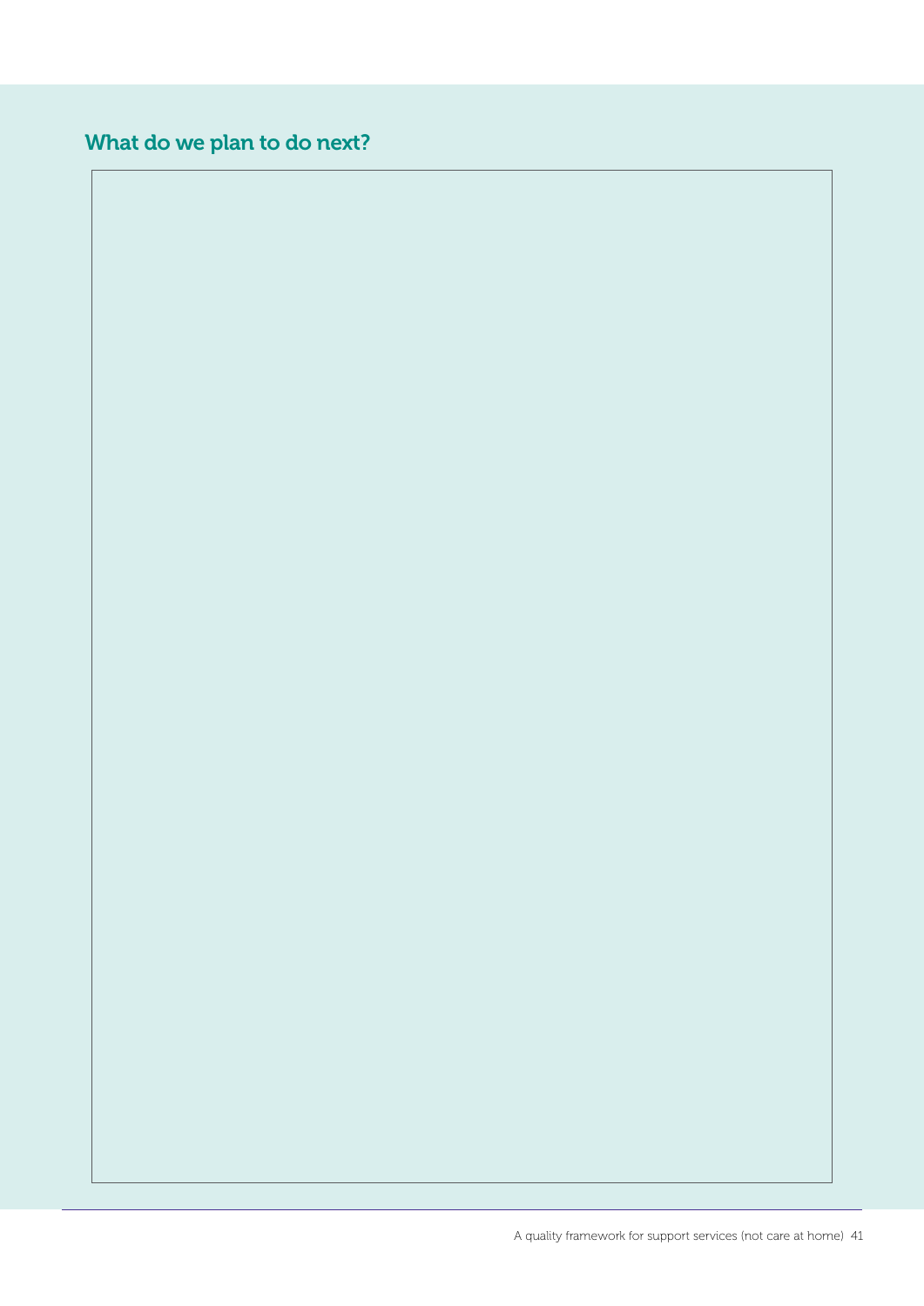## What do we plan to do next?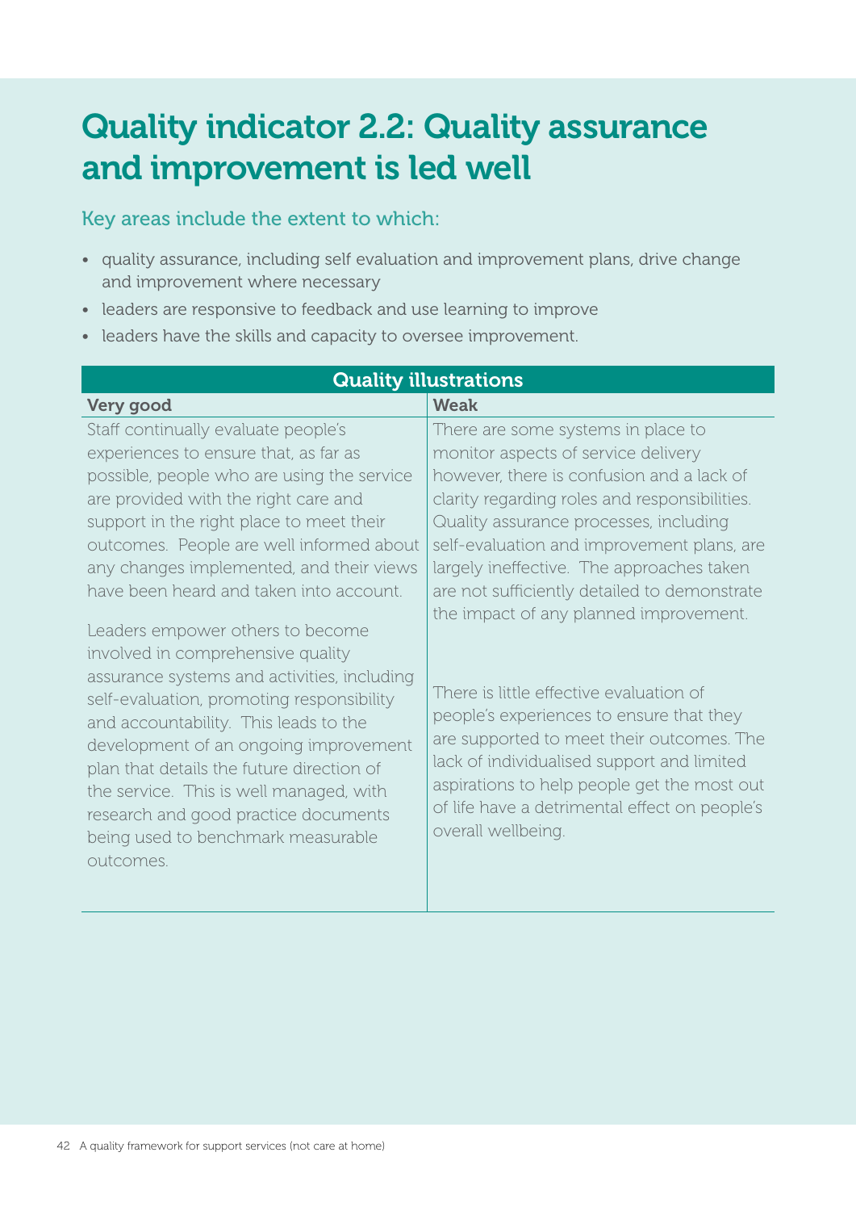# Quality indicator 2.2: Quality assurance and improvement is led well

## Key areas include the extent to which:

- quality assurance, including self evaluation and improvement plans, drive change and improvement where necessary
- leaders are responsive to feedback and use learning to improve
- leaders have the skills and capacity to oversee improvement.

| Quality illustrations | |
|---|---|
| **Very good** | **Weak** |
| Staff continually evaluate people's experiences to ensure that, as far as possible, people who are using the service are provided with the right care and support in the right place to meet their outcomes. People are well informed about any changes implemented, and their views have been heard and taken into account.<br><br>Leaders empower others to become involved in comprehensive quality assurance systems and activities, including self-evaluation, promoting responsibility and accountability. This leads to the development of an ongoing improvement plan that details the future direction of the service. This is well managed, with research and good practice documents being used to benchmark measurable outcomes. | There are some systems in place to monitor aspects of service delivery however, there is confusion and a lack of clarity regarding roles and responsibilities. Quality assurance processes, including self-evaluation and improvement plans, are largely ineffective. The approaches taken are not sufficiently detailed to demonstrate the impact of any planned improvement.<br><br>There is little effective evaluation of people's experiences to ensure that they are supported to meet their outcomes. The lack of individualised support and limited aspirations to help people get the most out of life have a detrimental effect on people's overall wellbeing. |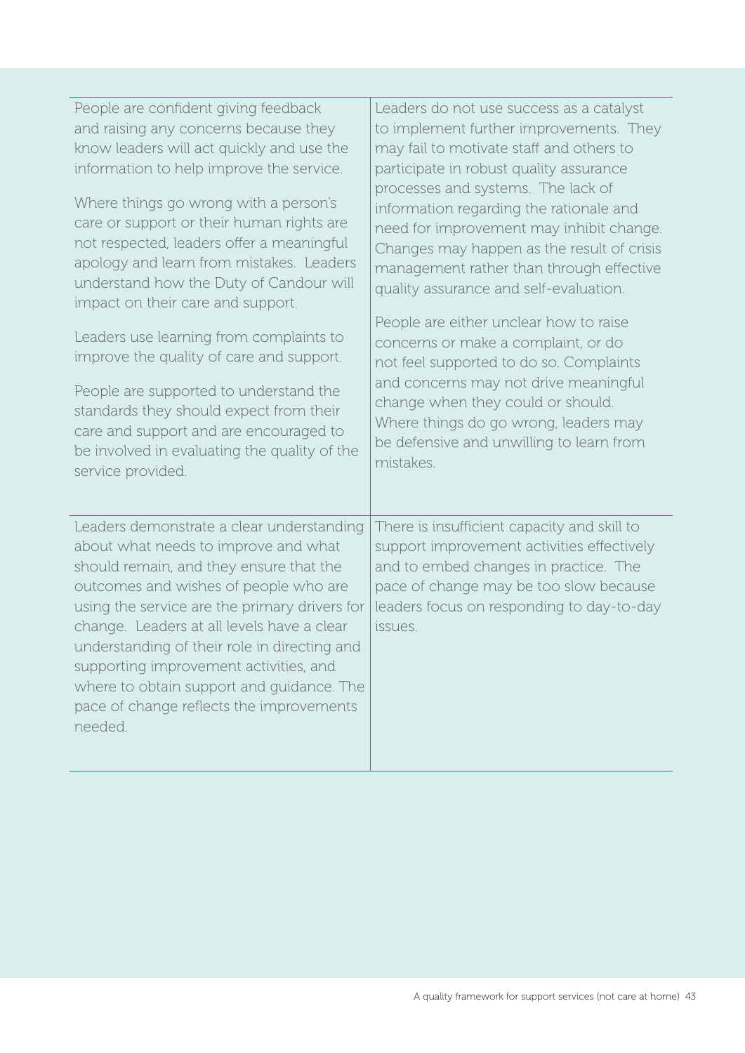| | |
|---|---|
| People are confident giving feedback and raising any concerns because they know leaders will act quickly and use the information to help improve the service.<br><br>Where things go wrong with a person's care or support or their human rights are not respected, leaders offer a meaningful apology and learn from mistakes. Leaders understand how the Duty of Candour will impact on their care and support.<br><br>Leaders use learning from complaints to improve the quality of care and support.<br><br>People are supported to understand the standards they should expect from their care and support and are encouraged to be involved in evaluating the quality of the service provided. | Leaders do not use success as a catalyst to implement further improvements. They may fail to motivate staff and others to participate in robust quality assurance processes and systems. The lack of information regarding the rationale and need for improvement may inhibit change. Changes may happen as the result of crisis management rather than through effective quality assurance and self-evaluation.<br><br>People are either unclear how to raise concerns or make a complaint, or do not feel supported to do so. Complaints and concerns may not drive meaningful change when they could or should. Where things do go wrong, leaders may be defensive and unwilling to learn from mistakes. |
| Leaders demonstrate a clear understanding about what needs to improve and what should remain, and they ensure that the outcomes and wishes of people who are using the service are the primary drivers for change. Leaders at all levels have a clear understanding of their role in directing and supporting improvement activities, and where to obtain support and guidance. The pace of change reflects the improvements needed. | There is insufficient capacity and skill to support improvement activities effectively and to embed changes in practice. The pace of change may be too slow because leaders focus on responding to day-to-day issues. |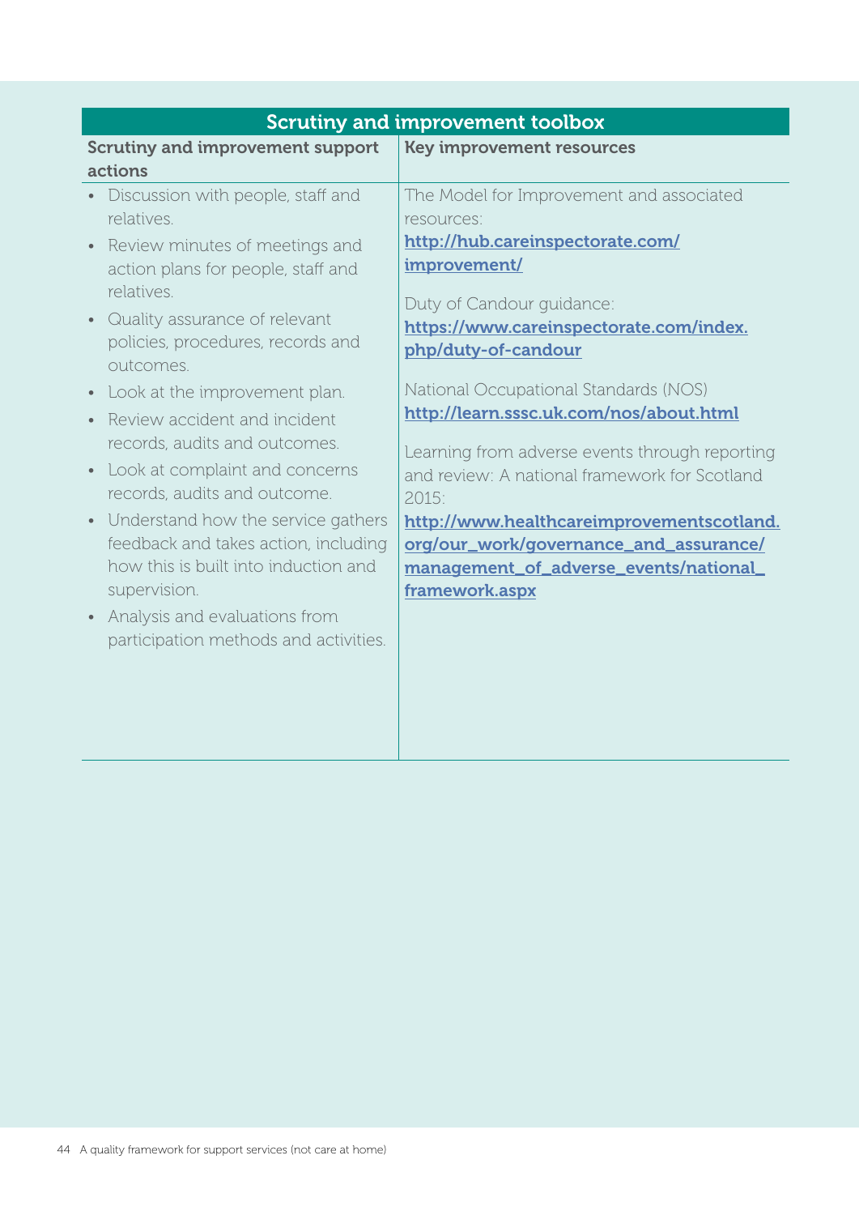## Scrutiny and improvement toolbox

| Scrutiny and improvement support actions | Key improvement resources |
|---|---|
| • Discussion with people, staff and relatives.<br>• Review minutes of meetings and action plans for people, staff and relatives.<br>• Quality assurance of relevant policies, procedures, records and outcomes.<br>• Look at the improvement plan.<br>• Review accident and incident records, audits and outcomes.<br>• Look at complaint and concerns records, audits and outcome.<br>• Understand how the service gathers feedback and takes action, including how this is built into induction and supervision.<br>• Analysis and evaluations from participation methods and activities. | The Model for Improvement and associated resources:<br>**http://hub.careinspectorate.com/improvement/**<br><br>Duty of Candour guidance:<br>**https://www.careinspectorate.com/index.php/duty-of-candour**<br><br>National Occupational Standards (NOS)<br>**http://learn.sssc.uk.com/nos/about.html**<br><br>Learning from adverse events through reporting and review: A national framework for Scotland 2015:<br>**http://www.healthcareimprovementscotland.org/our_work/governance_and_assurance/management_of_adverse_events/national_framework.aspx** |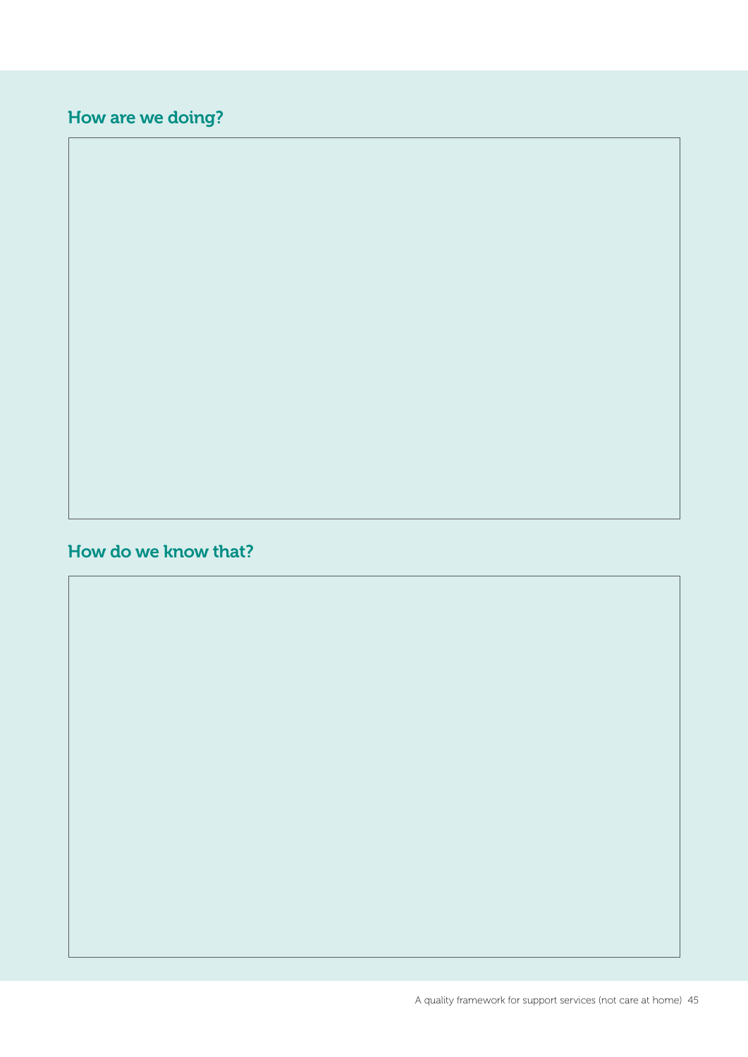## How are we doing?

## How do we know that?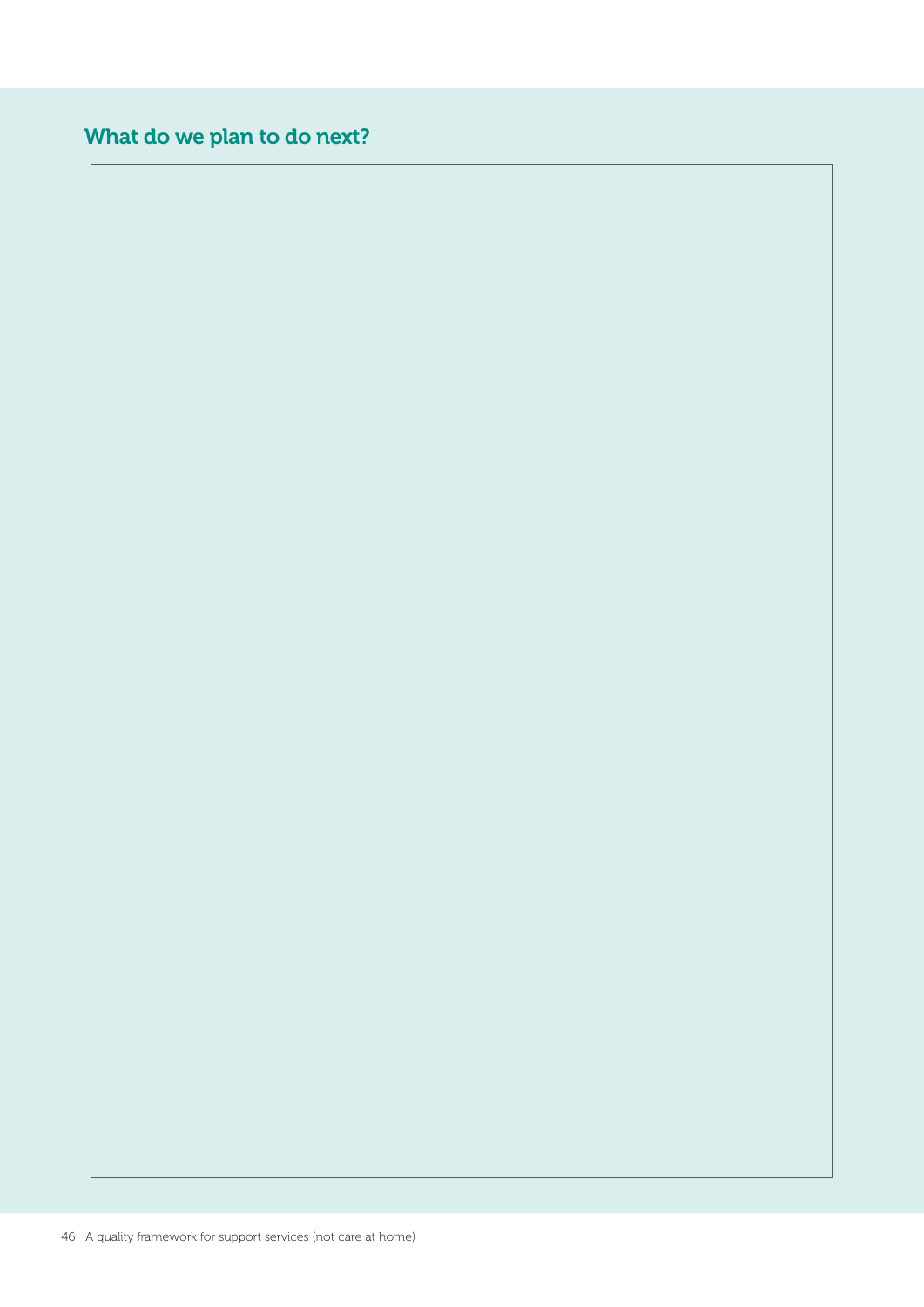## What do we plan to do next?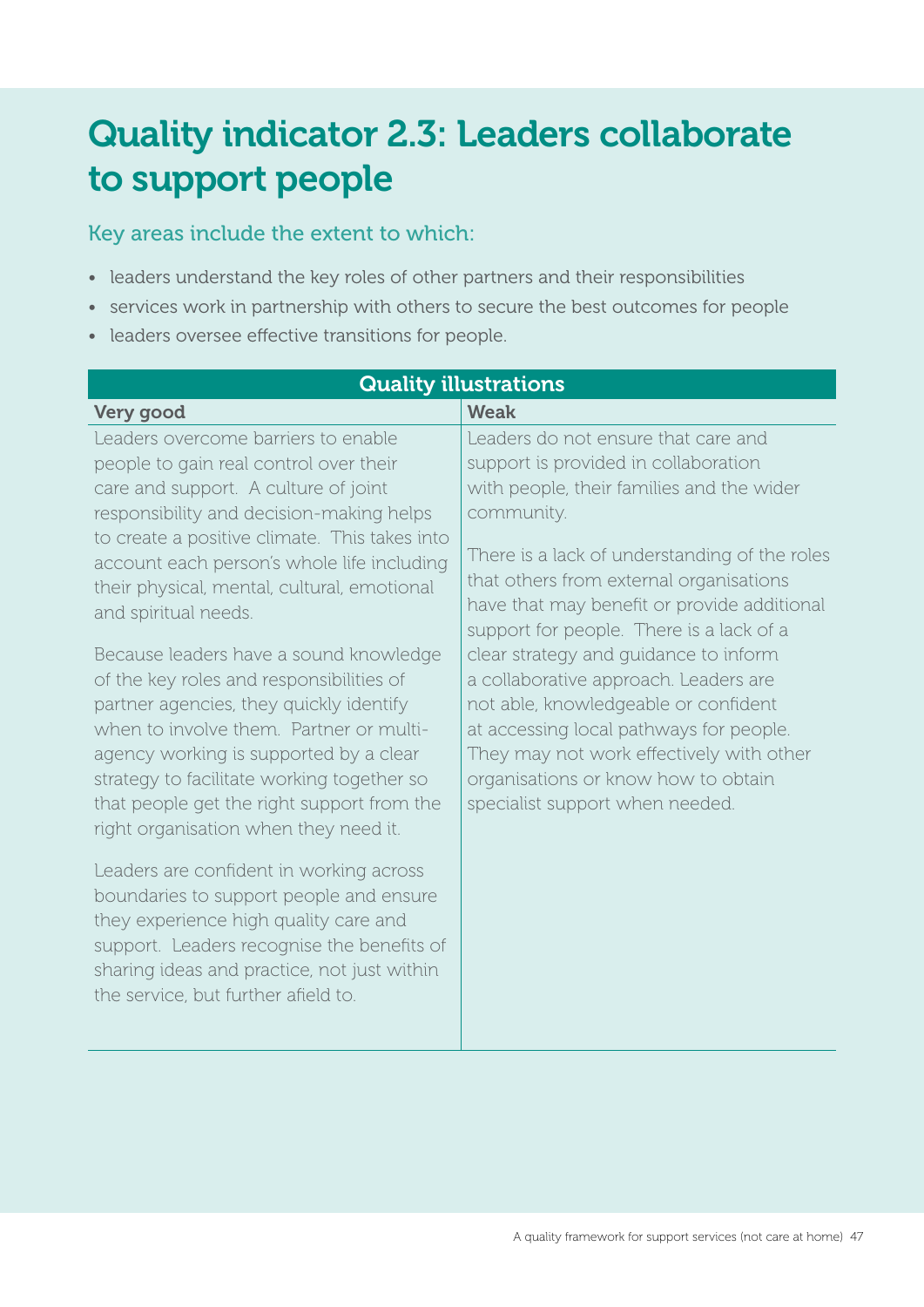# Quality indicator 2.3: Leaders collaborate to support people

Key areas include the extent to which:

- leaders understand the key roles of other partners and their responsibilities
- services work in partnership with others to secure the best outcomes for people
- leaders oversee effective transitions for people.

| Quality illustrations | |
|---|---|
| **Very good** | **Weak** |
| Leaders overcome barriers to enable people to gain real control over their care and support. A culture of joint responsibility and decision-making helps to create a positive climate. This takes into account each person's whole life including their physical, mental, cultural, emotional and spiritual needs.<br><br>Because leaders have a sound knowledge of the key roles and responsibilities of partner agencies, they quickly identify when to involve them. Partner or multi-agency working is supported by a clear strategy to facilitate working together so that people get the right support from the right organisation when they need it.<br><br>Leaders are confident in working across boundaries to support people and ensure they experience high quality care and support. Leaders recognise the benefits of sharing ideas and practice, not just within the service, but further afield to. | Leaders do not ensure that care and support is provided in collaboration with people, their families and the wider community.<br><br>There is a lack of understanding of the roles that others from external organisations have that may benefit or provide additional support for people. There is a lack of a clear strategy and guidance to inform a collaborative approach. Leaders are not able, knowledgeable or confident at accessing local pathways for people. They may not work effectively with other organisations or know how to obtain specialist support when needed. |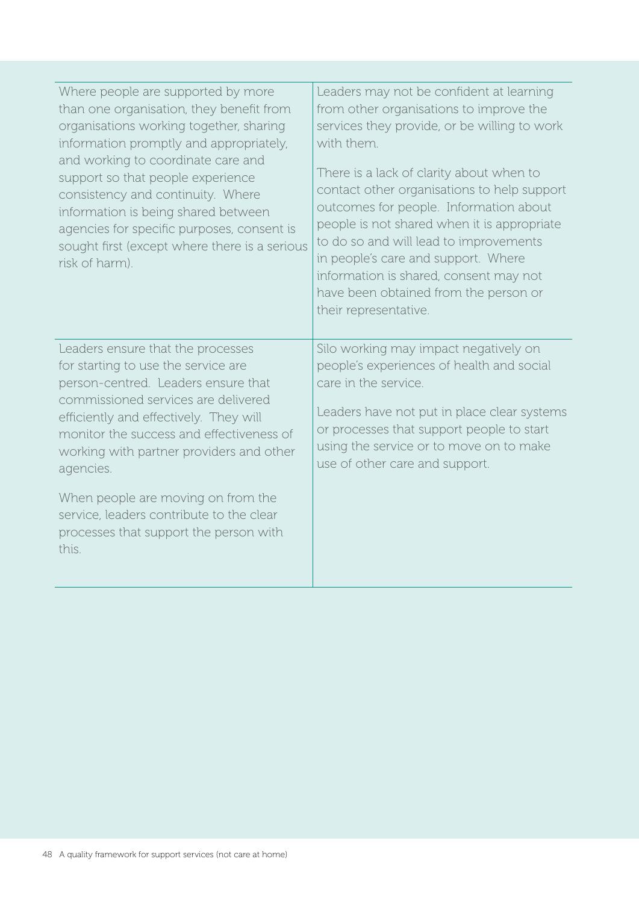| | |
|---|---|
| Where people are supported by more than one organisation, they benefit from organisations working together, sharing information promptly and appropriately, and working to coordinate care and support so that people experience consistency and continuity. Where information is being shared between agencies for specific purposes, consent is sought first (except where there is a serious risk of harm). | Leaders may not be confident at learning from other organisations to improve the services they provide, or be willing to work with them.<br><br>There is a lack of clarity about when to contact other organisations to help support outcomes for people. Information about people is not shared when it is appropriate to do so and will lead to improvements in people's care and support. Where information is shared, consent may not have been obtained from the person or their representative. |
| Leaders ensure that the processes for starting to use the service are person-centred. Leaders ensure that commissioned services are delivered efficiently and effectively. They will monitor the success and effectiveness of working with partner providers and other agencies.<br><br>When people are moving on from the service, leaders contribute to the clear processes that support the person with this. | Silo working may impact negatively on people's experiences of health and social care in the service.<br><br>Leaders have not put in place clear systems or processes that support people to start using the service or to move on to make use of other care and support. |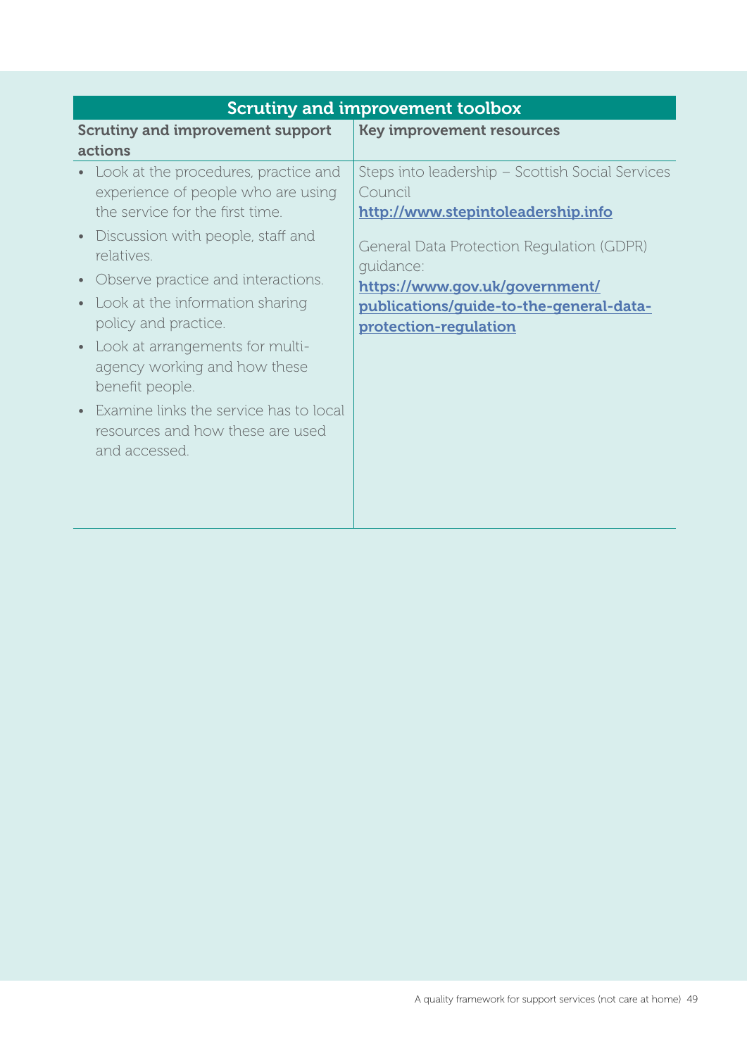## Scrutiny and improvement toolbox

| Scrutiny and improvement support actions | Key improvement resources |
|---|---|
| • Look at the procedures, practice and experience of people who are using the service for the first time.<br>• Discussion with people, staff and relatives.<br>• Observe practice and interactions.<br>• Look at the information sharing policy and practice.<br>• Look at arrangements for multi-agency working and how these benefit people.<br>• Examine links the service has to local resources and how these are used and accessed. | Steps into leadership – Scottish Social Services Council<br>**http://www.stepintoleadership.info**<br><br>General Data Protection Regulation (GDPR) guidance:<br>**https://www.gov.uk/government/publications/guide-to-the-general-data-protection-regulation** |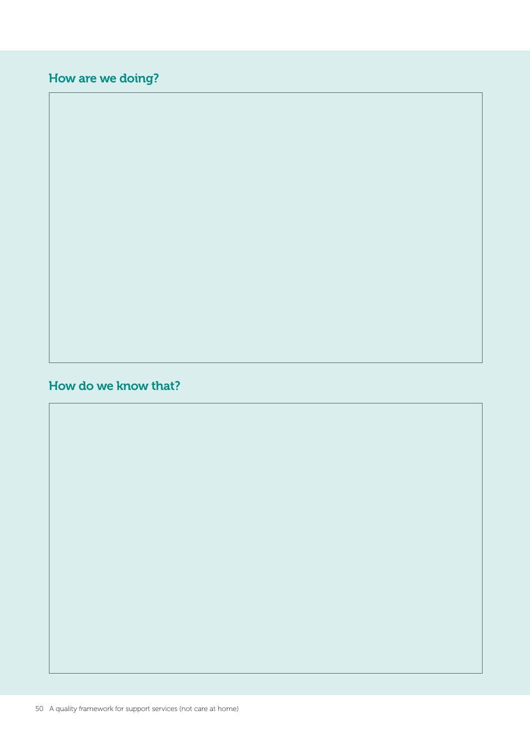## How are we doing?

## How do we know that?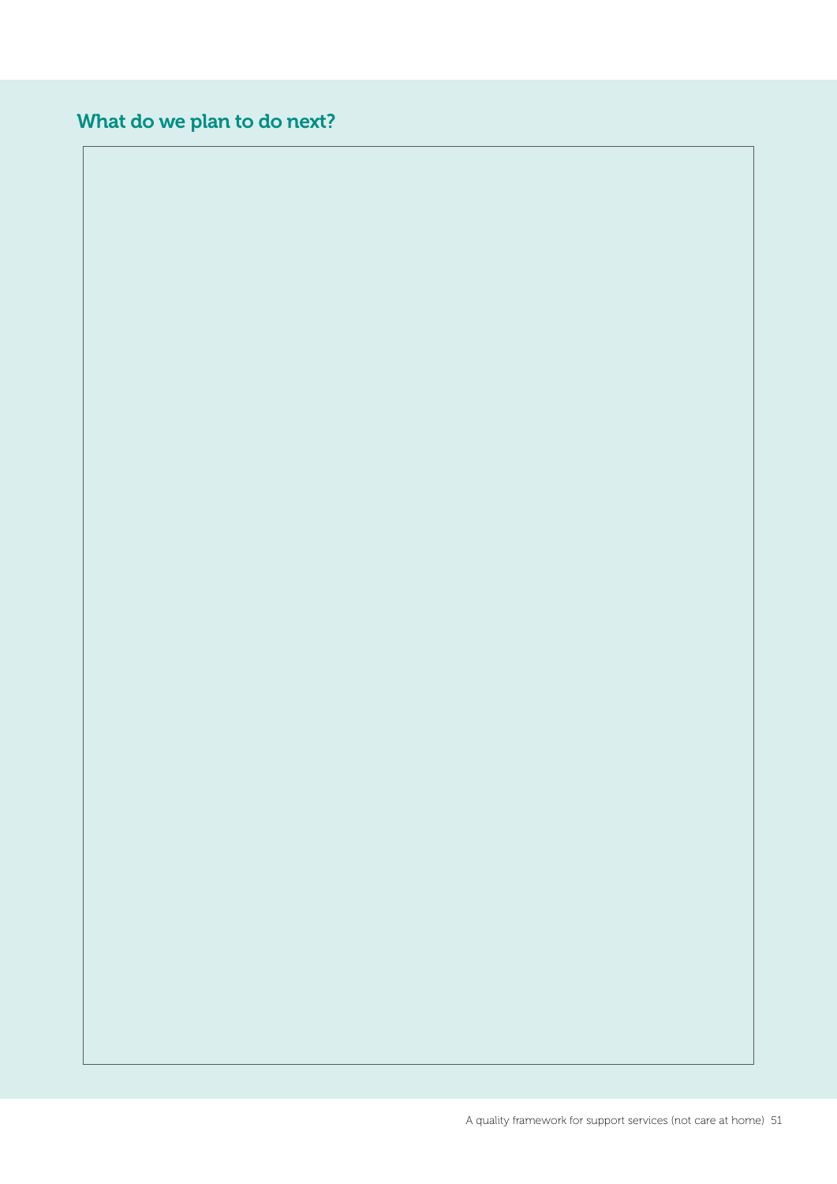## What do we plan to do next?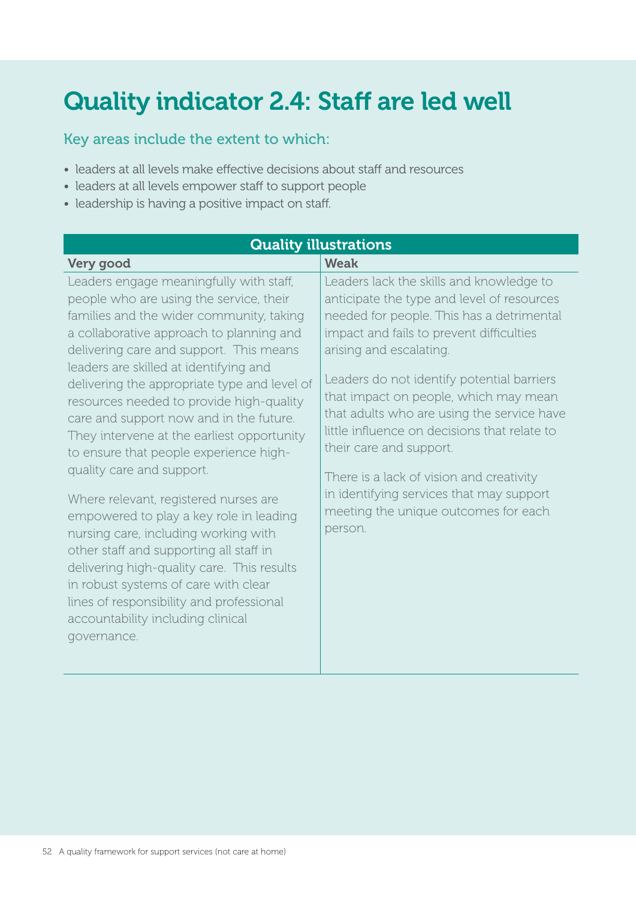# Quality indicator 2.4: Staff are led well

## Key areas include the extent to which:

- leaders at all levels make effective decisions about staff and resources
- leaders at all levels empower staff to support people
- leadership is having a positive impact on staff.

| Quality illustrations | |
|---|---|
| **Very good** | **Weak** |
| Leaders engage meaningfully with staff, people who are using the service, their families and the wider community, taking a collaborative approach to planning and delivering care and support. This means leaders are skilled at identifying and delivering the appropriate type and level of resources needed to provide high-quality care and support now and in the future. They intervene at the earliest opportunity to ensure that people experience high-quality care and support.<br><br>Where relevant, registered nurses are empowered to play a key role in leading nursing care, including working with other staff and supporting all staff in delivering high-quality care. This results in robust systems of care with clear lines of responsibility and professional accountability including clinical governance. | Leaders lack the skills and knowledge to anticipate the type and level of resources needed for people. This has a detrimental impact and fails to prevent difficulties arising and escalating.<br><br>Leaders do not identify potential barriers that impact on people, which may mean that adults who are using the service have little influence on decisions that relate to their care and support.<br><br>There is a lack of vision and creativity in identifying services that may support meeting the unique outcomes for each person. |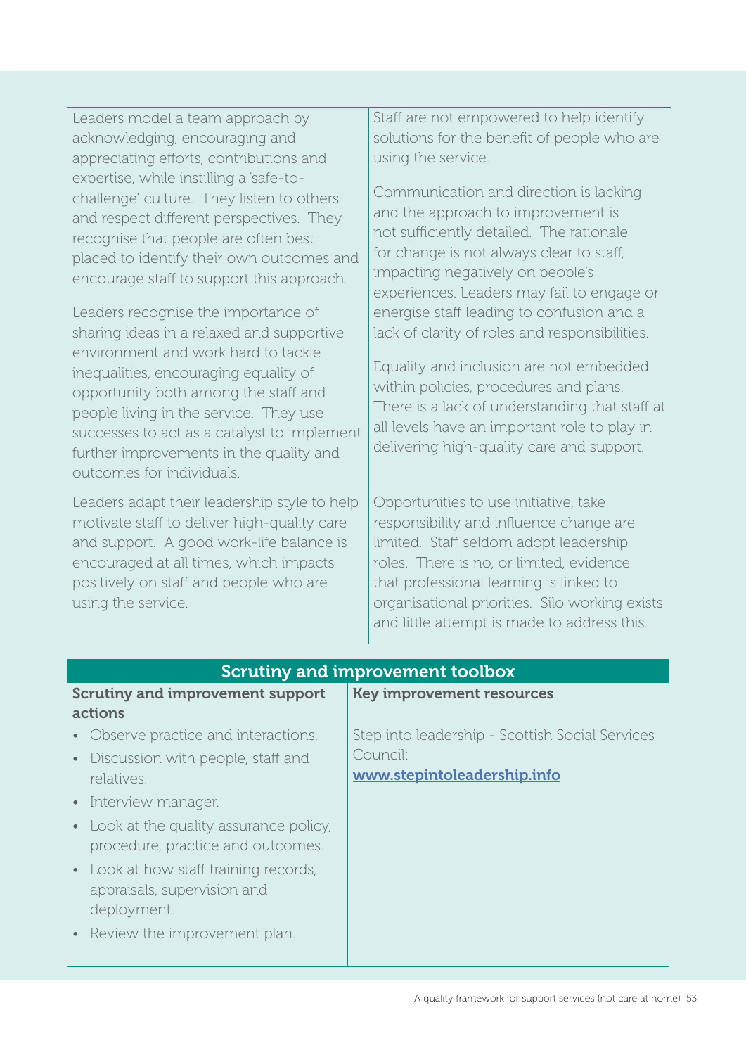| | |
|---|---|
| Leaders model a team approach by acknowledging, encouraging and appreciating efforts, contributions and expertise, while instilling a 'safe-to-challenge' culture. They listen to others and respect different perspectives. They recognise that people are often best placed to identify their own outcomes and encourage staff to support this approach.<br><br>Leaders recognise the importance of sharing ideas in a relaxed and supportive environment and work hard to tackle inequalities, encouraging equality of opportunity both among the staff and people living in the service. They use successes to act as a catalyst to implement further improvements in the quality and outcomes for individuals. | Staff are not empowered to help identify solutions for the benefit of people who are using the service.<br><br>Communication and direction is lacking and the approach to improvement is not sufficiently detailed. The rationale for change is not always clear to staff, impacting negatively on people's experiences. Leaders may fail to engage or energise staff leading to confusion and a lack of clarity of roles and responsibilities.<br><br>Equality and inclusion are not embedded within policies, procedures and plans. There is a lack of understanding that staff at all levels have an important role to play in delivering high-quality care and support. |
| Leaders adapt their leadership style to help motivate staff to deliver high-quality care and support. A good work-life balance is encouraged at all times, which impacts positively on staff and people who are using the service. | Opportunities to use initiative, take responsibility and influence change are limited. Staff seldom adopt leadership roles. There is no, or limited, evidence that professional learning is linked to organisational priorities. Silo working exists and little attempt is made to address this. |

## Scrutiny and improvement toolbox

| **Scrutiny and improvement support actions** | **Key improvement resources** |
|---|---|
| • Observe practice and interactions.<br>• Discussion with people, staff and relatives.<br>• Interview manager.<br>• Look at the quality assurance policy, procedure, practice and outcomes.<br>• Look at how staff training records, appraisals, supervision and deployment.<br>• Review the improvement plan. | Step into leadership - Scottish Social Services Council:<br>**www.stepintoleadership.info** |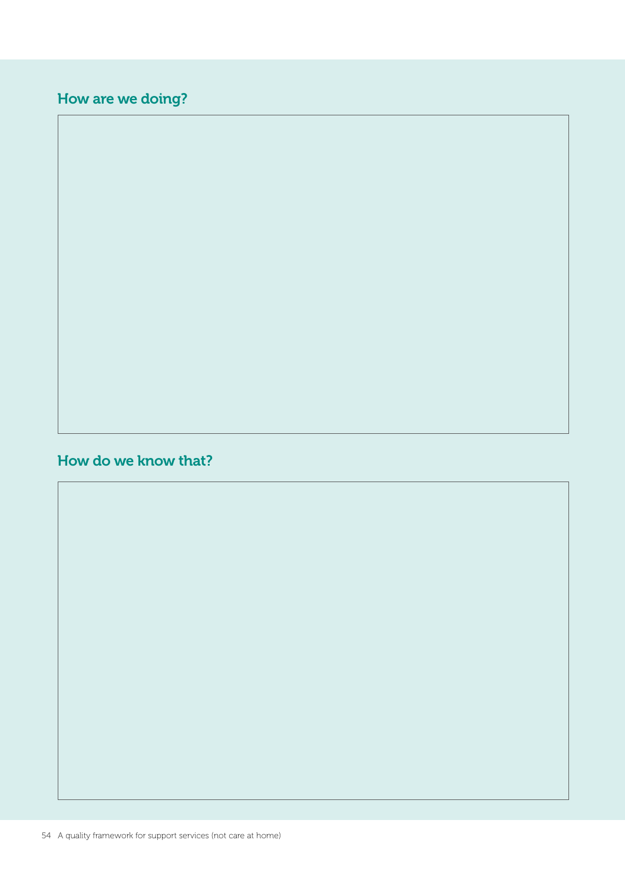## How are we doing?

## How do we know that?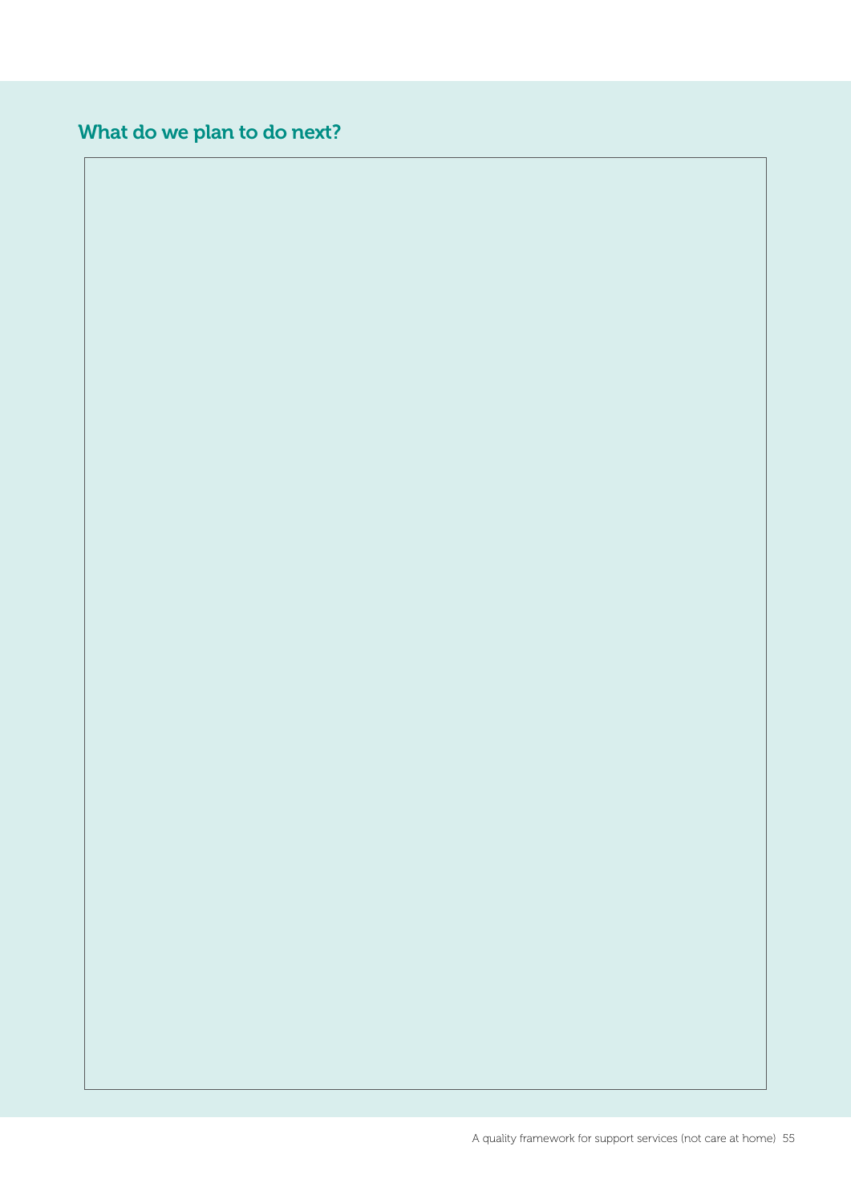## What do we plan to do next?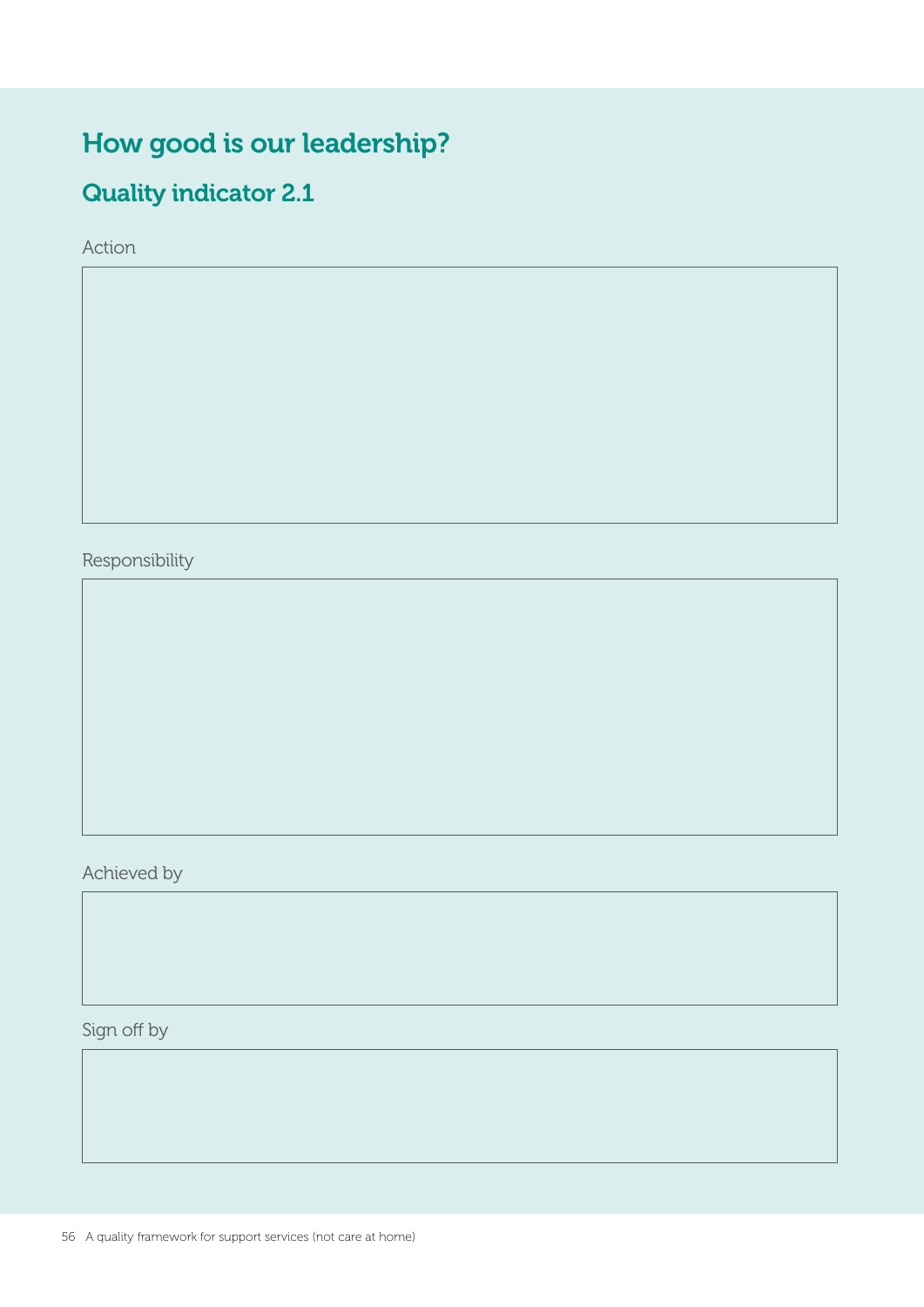# How good is our leadership?

## Quality indicator 2.1

Action

Responsibility

Achieved by

Sign off by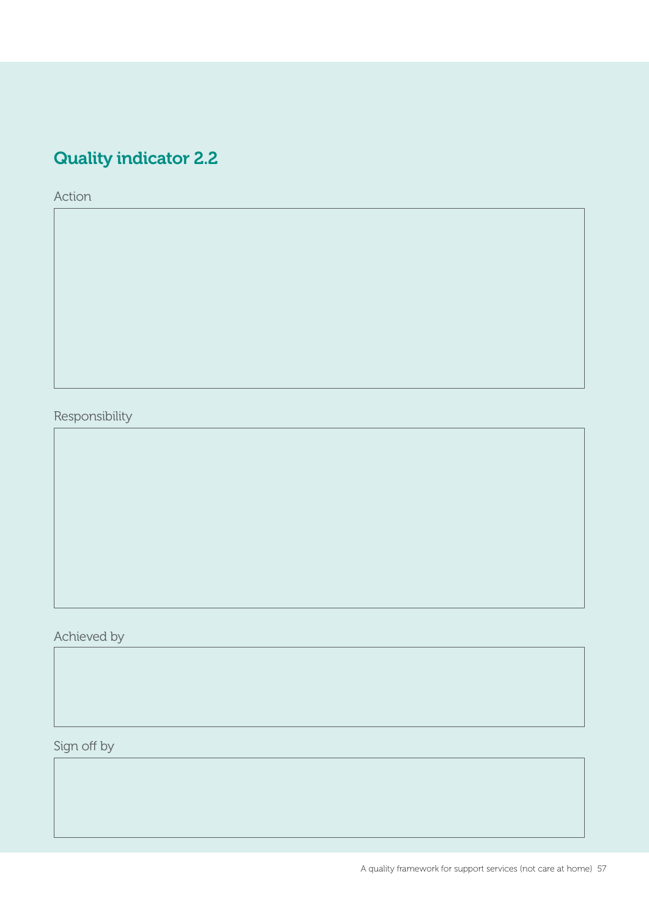## Quality indicator 2.2

Action

Responsibility

Achieved by

Sign off by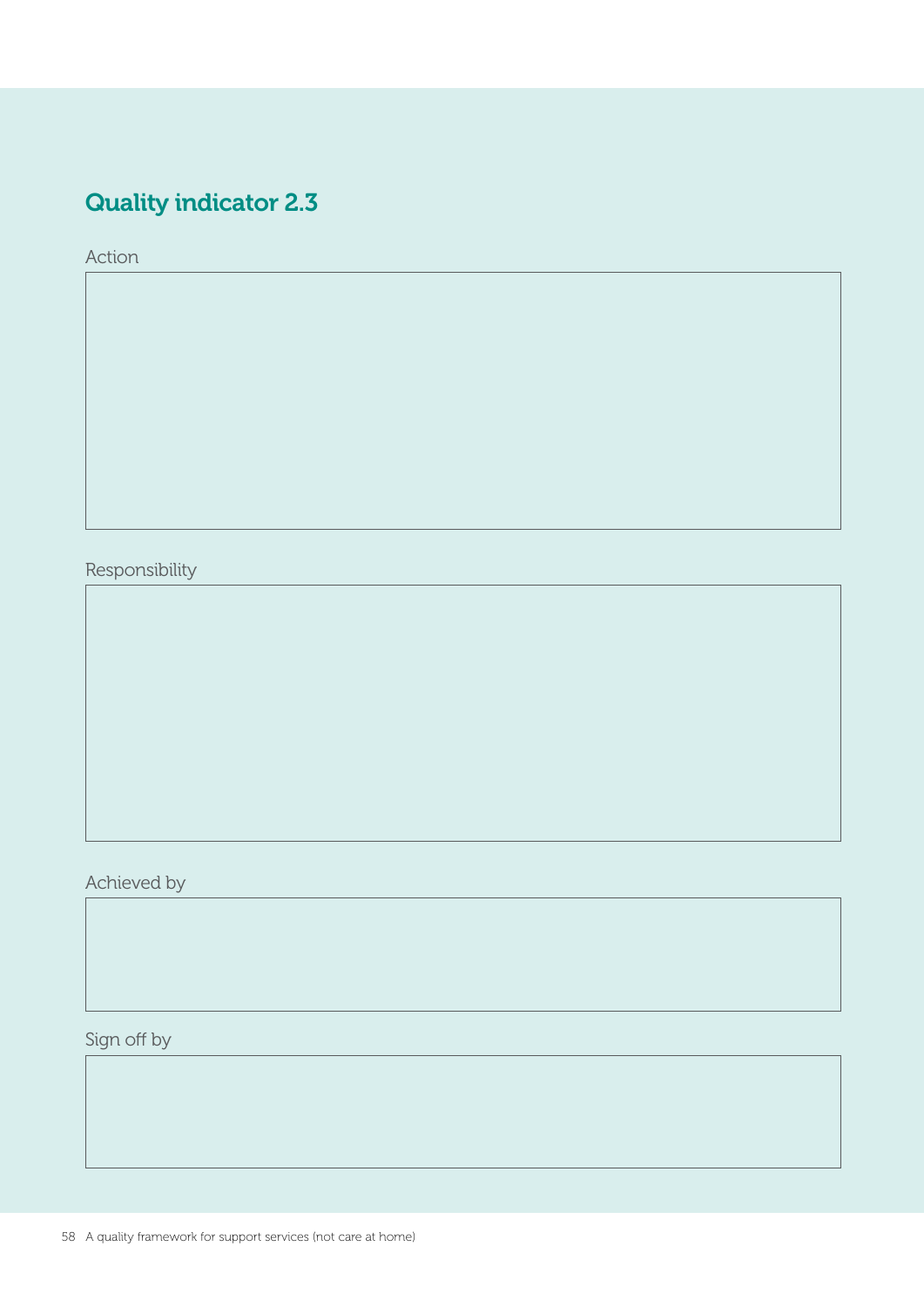## Quality indicator 2.3

Action

Responsibility

Achieved by

Sign off by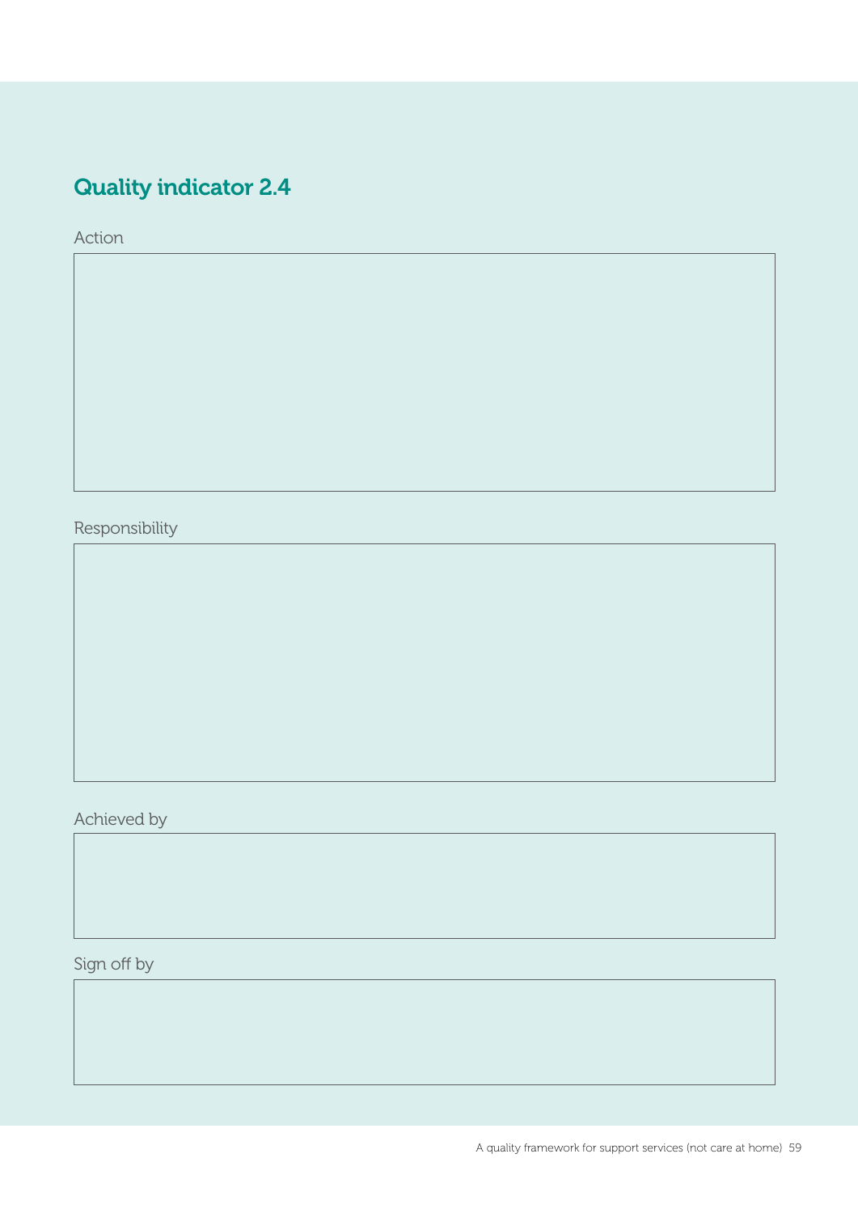## Quality indicator 2.4

Action

Responsibility

Achieved by

Sign off by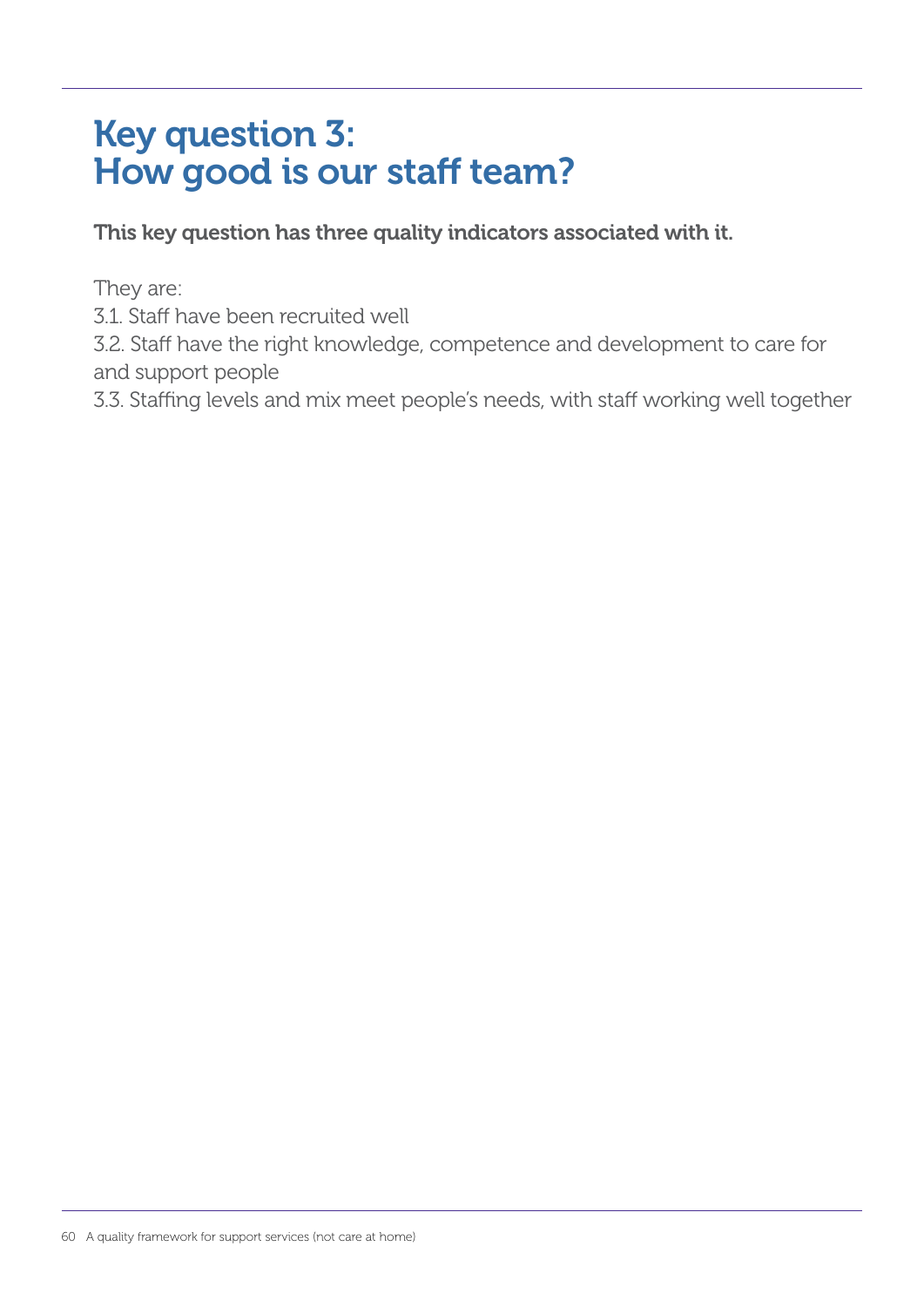# Key question 3: How good is our staff team?

**This key question has three quality indicators associated with it.**

They are:

3.1. Staff have been recruited well

3.2. Staff have the right knowledge, competence and development to care for and support people

3.3. Staffing levels and mix meet people's needs, with staff working well together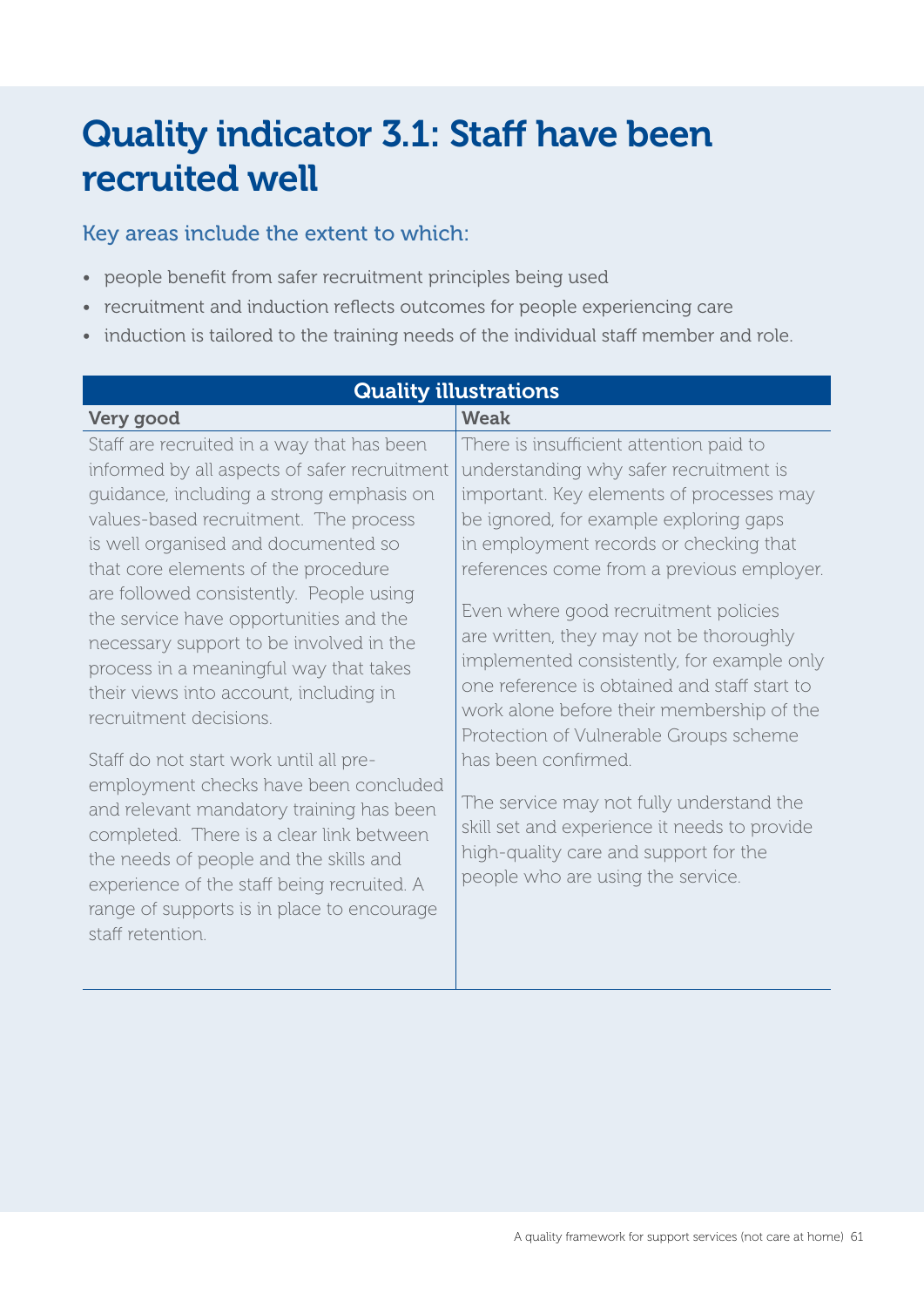# Quality indicator 3.1: Staff have been recruited well

### Key areas include the extent to which:

- people benefit from safer recruitment principles being used
- recruitment and induction reflects outcomes for people experiencing care
- induction is tailored to the training needs of the individual staff member and role.

| Quality illustrations | |
|---|---|
| **Very good** | **Weak** |
| Staff are recruited in a way that has been informed by all aspects of safer recruitment guidance, including a strong emphasis on values-based recruitment. The process is well organised and documented so that core elements of the procedure are followed consistently. People using the service have opportunities and the necessary support to be involved in the process in a meaningful way that takes their views into account, including in recruitment decisions.<br><br>Staff do not start work until all pre-employment checks have been concluded and relevant mandatory training has been completed. There is a clear link between the needs of people and the skills and experience of the staff being recruited. A range of supports is in place to encourage staff retention. | There is insufficient attention paid to understanding why safer recruitment is important. Key elements of processes may be ignored, for example exploring gaps in employment records or checking that references come from a previous employer.<br><br>Even where good recruitment policies are written, they may not be thoroughly implemented consistently, for example only one reference is obtained and staff start to work alone before their membership of the Protection of Vulnerable Groups scheme has been confirmed.<br><br>The service may not fully understand the skill set and experience it needs to provide high-quality care and support for the people who are using the service. |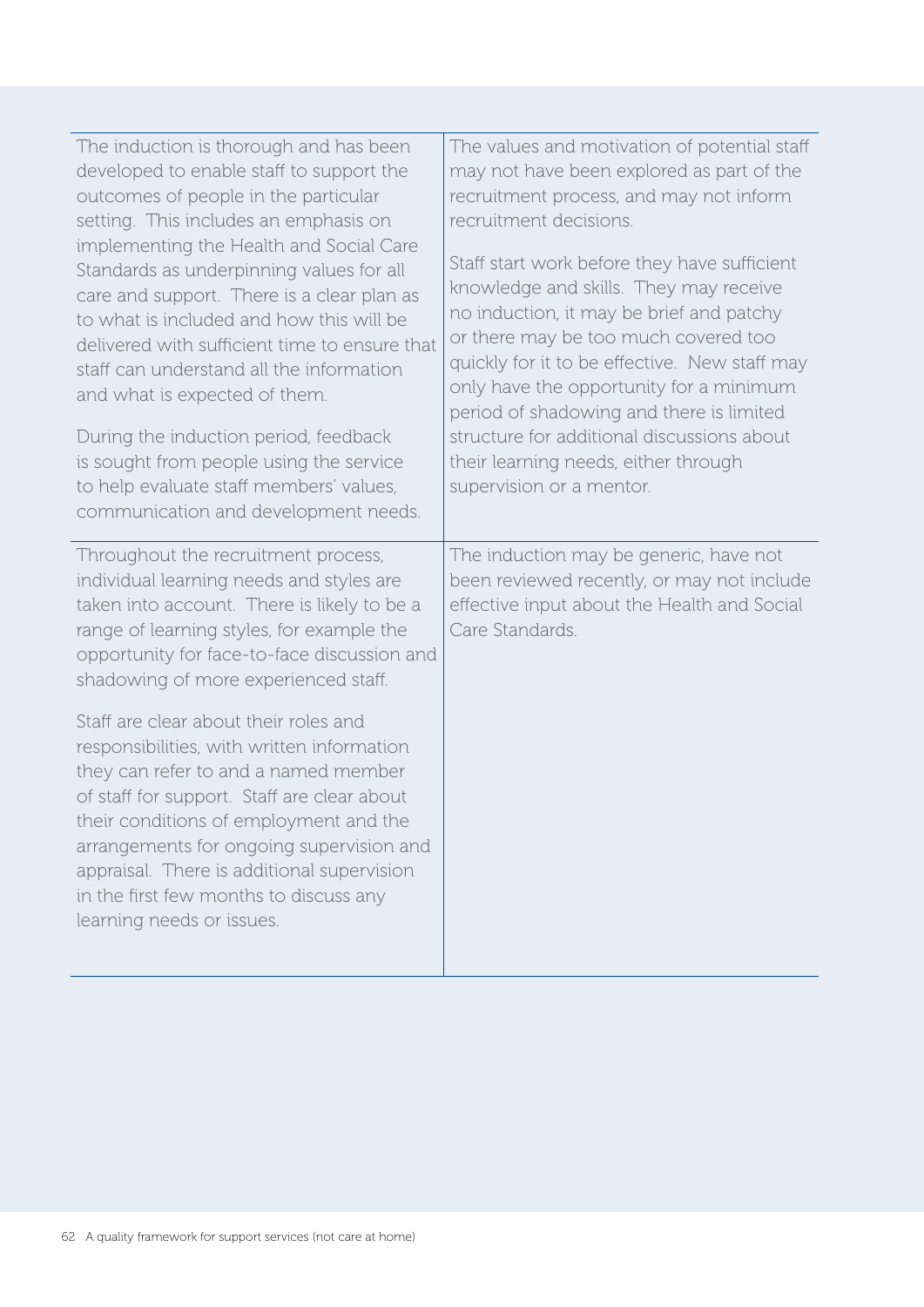| | |
|---|---|
| The induction is thorough and has been developed to enable staff to support the outcomes of people in the particular setting. This includes an emphasis on implementing the Health and Social Care Standards as underpinning values for all care and support. There is a clear plan as to what is included and how this will be delivered with sufficient time to ensure that staff can understand all the information and what is expected of them.<br><br>During the induction period, feedback is sought from people using the service to help evaluate staff members' values, communication and development needs. | The values and motivation of potential staff may not have been explored as part of the recruitment process, and may not inform recruitment decisions.<br><br>Staff start work before they have sufficient knowledge and skills. They may receive no induction, it may be brief and patchy or there may be too much covered too quickly for it to be effective. New staff may only have the opportunity for a minimum period of shadowing and there is limited structure for additional discussions about their learning needs, either through supervision or a mentor. |
| Throughout the recruitment process, individual learning needs and styles are taken into account. There is likely to be a range of learning styles, for example the opportunity for face-to-face discussion and shadowing of more experienced staff.<br><br>Staff are clear about their roles and responsibilities, with written information they can refer to and a named member of staff for support. Staff are clear about their conditions of employment and the arrangements for ongoing supervision and appraisal. There is additional supervision in the first few months to discuss any learning needs or issues. | The induction may be generic, have not been reviewed recently, or may not include effective input about the Health and Social Care Standards. |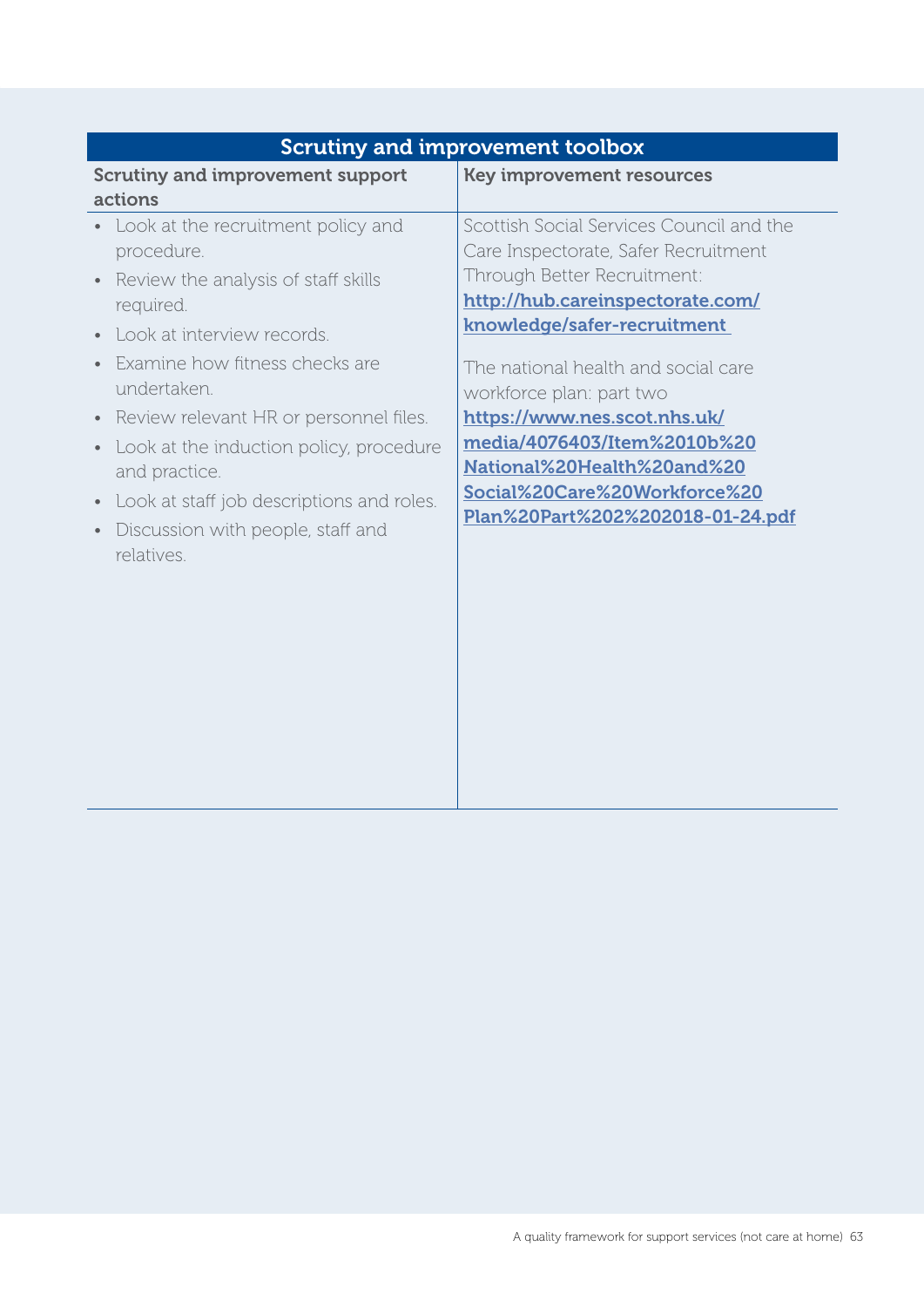| Scrutiny and improvement toolbox | |
|---|---|
| **Scrutiny and improvement support actions** | **Key improvement resources** |
| • Look at the recruitment policy and procedure.<br>• Review the analysis of staff skills required.<br>• Look at interview records.<br>• Examine how fitness checks are undertaken.<br>• Review relevant HR or personnel files.<br>• Look at the induction policy, procedure and practice.<br>• Look at staff job descriptions and roles.<br>• Discussion with people, staff and relatives. | Scottish Social Services Council and the Care Inspectorate, Safer Recruitment Through Better Recruitment: **http://hub.careinspectorate.com/knowledge/safer-recruitment**<br><br>The national health and social care workforce plan: part two **https://www.nes.scot.nhs.uk/media/4076403/Item%2010b%20National%20Health%20and%20Social%20Care%20Workforce%20Plan%20Part%202%202018-01-24.pdf** |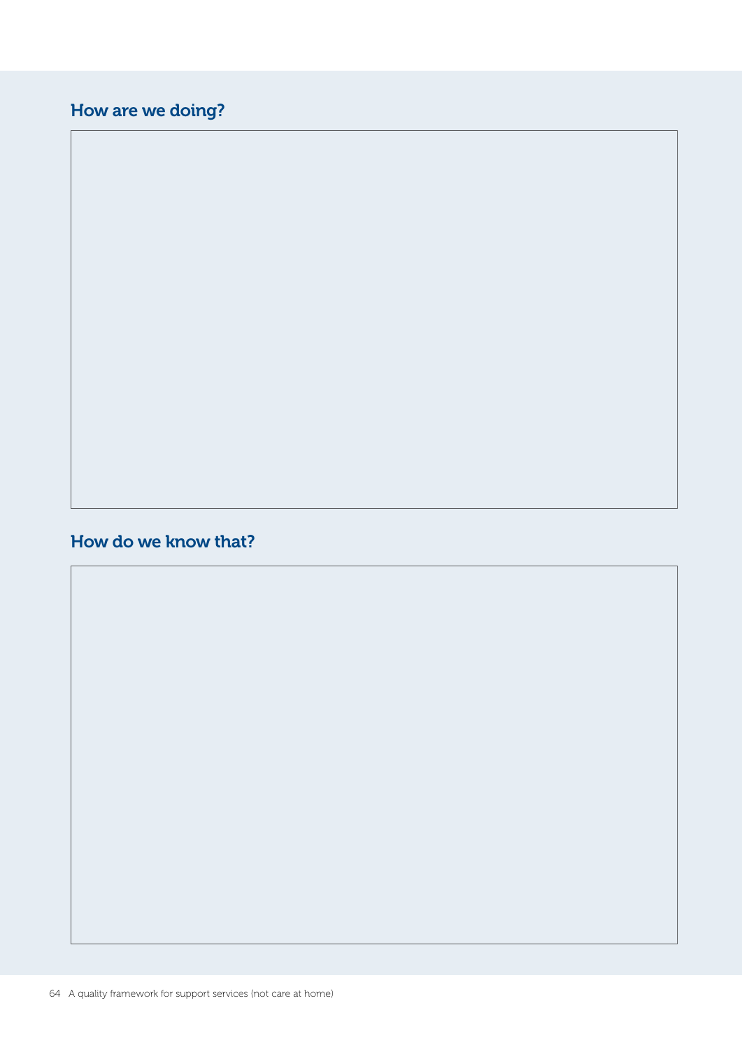## How are we doing?

## How do we know that?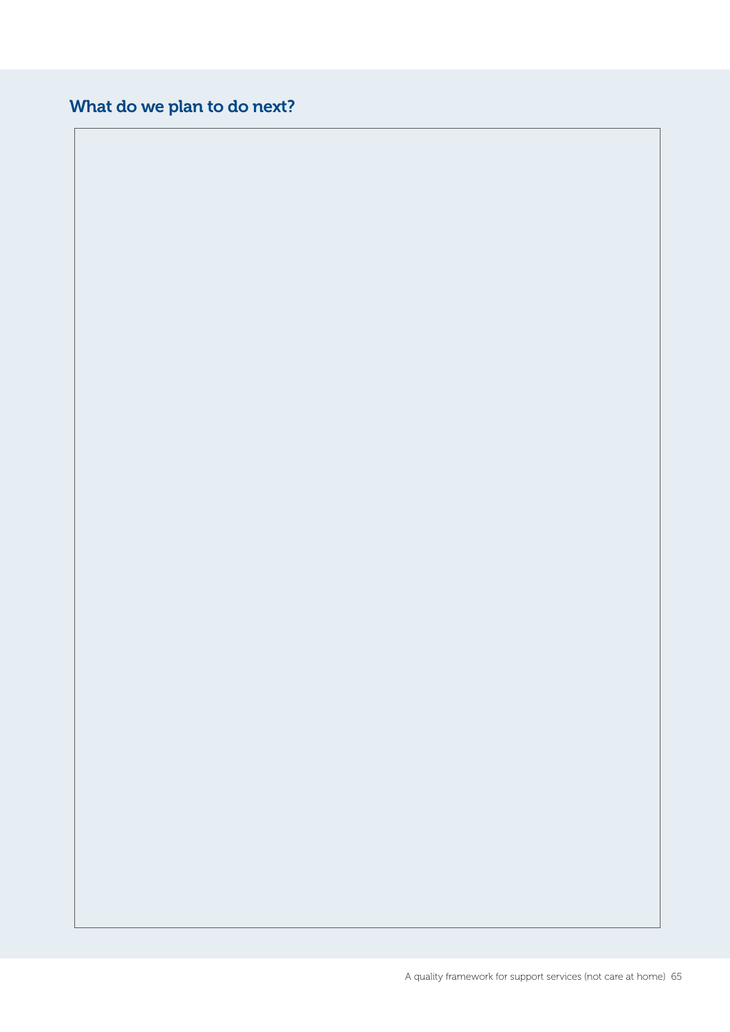## What do we plan to do next?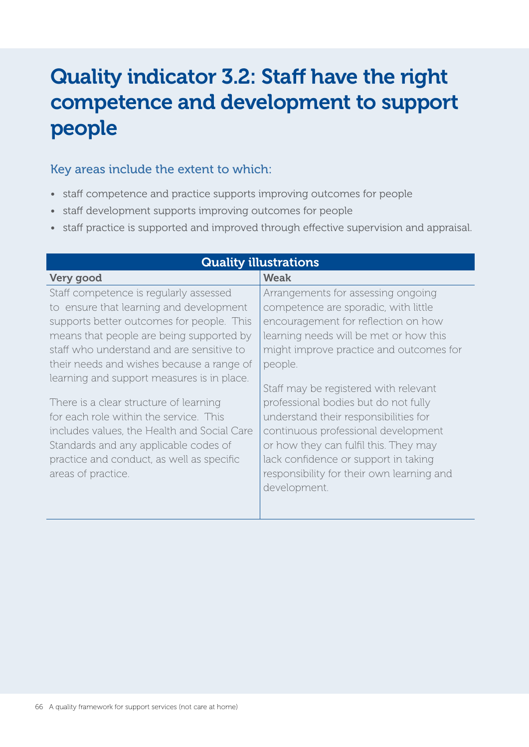# Quality indicator 3.2: Staff have the right competence and development to support people

### Key areas include the extent to which:

- staff competence and practice supports improving outcomes for people
- staff development supports improving outcomes for people
- staff practice is supported and improved through effective supervision and appraisal.

| Quality illustrations | |
|---|---|
| **Very good** | **Weak** |
| Staff competence is regularly assessed to ensure that learning and development supports better outcomes for people. This means that people are being supported by staff who understand and are sensitive to their needs and wishes because a range of learning and support measures is in place.<br><br>There is a clear structure of learning for each role within the service. This includes values, the Health and Social Care Standards and any applicable codes of practice and conduct, as well as specific areas of practice. | Arrangements for assessing ongoing competence are sporadic, with little encouragement for reflection on how learning needs will be met or how this might improve practice and outcomes for people.<br><br>Staff may be registered with relevant professional bodies but do not fully understand their responsibilities for continuous professional development or how they can fulfil this. They may lack confidence or support in taking responsibility for their own learning and development. |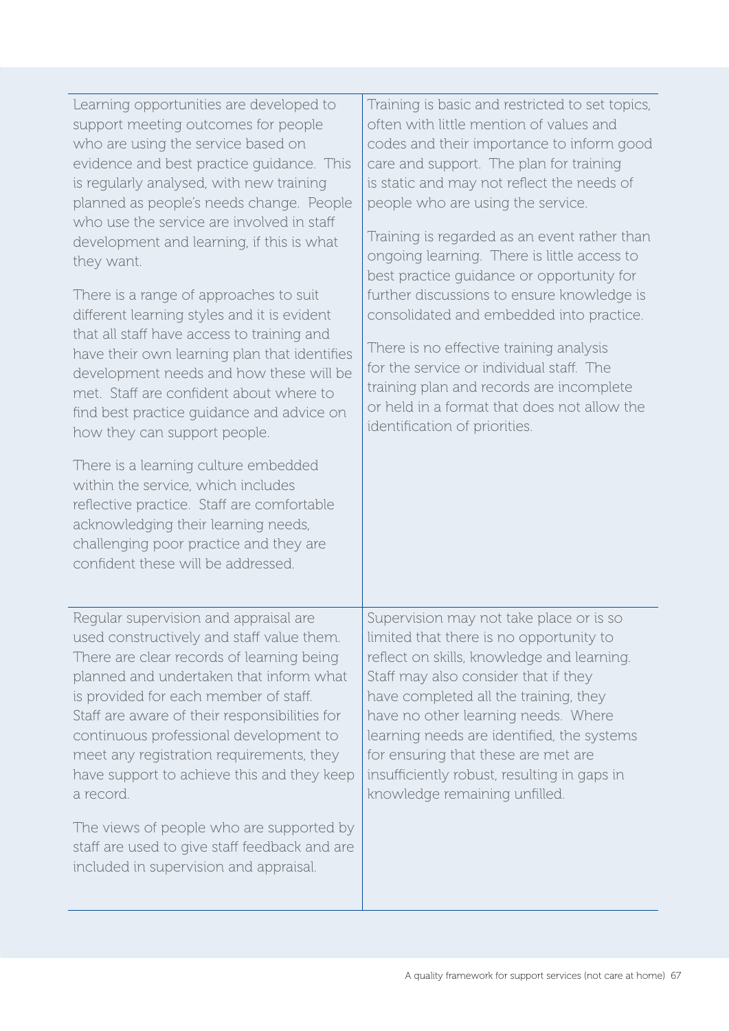| | |
|---|---|
| Learning opportunities are developed to support meeting outcomes for people who are using the service based on evidence and best practice guidance. This is regularly analysed, with new training planned as people's needs change. People who use the service are involved in staff development and learning, if this is what they want.<br><br>There is a range of approaches to suit different learning styles and it is evident that all staff have access to training and have their own learning plan that identifies development needs and how these will be met. Staff are confident about where to find best practice guidance and advice on how they can support people.<br><br>There is a learning culture embedded within the service, which includes reflective practice. Staff are comfortable acknowledging their learning needs, challenging poor practice and they are confident these will be addressed. | Training is basic and restricted to set topics, often with little mention of values and codes and their importance to inform good care and support. The plan for training is static and may not reflect the needs of people who are using the service.<br><br>Training is regarded as an event rather than ongoing learning. There is little access to best practice guidance or opportunity for further discussions to ensure knowledge is consolidated and embedded into practice.<br><br>There is no effective training analysis for the service or individual staff. The training plan and records are incomplete or held in a format that does not allow the identification of priorities. |
| Regular supervision and appraisal are used constructively and staff value them. There are clear records of learning being planned and undertaken that inform what is provided for each member of staff. Staff are aware of their responsibilities for continuous professional development to meet any registration requirements, they have support to achieve this and they keep a record.<br><br>The views of people who are supported by staff are used to give staff feedback and are included in supervision and appraisal. | Supervision may not take place or is so limited that there is no opportunity to reflect on skills, knowledge and learning. Staff may also consider that if they have completed all the training, they have no other learning needs. Where learning needs are identified, the systems for ensuring that these are met are insufficiently robust, resulting in gaps in knowledge remaining unfilled. |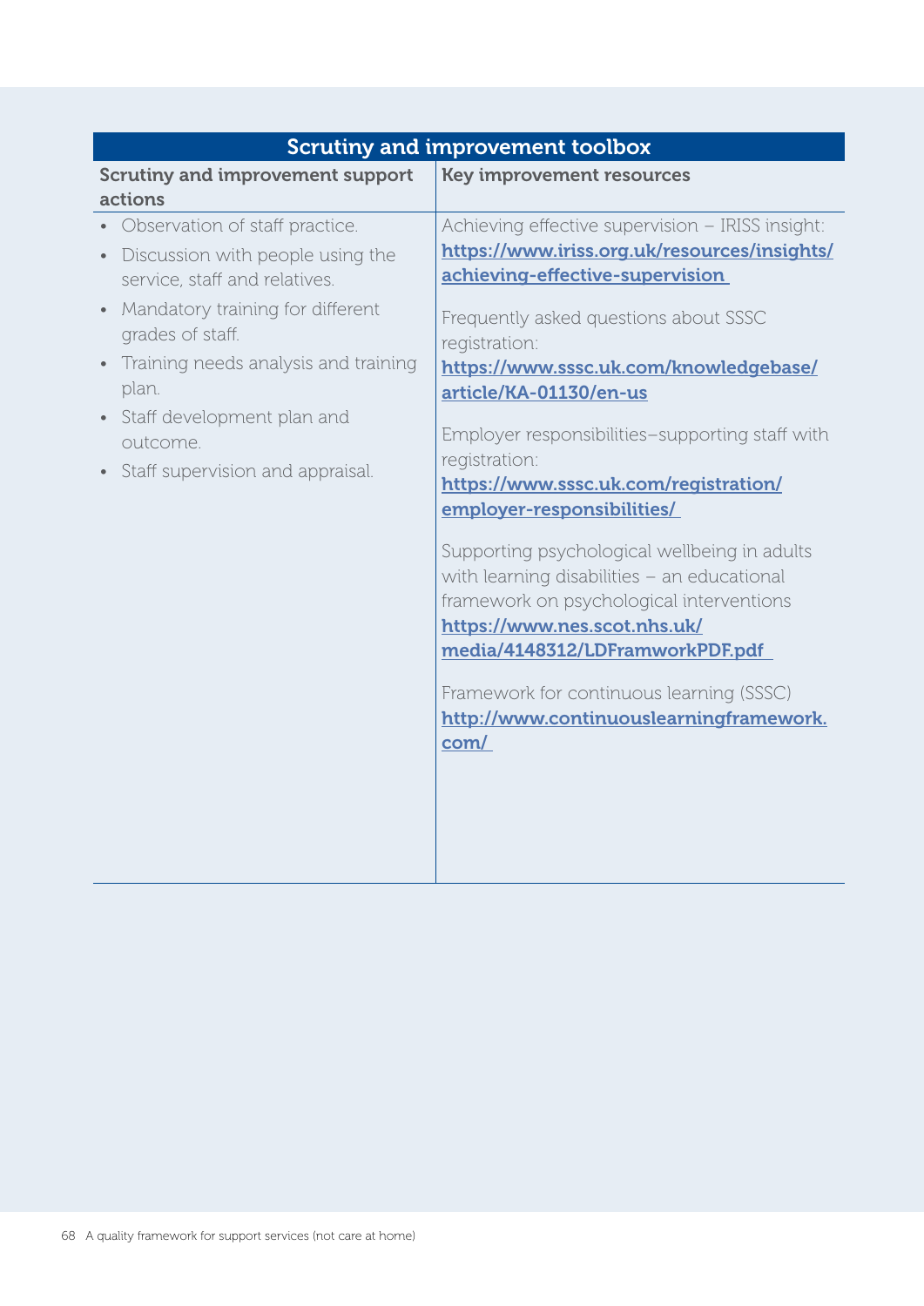## Scrutiny and improvement toolbox

| Scrutiny and improvement support actions | Key improvement resources |
|---|---|
| • Observation of staff practice.<br>• Discussion with people using the service, staff and relatives.<br>• Mandatory training for different grades of staff.<br>• Training needs analysis and training plan.<br>• Staff development plan and outcome.<br>• Staff supervision and appraisal. | Achieving effective supervision – IRISS insight: **https://www.iriss.org.uk/resources/insights/achieving-effective-supervision**<br><br>Frequently asked questions about SSSC registration: **https://www.sssc.uk.com/knowledgebase/article/KA-01130/en-us**<br><br>Employer responsibilities–supporting staff with registration: **https://www.sssc.uk.com/registration/employer-responsibilities/**<br><br>Supporting psychological wellbeing in adults with learning disabilities – an educational framework on psychological interventions **https://www.nes.scot.nhs.uk/media/4148312/LDFramworkPDF.pdf**<br><br>Framework for continuous learning (SSSC) **http://www.continuouslearningframework.com/** |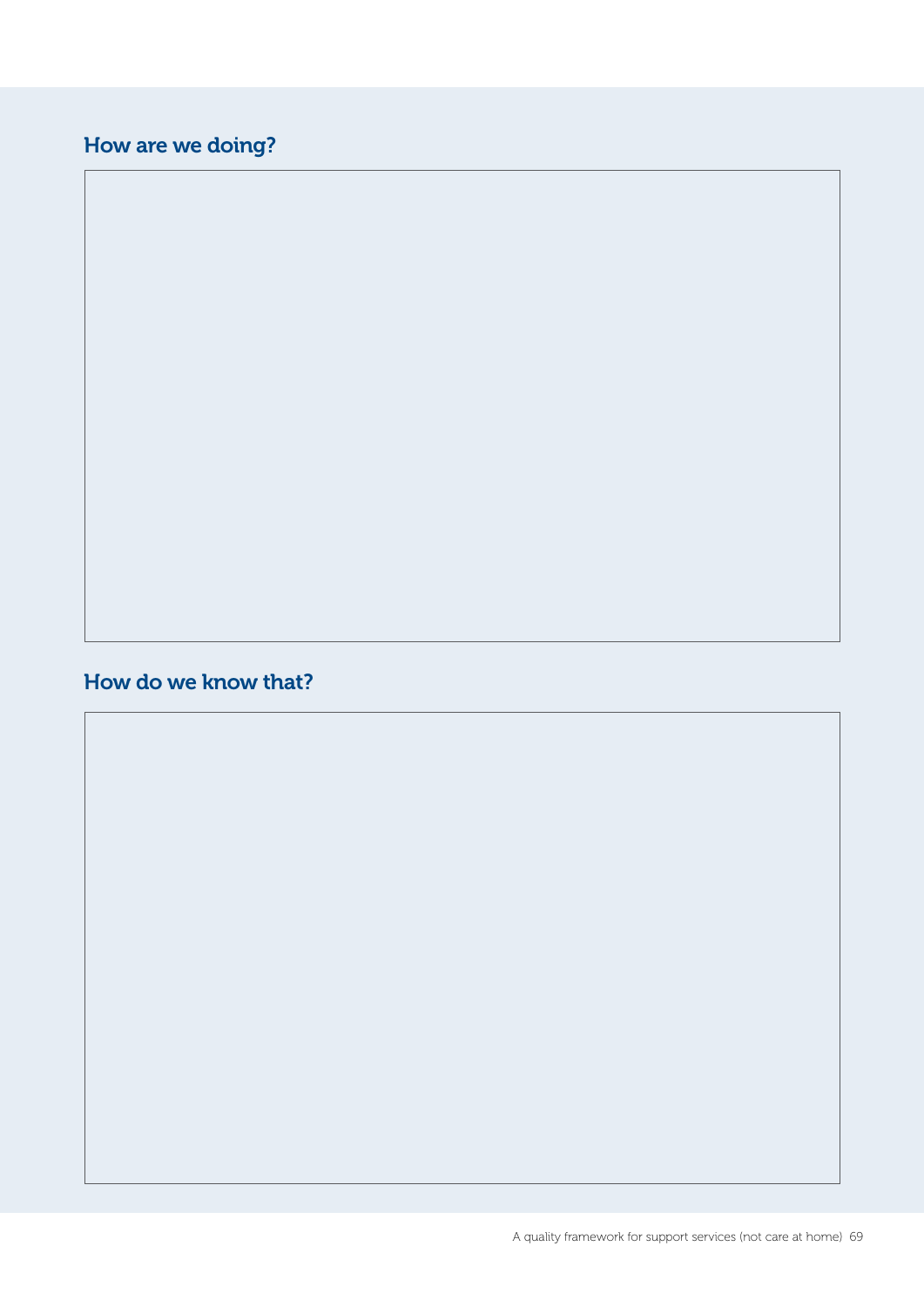## How are we doing?

## How do we know that?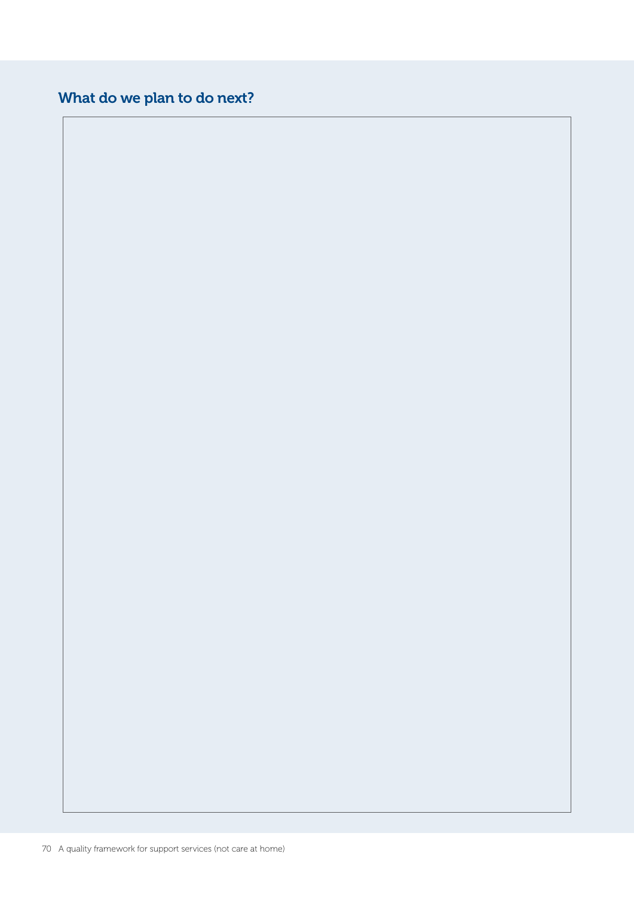## What do we plan to do next?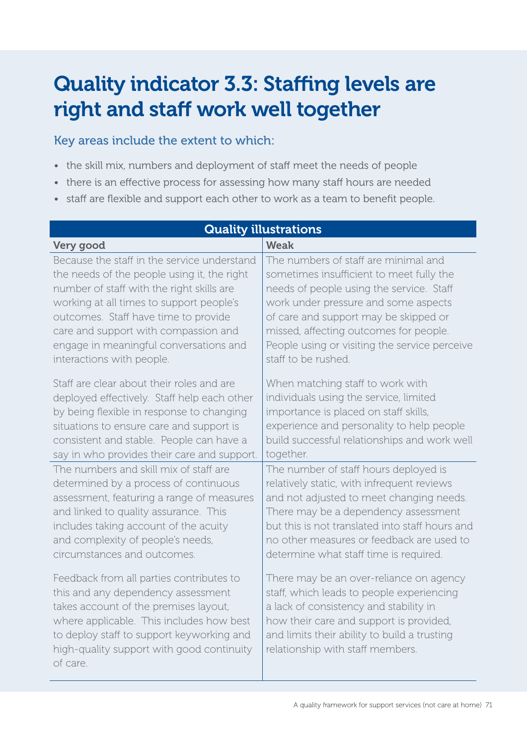# Quality indicator 3.3: Staffing levels are right and staff work well together

### Key areas include the extent to which:

- the skill mix, numbers and deployment of staff meet the needs of people
- there is an effective process for assessing how many staff hours are needed
- staff are flexible and support each other to work as a team to benefit people.

| Quality illustrations | |
|---|---|
| **Very good** | **Weak** |
| Because the staff in the service understand the needs of the people using it, the right number of staff with the right skills are working at all times to support people's outcomes. Staff have time to provide care and support with compassion and engage in meaningful conversations and interactions with people.<br><br>Staff are clear about their roles and are deployed effectively. Staff help each other by being flexible in response to changing situations to ensure care and support is consistent and stable. People can have a say in who provides their care and support. | The numbers of staff are minimal and sometimes insufficient to meet fully the needs of people using the service. Staff work under pressure and some aspects of care and support may be skipped or missed, affecting outcomes for people. People using or visiting the service perceive staff to be rushed.<br><br>When matching staff to work with individuals using the service, limited importance is placed on staff skills, experience and personality to help people build successful relationships and work well together. |
| The numbers and skill mix of staff are determined by a process of continuous assessment, featuring a range of measures and linked to quality assurance. This includes taking account of the acuity and complexity of people's needs, circumstances and outcomes.<br><br>Feedback from all parties contributes to this and any dependency assessment takes account of the premises layout, where applicable. This includes how best to deploy staff to support keyworking and high-quality support with good continuity of care. | The number of staff hours deployed is relatively static, with infrequent reviews and not adjusted to meet changing needs. There may be a dependency assessment but this is not translated into staff hours and no other measures or feedback are used to determine what staff time is required.<br><br>There may be an over-reliance on agency staff, which leads to people experiencing a lack of consistency and stability in how their care and support is provided, and limits their ability to build a trusting relationship with staff members. |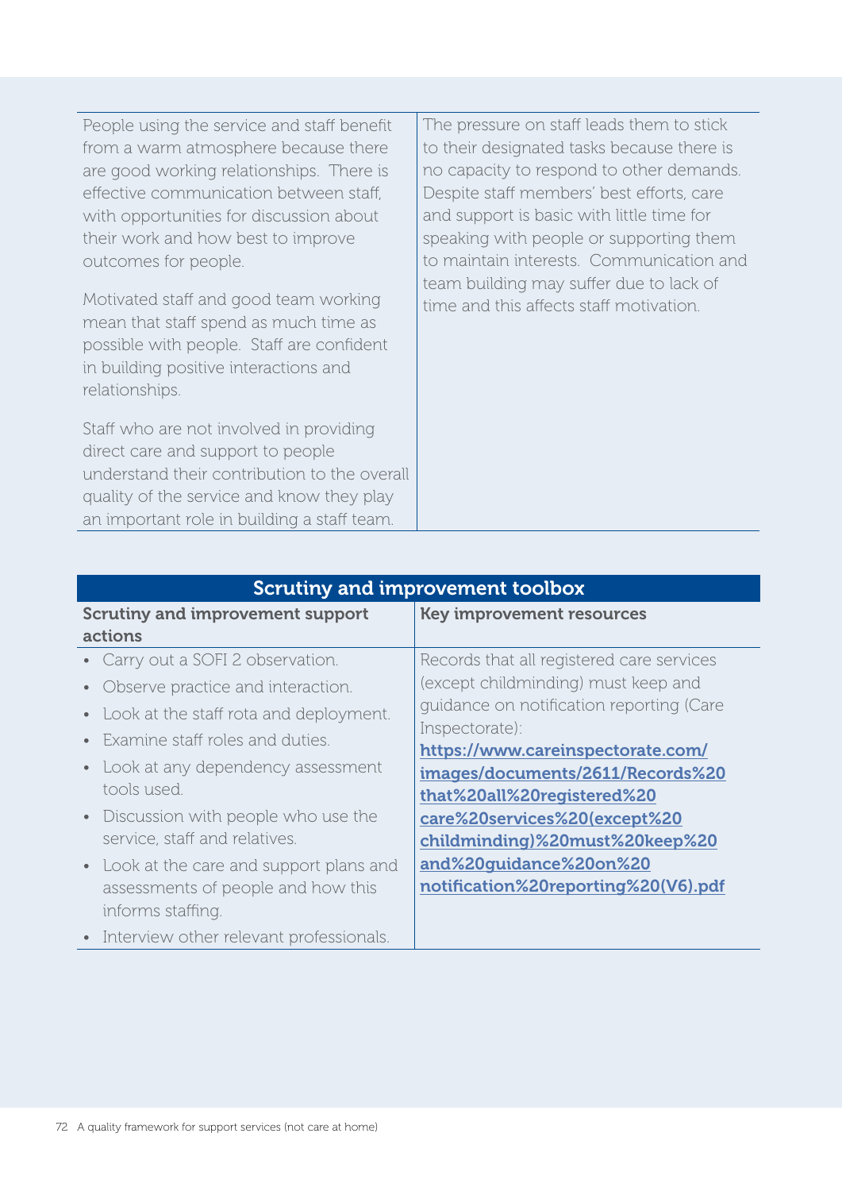| | |
|---|---|
| People using the service and staff benefit from a warm atmosphere because there are good working relationships. There is effective communication between staff, with opportunities for discussion about their work and how best to improve outcomes for people.<br><br>Motivated staff and good team working mean that staff spend as much time as possible with people. Staff are confident in building positive interactions and relationships.<br><br>Staff who are not involved in providing direct care and support to people understand their contribution to the overall quality of the service and know they play an important role in building a staff team. | The pressure on staff leads them to stick to their designated tasks because there is no capacity to respond to other demands. Despite staff members' best efforts, care and support is basic with little time for speaking with people or supporting them to maintain interests. Communication and team building may suffer due to lack of time and this affects staff motivation. |

| Scrutiny and improvement toolbox | |
|---|---|
| **Scrutiny and improvement support actions** | **Key improvement resources** |
| • Carry out a SOFI 2 observation.<br>• Observe practice and interaction.<br>• Look at the staff rota and deployment.<br>• Examine staff roles and duties.<br>• Look at any dependency assessment tools used.<br>• Discussion with people who use the service, staff and relatives.<br>• Look at the care and support plans and assessments of people and how this informs staffing.<br>• Interview other relevant professionals. | Records that all registered care services (except childminding) must keep and guidance on notification reporting (Care Inspectorate):<br>**https://www.careinspectorate.com/images/documents/2611/Records%20that%20all%20registered%20care%20services%20(except%20childminding)%20must%20keep%20and%20guidance%20on%20notification%20reporting%20(V6).pdf** |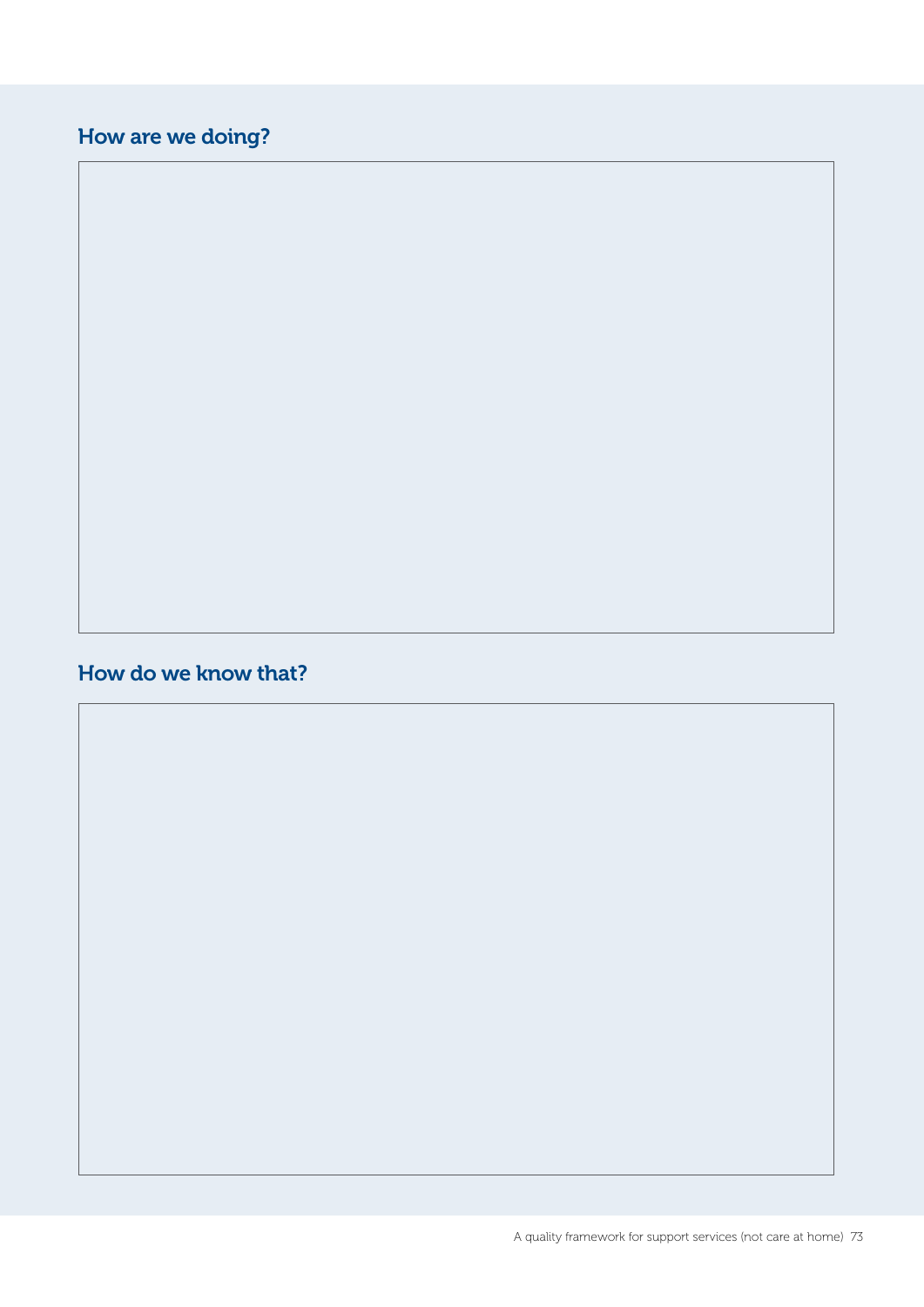## How are we doing?

## How do we know that?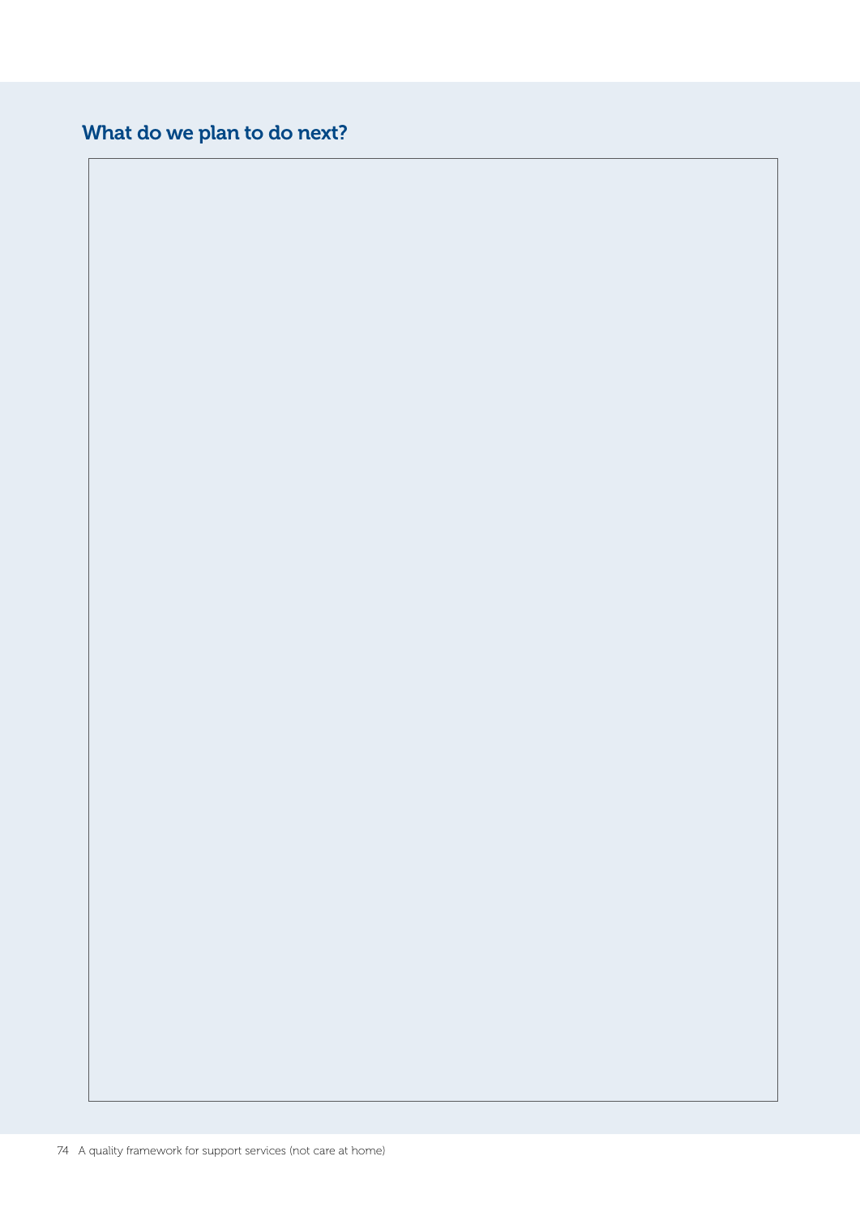## What do we plan to do next?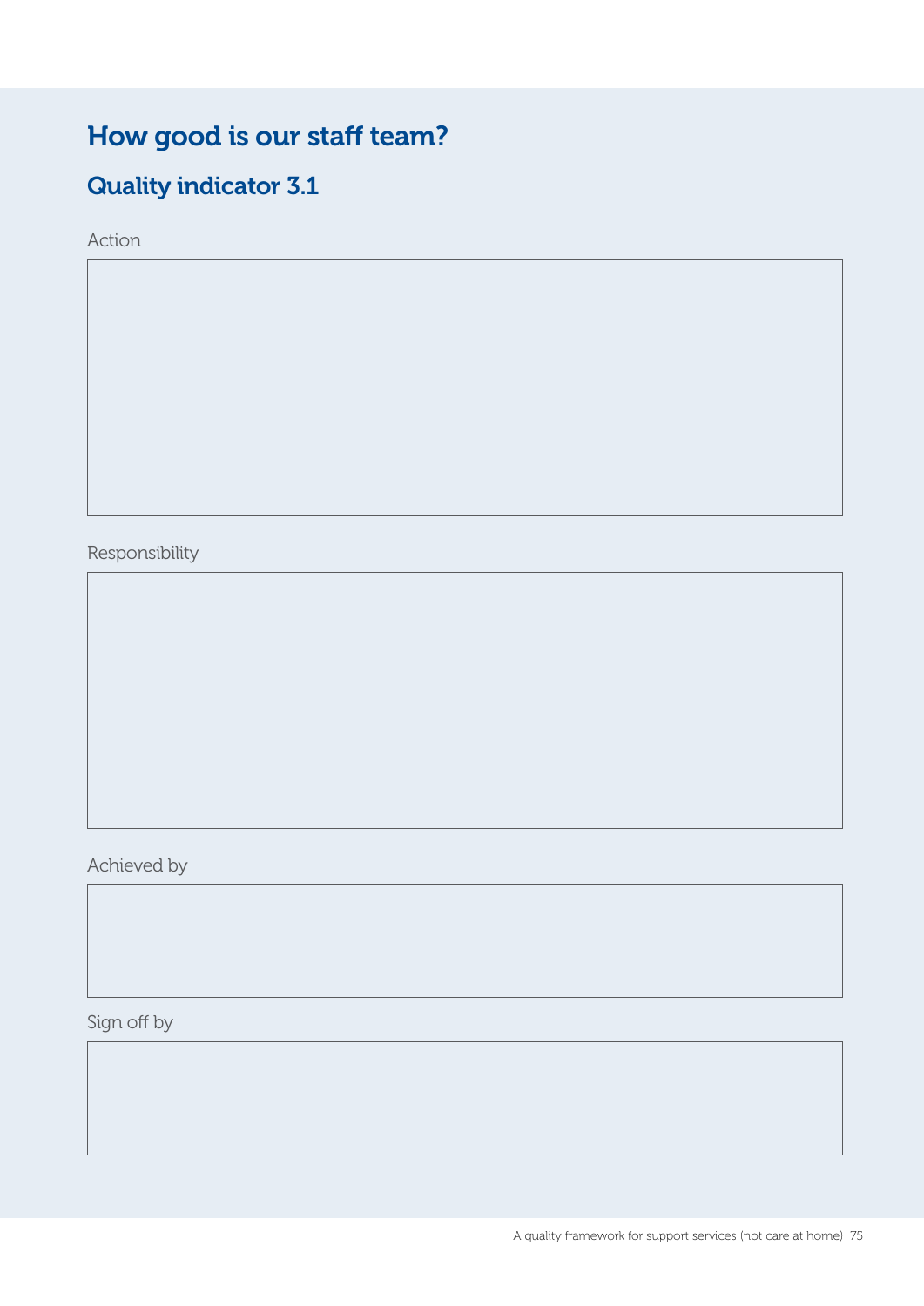## How good is our staff team?

### Quality indicator 3.1

Action

Responsibility

Achieved by

Sign off by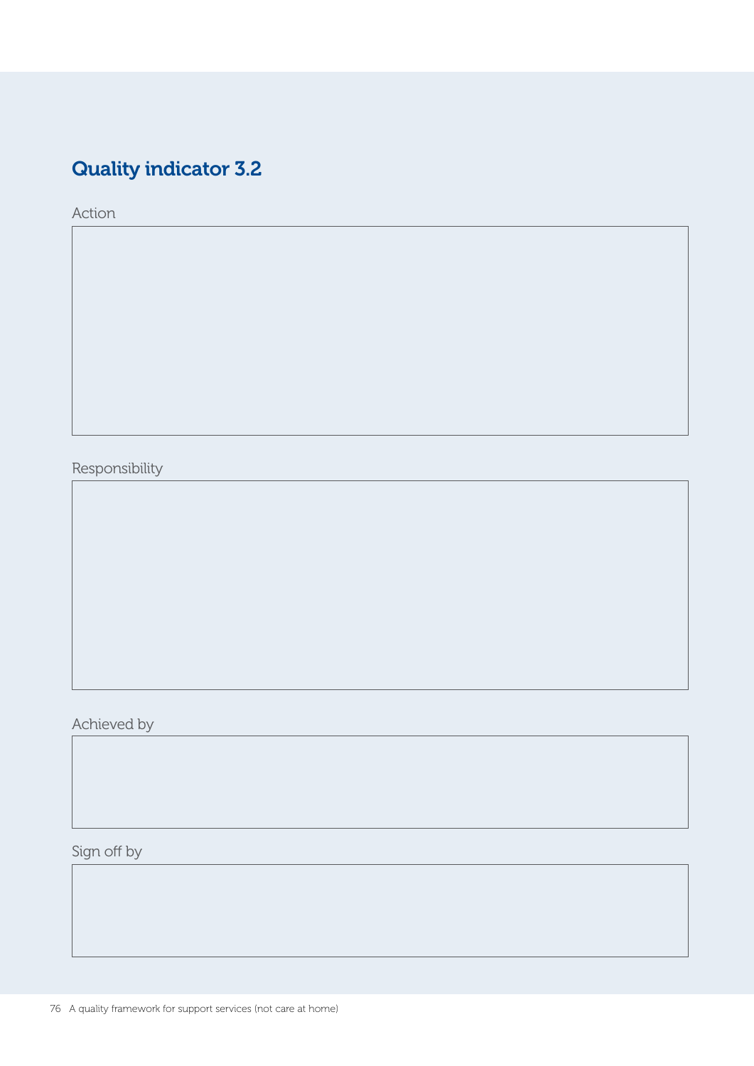## Quality indicator 3.2

Action

Responsibility

Achieved by

Sign off by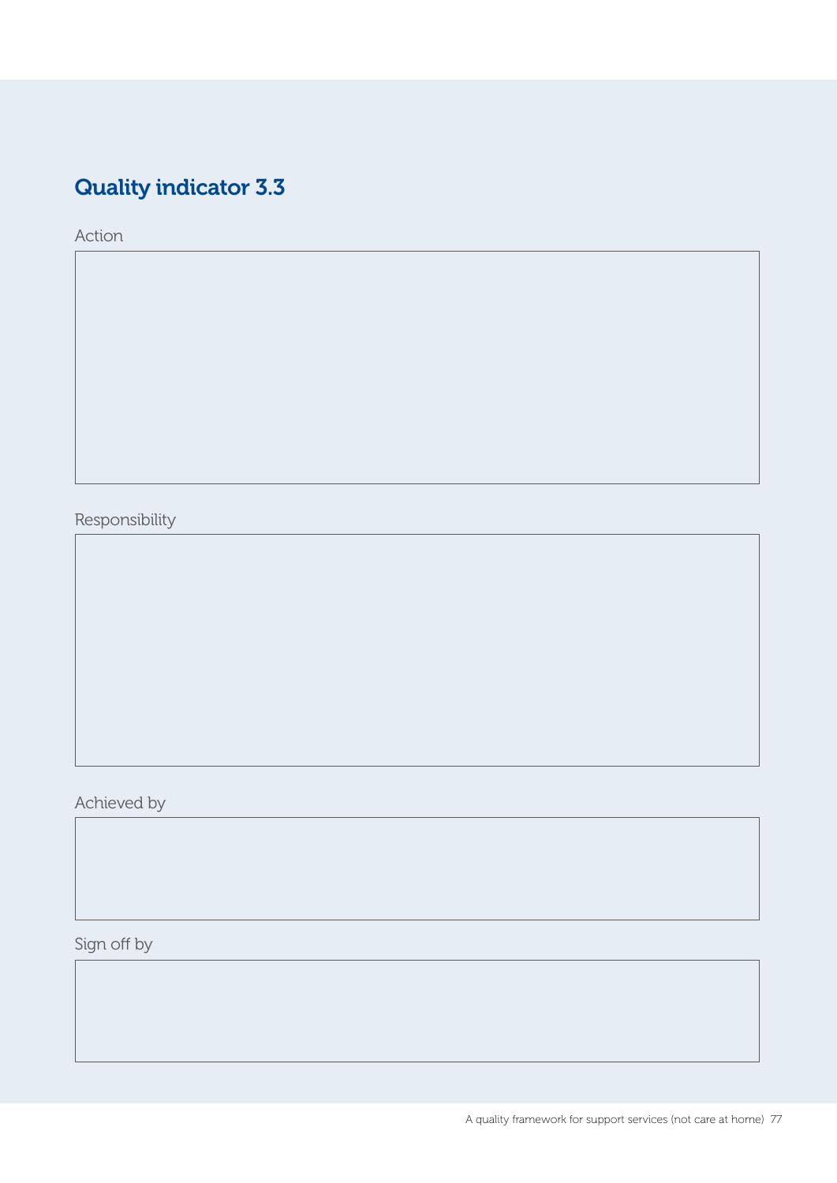## Quality indicator 3.3

Action

Responsibility

Achieved by

Sign off by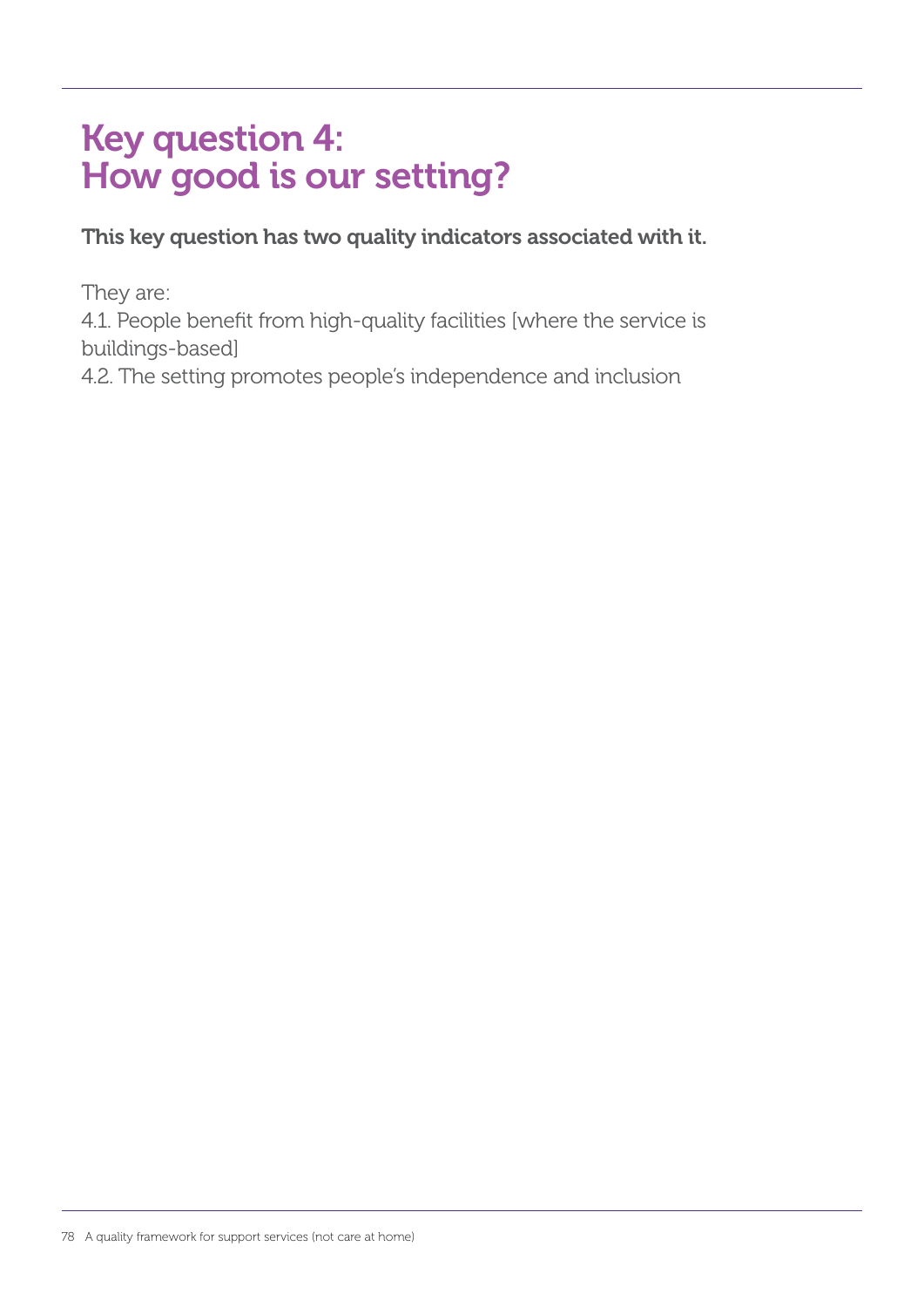# Key question 4: How good is our setting?

**This key question has two quality indicators associated with it.**

They are:

4.1. People benefit from high-quality facilities [where the service is buildings-based]

4.2. The setting promotes people's independence and inclusion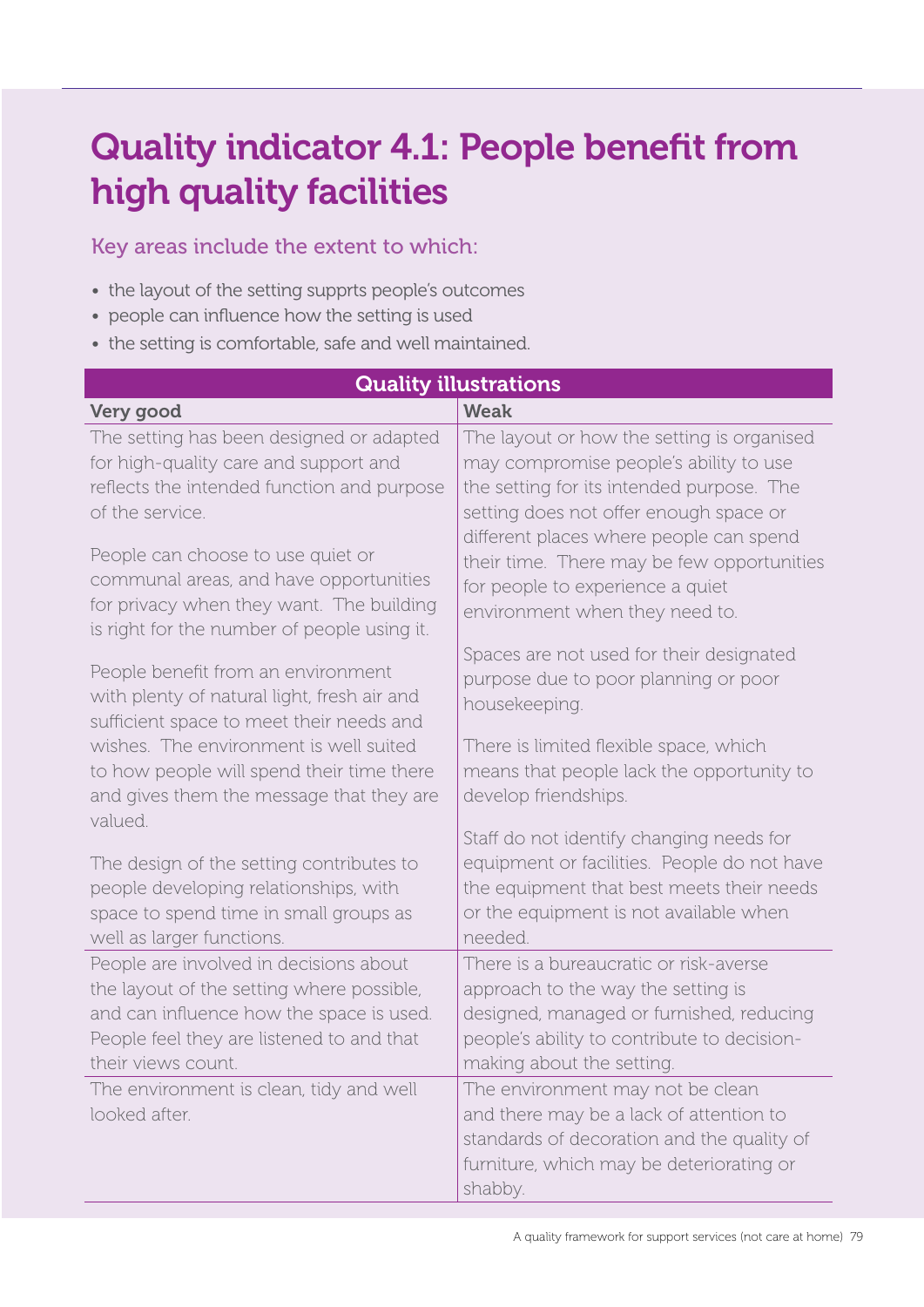# Quality indicator 4.1: People benefit from high quality facilities

Key areas include the extent to which:

- the layout of the setting supprts people's outcomes
- people can influence how the setting is used
- the setting is comfortable, safe and well maintained.

| Quality illustrations | |
|---|---|
| **Very good** | **Weak** |
| The setting has been designed or adapted for high-quality care and support and reflects the intended function and purpose of the service.<br><br>People can choose to use quiet or communal areas, and have opportunities for privacy when they want. The building is right for the number of people using it.<br><br>People benefit from an environment with plenty of natural light, fresh air and sufficient space to meet their needs and wishes. The environment is well suited to how people will spend their time there and gives them the message that they are valued.<br><br>The design of the setting contributes to people developing relationships, with space to spend time in small groups as well as larger functions. | The layout or how the setting is organised may compromise people's ability to use the setting for its intended purpose. The setting does not offer enough space or different places where people can spend their time. There may be few opportunities for people to experience a quiet environment when they need to.<br><br>Spaces are not used for their designated purpose due to poor planning or poor housekeeping.<br><br>There is limited flexible space, which means that people lack the opportunity to develop friendships.<br><br>Staff do not identify changing needs for equipment or facilities. People do not have the equipment that best meets their needs or the equipment is not available when needed. |
| People are involved in decisions about the layout of the setting where possible, and can influence how the space is used. People feel they are listened to and that their views count. | There is a bureaucratic or risk-averse approach to the way the setting is designed, managed or furnished, reducing people's ability to contribute to decision-making about the setting. |
| The environment is clean, tidy and well looked after. | The environment may not be clean and there may be a lack of attention to standards of decoration and the quality of furniture, which may be deteriorating or shabby. |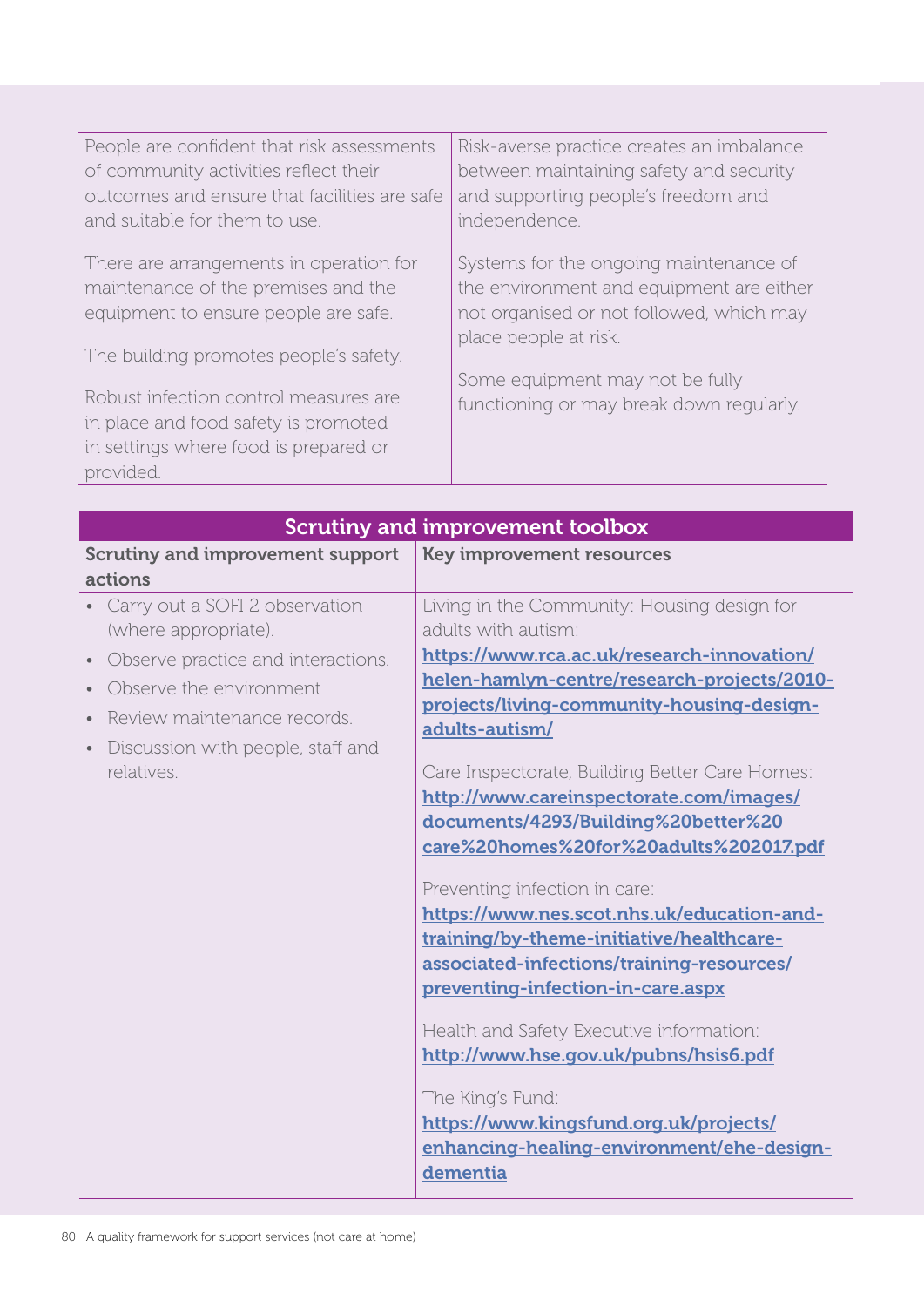| | |
|---|---|
| People are confident that risk assessments of community activities reflect their outcomes and ensure that facilities are safe and suitable for them to use.<br><br>There are arrangements in operation for maintenance of the premises and the equipment to ensure people are safe.<br><br>The building promotes people's safety.<br><br>Robust infection control measures are in place and food safety is promoted in settings where food is prepared or provided. | Risk-averse practice creates an imbalance between maintaining safety and security and supporting people's freedom and independence.<br><br>Systems for the ongoing maintenance of the environment and equipment are either not organised or not followed, which may place people at risk.<br><br>Some equipment may not be fully functioning or may break down regularly. |

| Scrutiny and improvement toolbox | |
|---|---|
| **Scrutiny and improvement support actions** | **Key improvement resources** |
| • Carry out a SOFI 2 observation (where appropriate).<br>• Observe practice and interactions.<br>• Observe the environment<br>• Review maintenance records.<br>• Discussion with people, staff and relatives. | Living in the Community: Housing design for adults with autism: **https://www.rca.ac.uk/research-innovation/helen-hamlyn-centre/research-projects/2010-projects/living-community-housing-design-adults-autism/**<br><br>Care Inspectorate, Building Better Care Homes: **http://www.careinspectorate.com/images/documents/4293/Building%20better%20care%20homes%20for%20adults%202017.pdf**<br><br>Preventing infection in care: **https://www.nes.scot.nhs.uk/education-and-training/by-theme-initiative/healthcare-associated-infections/training-resources/preventing-infection-in-care.aspx**<br><br>Health and Safety Executive information: **http://www.hse.gov.uk/pubns/hsis6.pdf**<br><br>The King's Fund: **https://www.kingsfund.org.uk/projects/enhancing-healing-environment/ehe-design-dementia** |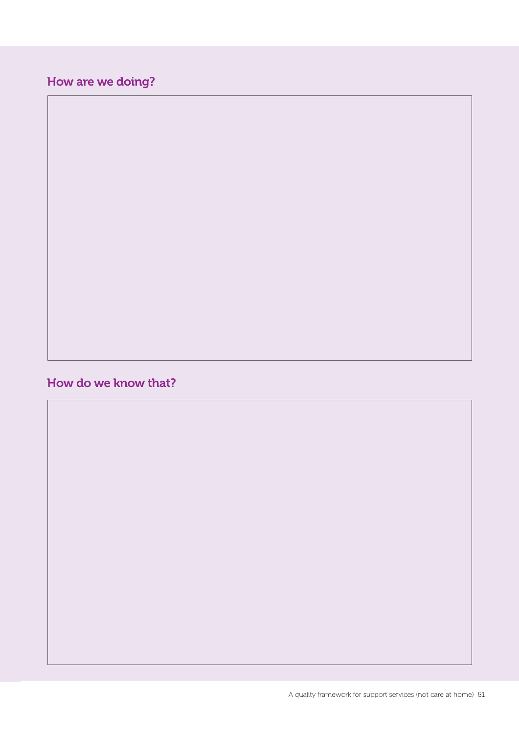## How are we doing?

## How do we know that?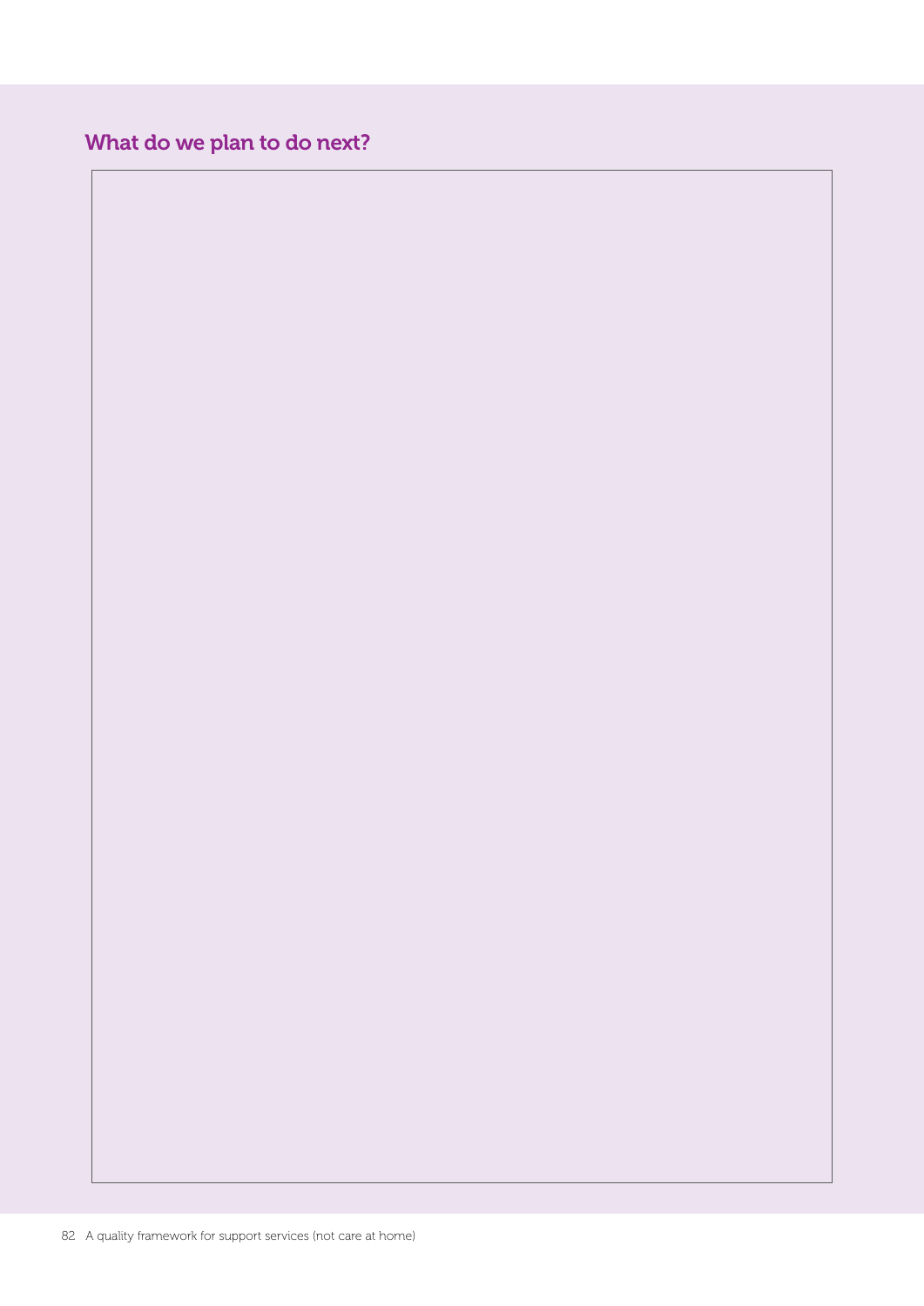## What do we plan to do next?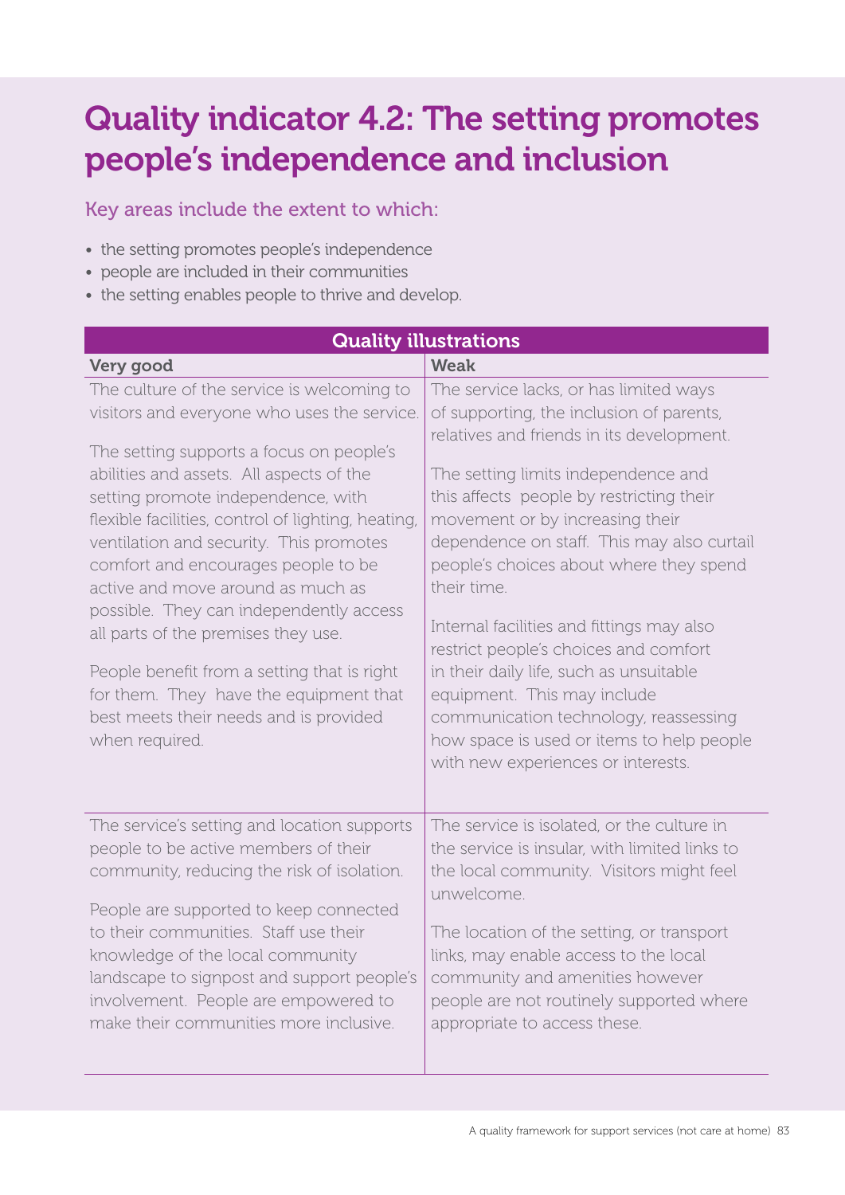# Quality indicator 4.2: The setting promotes people's independence and inclusion

Key areas include the extent to which:

- the setting promotes people's independence
- people are included in their communities
- the setting enables people to thrive and develop.

| Quality illustrations | |
|---|---|
| **Very good** | **Weak** |
| The culture of the service is welcoming to visitors and everyone who uses the service.<br><br>The setting supports a focus on people's abilities and assets. All aspects of the setting promote independence, with flexible facilities, control of lighting, heating, ventilation and security. This promotes comfort and encourages people to be active and move around as much as possible. They can independently access all parts of the premises they use.<br><br>People benefit from a setting that is right for them. They have the equipment that best meets their needs and is provided when required. | The service lacks, or has limited ways of supporting, the inclusion of parents, relatives and friends in its development.<br><br>The setting limits independence and this affects people by restricting their movement or by increasing their dependence on staff. This may also curtail people's choices about where they spend their time.<br><br>Internal facilities and fittings may also restrict people's choices and comfort in their daily life, such as unsuitable equipment. This may include communication technology, reassessing how space is used or items to help people with new experiences or interests. |
| The service's setting and location supports people to be active members of their community, reducing the risk of isolation.<br><br>People are supported to keep connected to their communities. Staff use their knowledge of the local community landscape to signpost and support people's involvement. People are empowered to make their communities more inclusive. | The service is isolated, or the culture in the service is insular, with limited links to the local community. Visitors might feel unwelcome.<br><br>The location of the setting, or transport links, may enable access to the local community and amenities however people are not routinely supported where appropriate to access these. |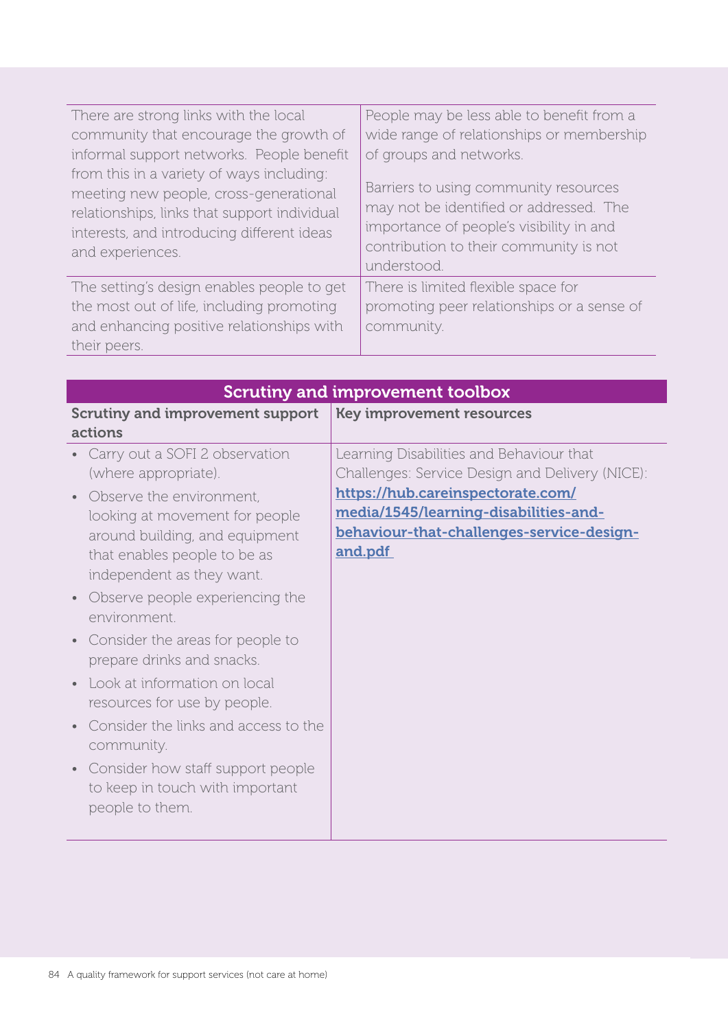| | |
|---|---|
| There are strong links with the local community that encourage the growth of informal support networks. People benefit from this in a variety of ways including: meeting new people, cross-generational relationships, links that support individual interests, and introducing different ideas and experiences. | People may be less able to benefit from a wide range of relationships or membership of groups and networks.<br><br>Barriers to using community resources may not be identified or addressed. The importance of people's visibility in and contribution to their community is not understood. |
| The setting's design enables people to get the most out of life, including promoting and enhancing positive relationships with their peers. | There is limited flexible space for promoting peer relationships or a sense of community. |

| Scrutiny and improvement toolbox | |
|---|---|
| **Scrutiny and improvement support actions** | **Key improvement resources** |
| • Carry out a SOFI 2 observation (where appropriate).<br>• Observe the environment, looking at movement for people around building, and equipment that enables people to be as independent as they want.<br>• Observe people experiencing the environment.<br>• Consider the areas for people to prepare drinks and snacks.<br>• Look at information on local resources for use by people.<br>• Consider the links and access to the community.<br>• Consider how staff support people to keep in touch with important people to them. | Learning Disabilities and Behaviour that Challenges: Service Design and Delivery (NICE): **https://hub.careinspectorate.com/media/1545/learning-disabilities-and-behaviour-that-challenges-service-design-and.pdf** |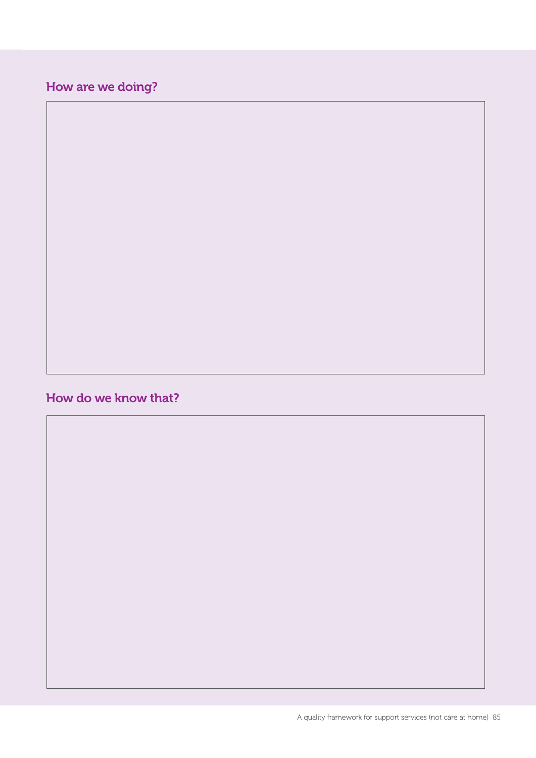## How are we doing?

## How do we know that?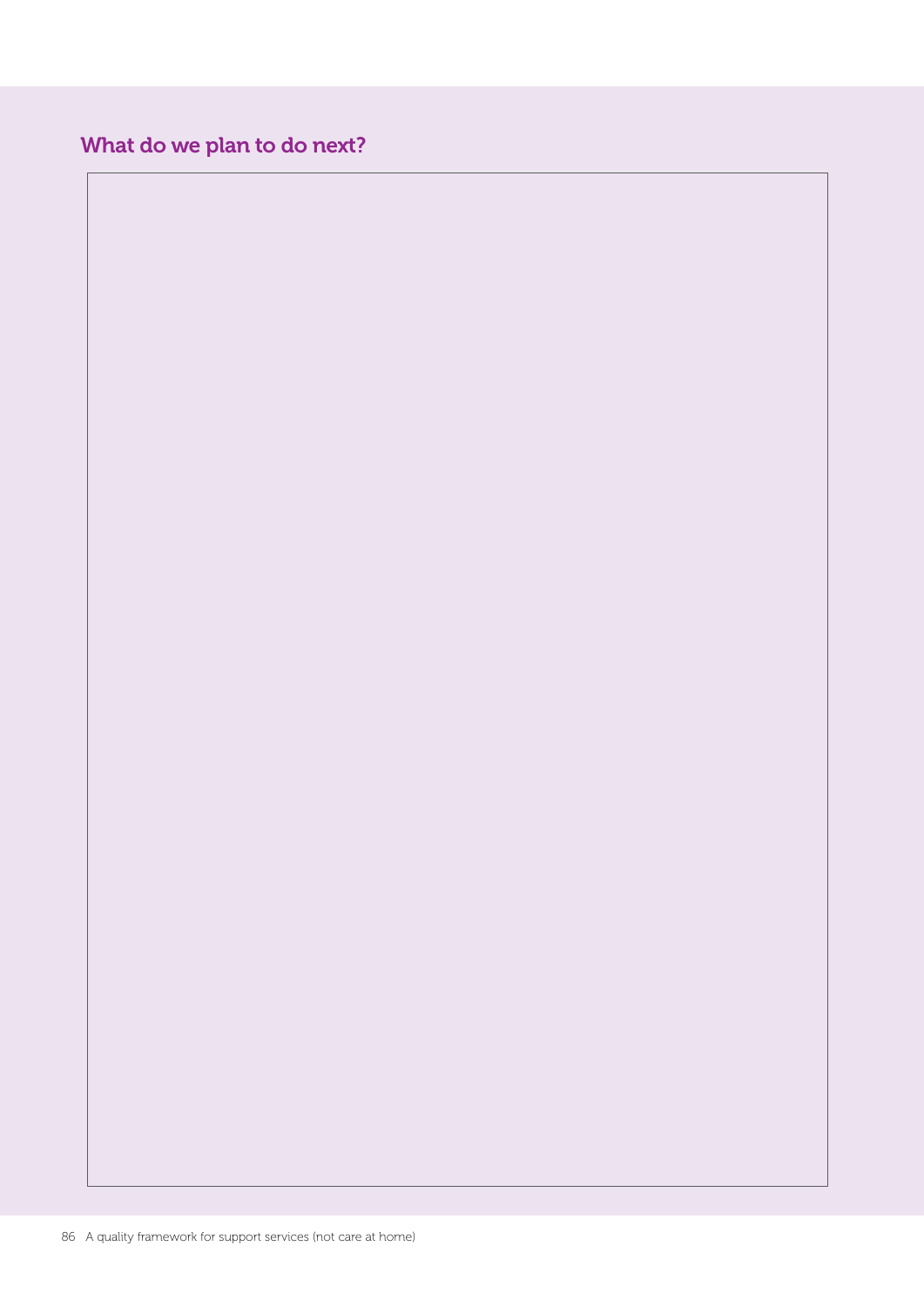## What do we plan to do next?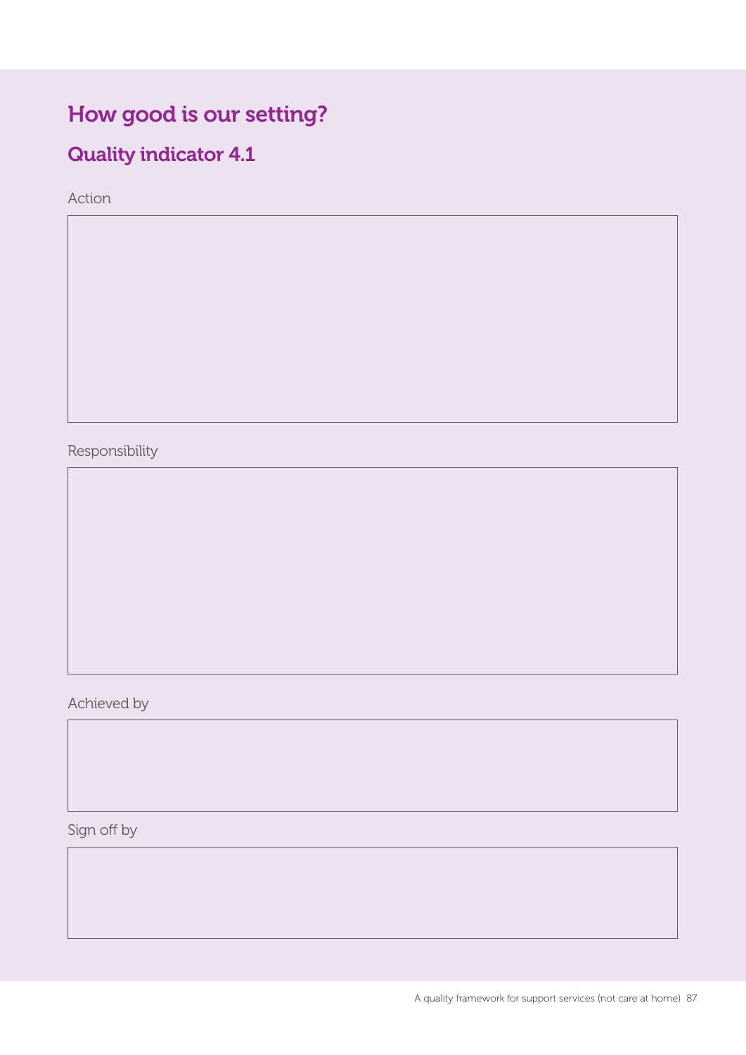# How good is our setting?

## Quality indicator 4.1

Action

Responsibility

Achieved by

Sign off by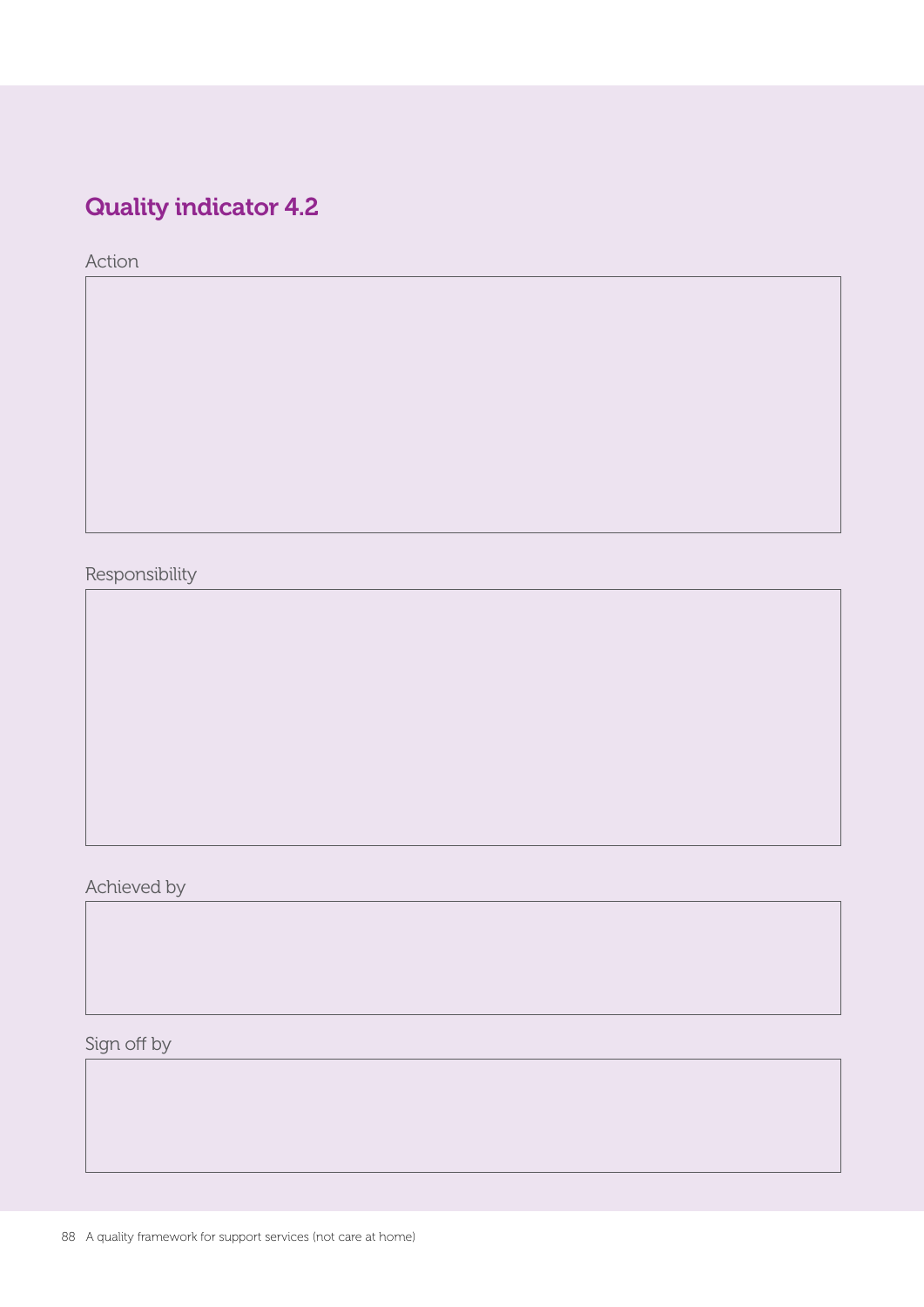## Quality indicator 4.2

Action

Responsibility

Achieved by

Sign off by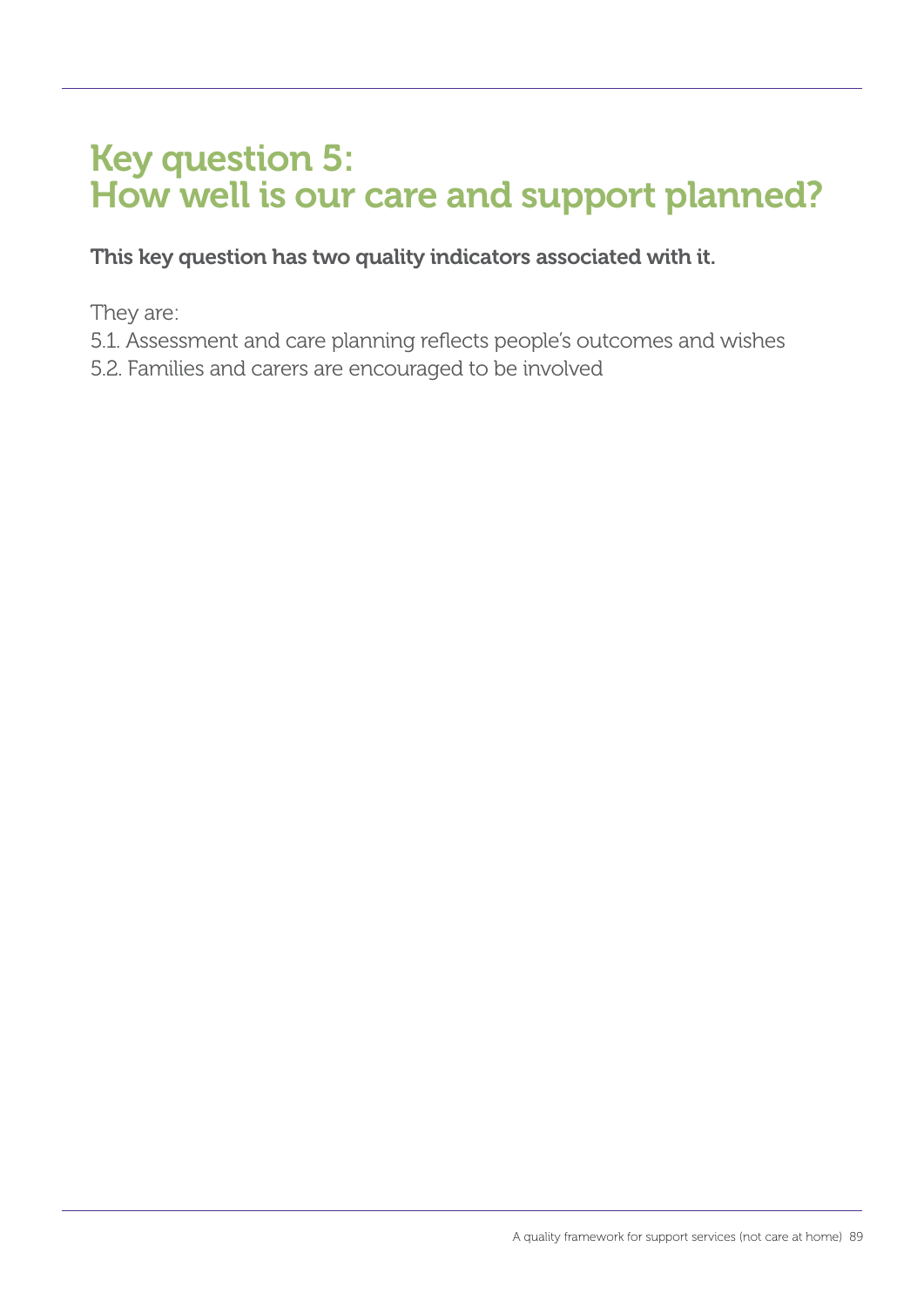# Key question 5: How well is our care and support planned?

**This key question has two quality indicators associated with it.**

They are:

5.1. Assessment and care planning reflects people's outcomes and wishes

5.2. Families and carers are encouraged to be involved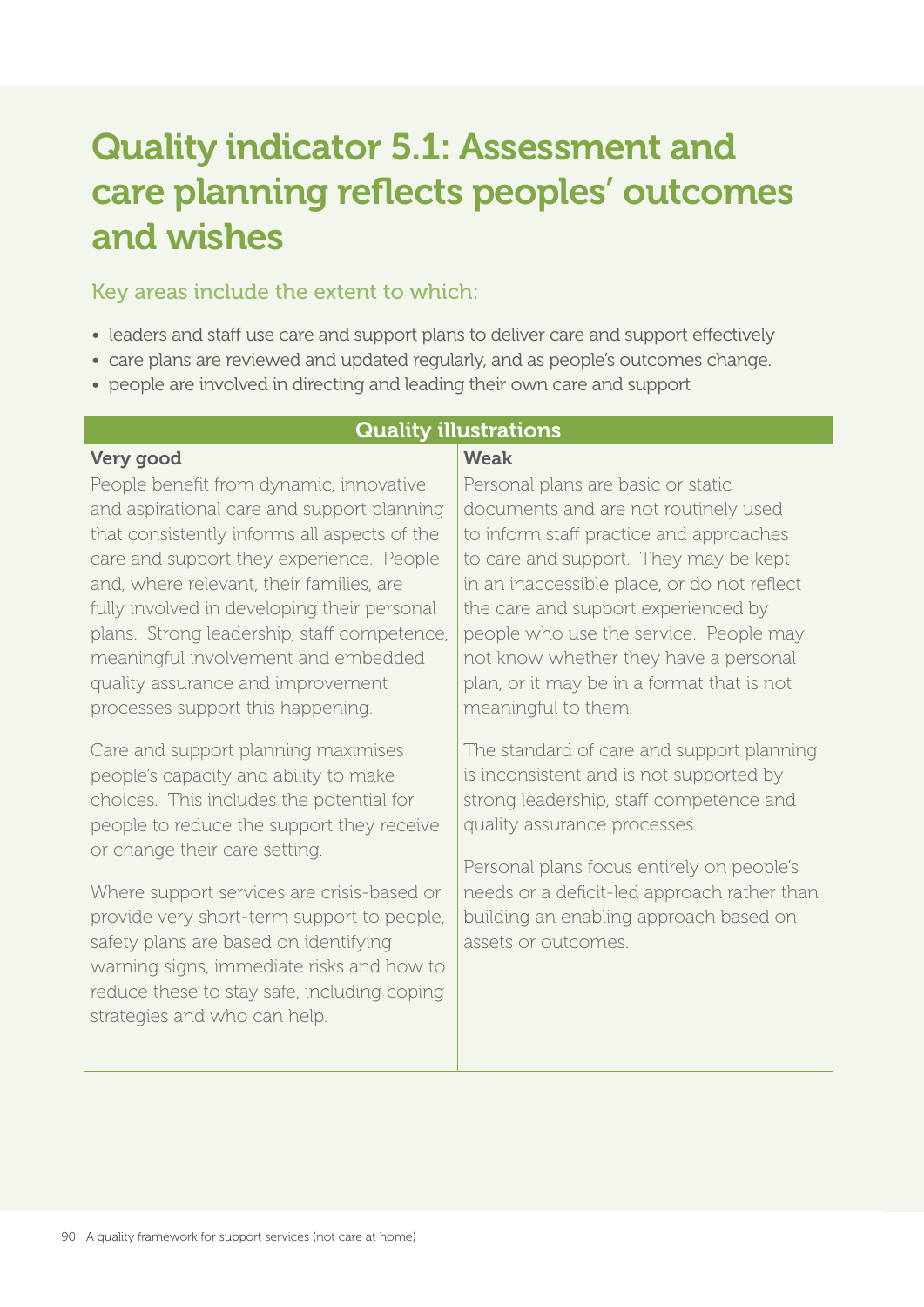# Quality indicator 5.1: Assessment and care planning reflects peoples' outcomes and wishes

Key areas include the extent to which:

- leaders and staff use care and support plans to deliver care and support effectively
- care plans are reviewed and updated regularly, and as people's outcomes change.
- people are involved in directing and leading their own care and support

| Quality illustrations | |
|---|---|
| **Very good** | **Weak** |
| People benefit from dynamic, innovative and aspirational care and support planning that consistently informs all aspects of the care and support they experience. People and, where relevant, their families, are fully involved in developing their personal plans. Strong leadership, staff competence, meaningful involvement and embedded quality assurance and improvement processes support this happening.<br><br>Care and support planning maximises people's capacity and ability to make choices. This includes the potential for people to reduce the support they receive or change their care setting.<br><br>Where support services are crisis-based or provide very short-term support to people, safety plans are based on identifying warning signs, immediate risks and how to reduce these to stay safe, including coping strategies and who can help. | Personal plans are basic or static documents and are not routinely used to inform staff practice and approaches to care and support. They may be kept in an inaccessible place, or do not reflect the care and support experienced by people who use the service. People may not know whether they have a personal plan, or it may be in a format that is not meaningful to them.<br><br>The standard of care and support planning is inconsistent and is not supported by strong leadership, staff competence and quality assurance processes.<br><br>Personal plans focus entirely on people's needs or a deficit-led approach rather than building an enabling approach based on assets or outcomes. |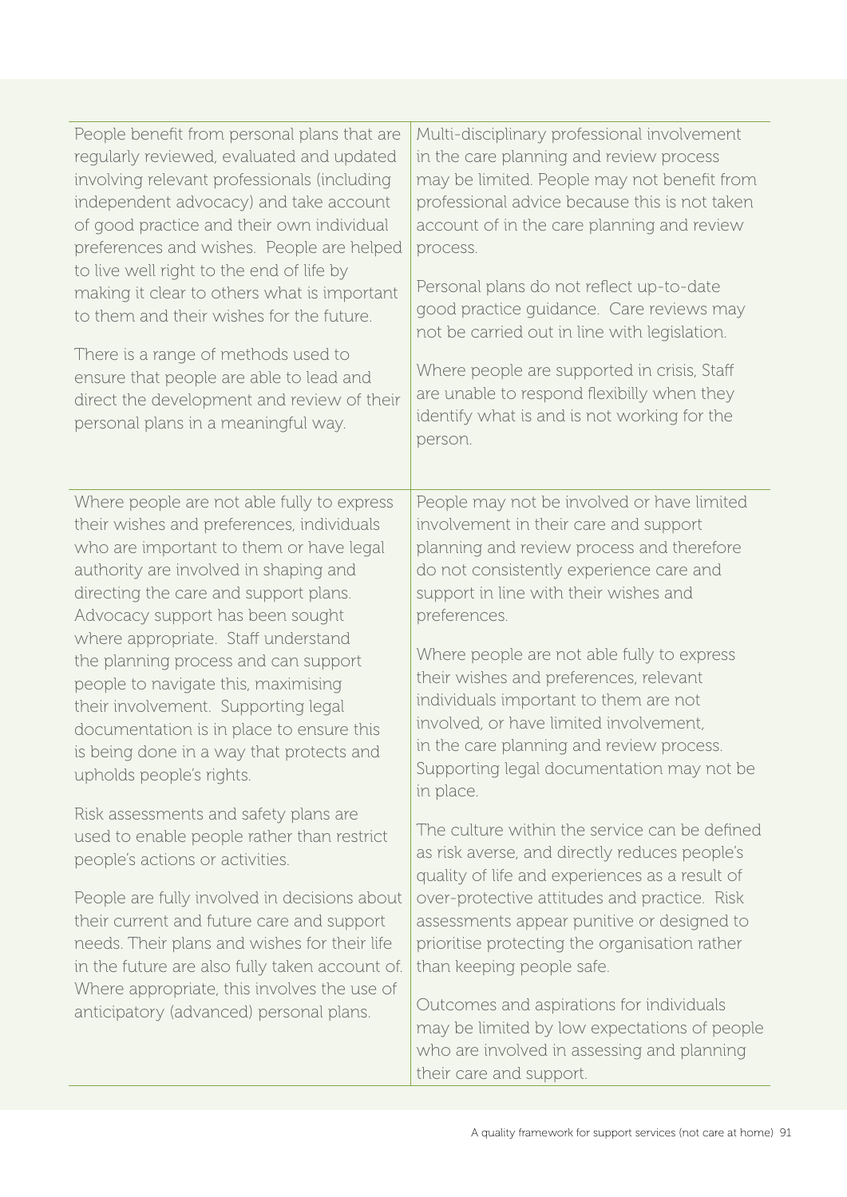| | |
|---|---|
| People benefit from personal plans that are regularly reviewed, evaluated and updated involving relevant professionals (including independent advocacy) and take account of good practice and their own individual preferences and wishes. People are helped to live well right to the end of life by making it clear to others what is important to them and their wishes for the future.<br><br>There is a range of methods used to ensure that people are able to lead and direct the development and review of their personal plans in a meaningful way. | Multi-disciplinary professional involvement in the care planning and review process may be limited. People may not benefit from professional advice because this is not taken account of in the care planning and review process.<br><br>Personal plans do not reflect up-to-date good practice guidance. Care reviews may not be carried out in line with legislation.<br><br>Where people are supported in crisis, Staff are unable to respond flexibilly when they identify what is and is not working for the person. |
| Where people are not able fully to express their wishes and preferences, individuals who are important to them or have legal authority are involved in shaping and directing the care and support plans. Advocacy support has been sought where appropriate. Staff understand the planning process and can support people to navigate this, maximising their involvement. Supporting legal documentation is in place to ensure this is being done in a way that protects and upholds people's rights.<br><br>Risk assessments and safety plans are used to enable people rather than restrict people's actions or activities.<br><br>People are fully involved in decisions about their current and future care and support needs. Their plans and wishes for their life in the future are also fully taken account of. Where appropriate, this involves the use of anticipatory (advanced) personal plans. | People may not be involved or have limited involvement in their care and support planning and review process and therefore do not consistently experience care and support in line with their wishes and preferences.<br><br>Where people are not able fully to express their wishes and preferences, relevant individuals important to them are not involved, or have limited involvement, in the care planning and review process. Supporting legal documentation may not be in place.<br><br>The culture within the service can be defined as risk averse, and directly reduces people's quality of life and experiences as a result of over-protective attitudes and practice. Risk assessments appear punitive or designed to prioritise protecting the organisation rather than keeping people safe.<br><br>Outcomes and aspirations for individuals may be limited by low expectations of people who are involved in assessing and planning their care and support. |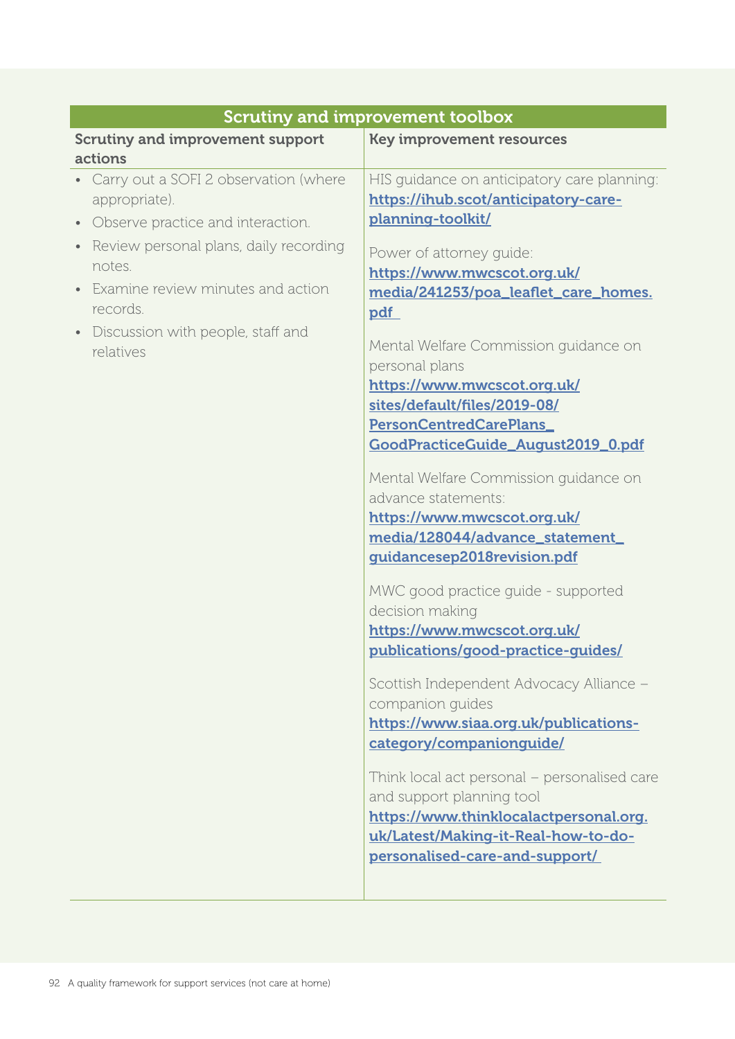| Scrutiny and improvement toolbox | |
|---|---|
| **Scrutiny and improvement support actions** | **Key improvement resources** |
| • Carry out a SOFI 2 observation (where appropriate).<br>• Observe practice and interaction.<br>• Review personal plans, daily recording notes.<br>• Examine review minutes and action records.<br>• Discussion with people, staff and relatives | HIS guidance on anticipatory care planning: **https://ihub.scot/anticipatory-care-planning-toolkit/**<br><br>Power of attorney guide: **https://www.mwcscot.org.uk/media/241253/poa_leaflet_care_homes.pdf**<br><br>Mental Welfare Commission guidance on personal plans **https://www.mwcscot.org.uk/sites/default/files/2019-08/PersonCentredCarePlans_GoodPracticeGuide_August2019_0.pdf**<br><br>Mental Welfare Commission guidance on advance statements: **https://www.mwcscot.org.uk/media/128044/advance_statement_guidancesep2018revision.pdf**<br><br>MWC good practice guide - supported decision making **https://www.mwcscot.org.uk/publications/good-practice-guides/**<br><br>Scottish Independent Advocacy Alliance – companion guides **https://www.siaa.org.uk/publications-category/companionguide/**<br><br>Think local act personal – personalised care and support planning tool **https://www.thinklocalactpersonal.org.uk/Latest/Making-it-Real-how-to-do-personalised-care-and-support/** |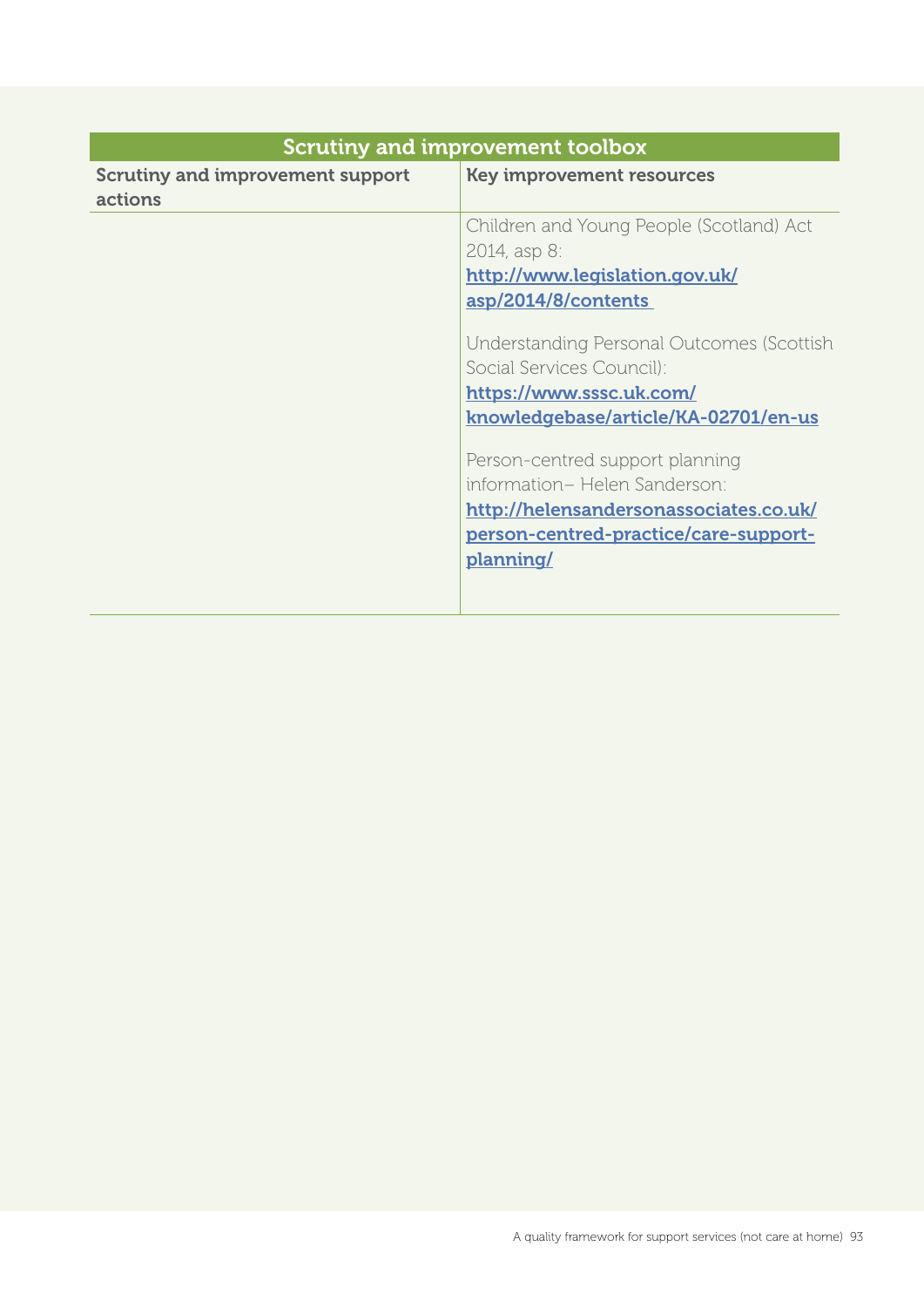| Scrutiny and improvement toolbox | |
|---|---|
| **Scrutiny and improvement support actions** | **Key improvement resources** |
| | Children and Young People (Scotland) Act 2014, asp 8: **http://www.legislation.gov.uk/asp/2014/8/contents**<br><br>Understanding Personal Outcomes (Scottish Social Services Council): **https://www.sssc.uk.com/knowledgebase/article/KA-02701/en-us**<br><br>Person-centred support planning information– Helen Sanderson: **http://helensandersonassociates.co.uk/person-centred-practice/care-support-planning/** |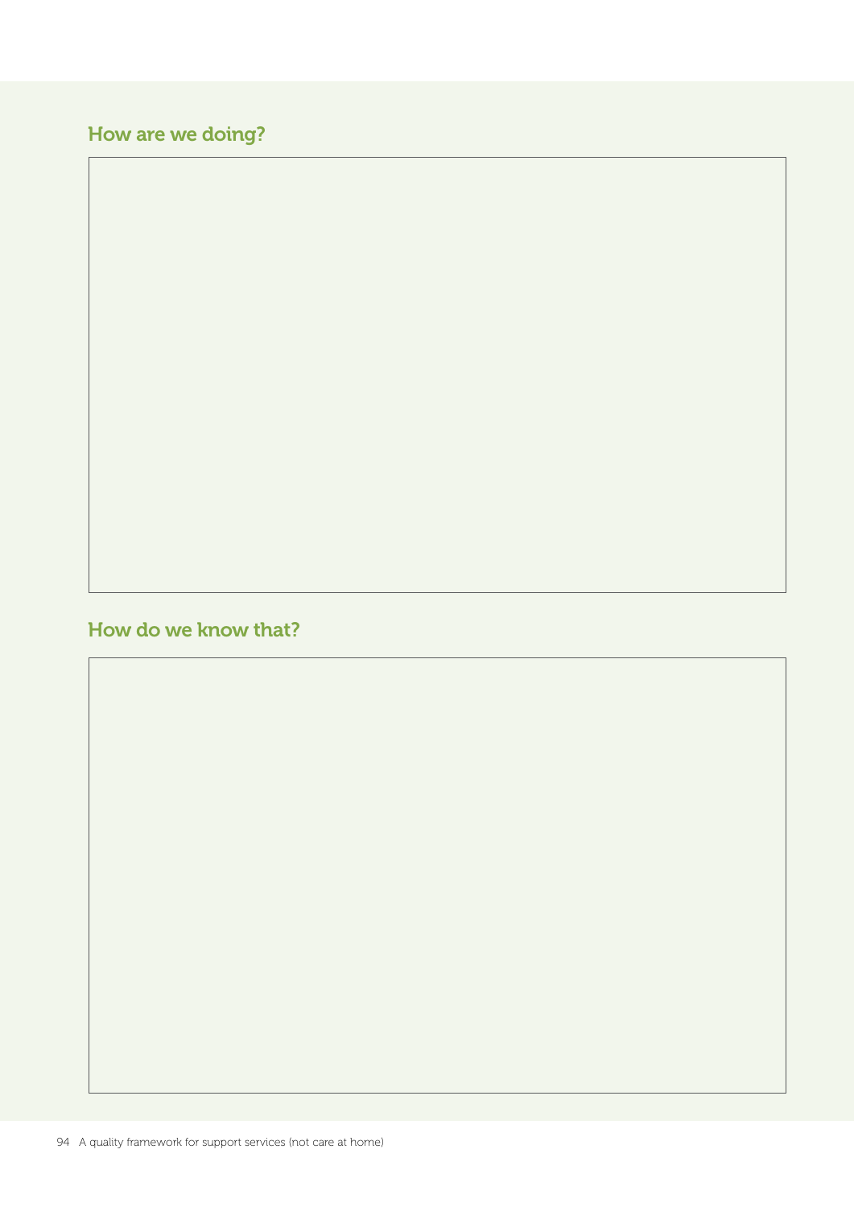## How are we doing?

## How do we know that?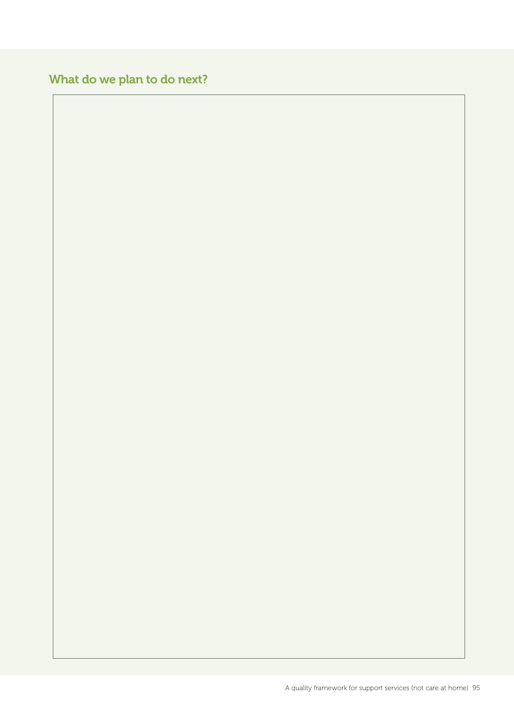## What do we plan to do next?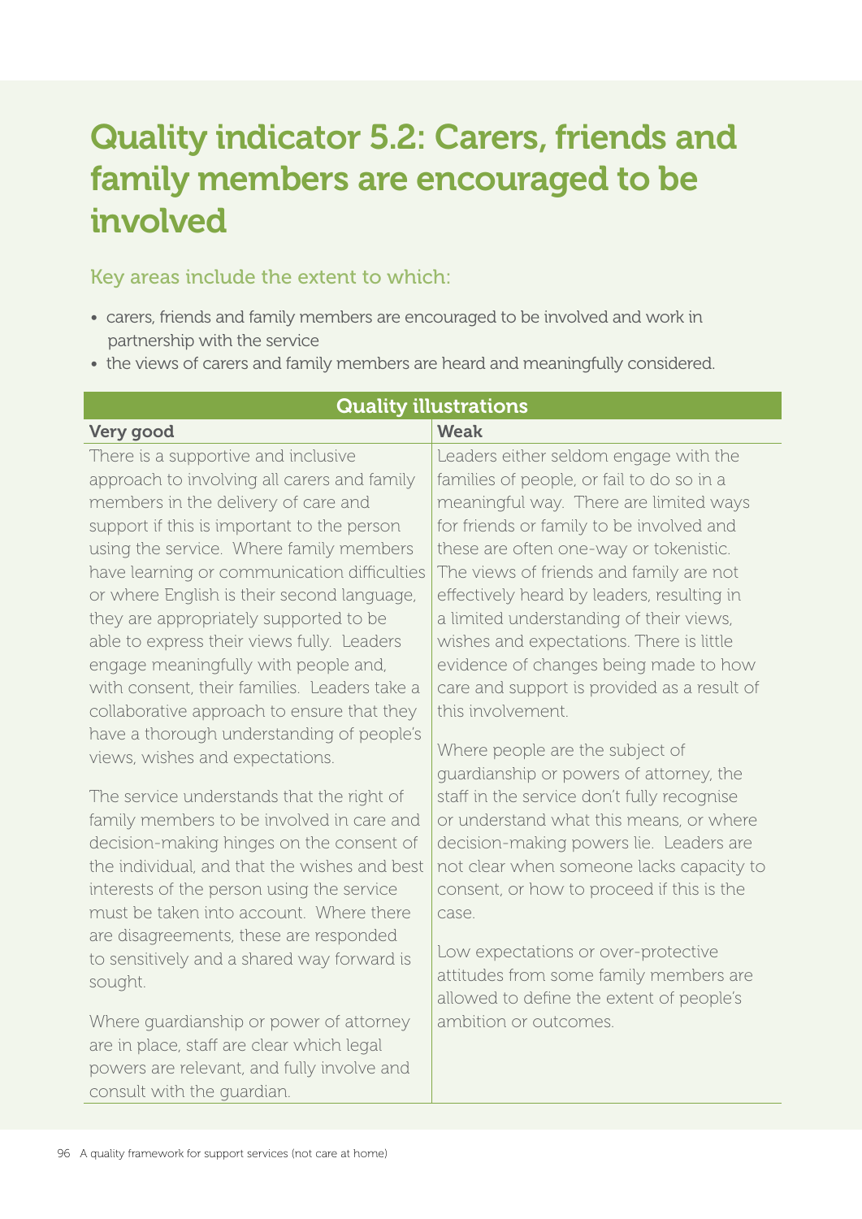# Quality indicator 5.2: Carers, friends and family members are encouraged to be involved

## Key areas include the extent to which:

- carers, friends and family members are encouraged to be involved and work in partnership with the service
- the views of carers and family members are heard and meaningfully considered.

| Quality illustrations | |
|---|---|
| **Very good** | **Weak** |
| There is a supportive and inclusive approach to involving all carers and family members in the delivery of care and support if this is important to the person using the service. Where family members have learning or communication difficulties or where English is their second language, they are appropriately supported to be able to express their views fully. Leaders engage meaningfully with people and, with consent, their families. Leaders take a collaborative approach to ensure that they have a thorough understanding of people's views, wishes and expectations.<br><br>The service understands that the right of family members to be involved in care and decision-making hinges on the consent of the individual, and that the wishes and best interests of the person using the service must be taken into account. Where there are disagreements, these are responded to sensitively and a shared way forward is sought.<br><br>Where guardianship or power of attorney are in place, staff are clear which legal powers are relevant, and fully involve and consult with the guardian. | Leaders either seldom engage with the families of people, or fail to do so in a meaningful way. There are limited ways for friends or family to be involved and these are often one-way or tokenistic. The views of friends and family are not effectively heard by leaders, resulting in a limited understanding of their views, wishes and expectations. There is little evidence of changes being made to how care and support is provided as a result of this involvement.<br><br>Where people are the subject of guardianship or powers of attorney, the staff in the service don't fully recognise or understand what this means, or where decision-making powers lie. Leaders are not clear when someone lacks capacity to consent, or how to proceed if this is the case.<br><br>Low expectations or over-protective attitudes from some family members are allowed to define the extent of people's ambition or outcomes. |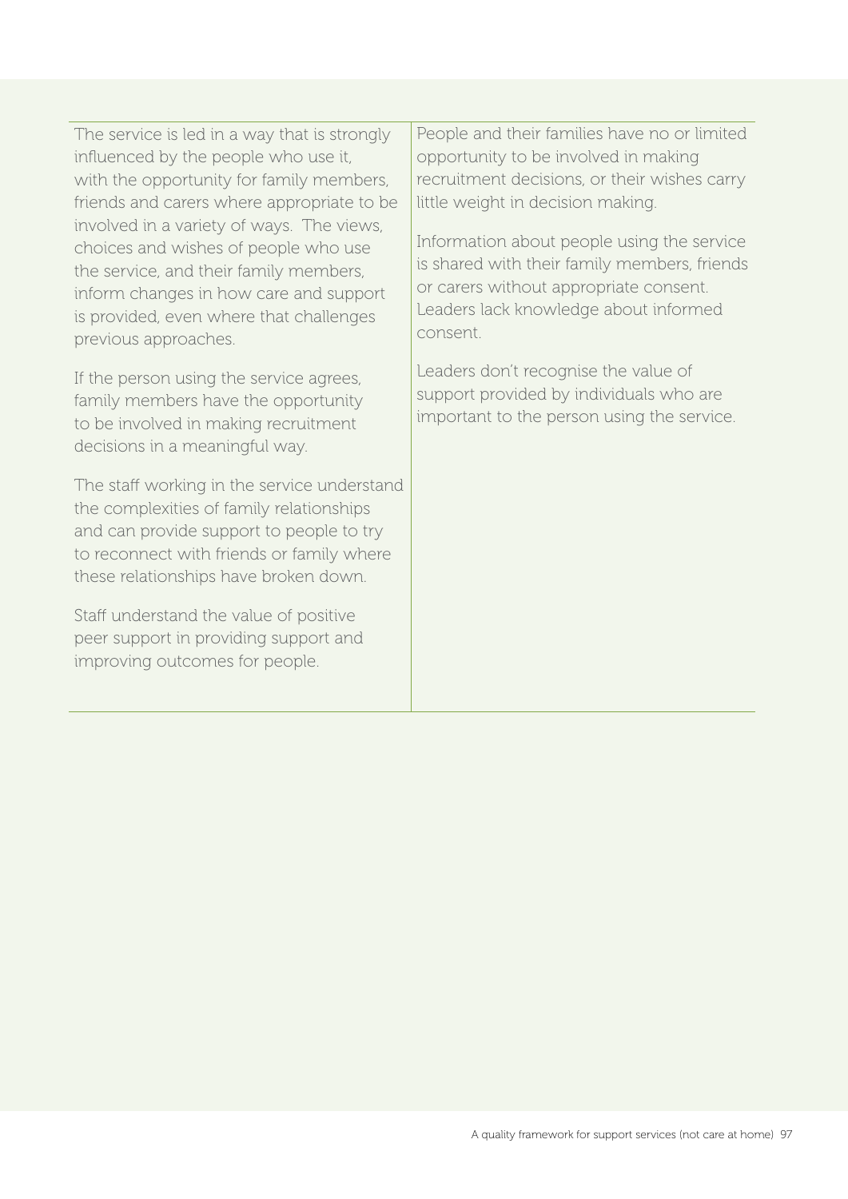| | |
|---|---|
| The service is led in a way that is strongly influenced by the people who use it, with the opportunity for family members, friends and carers where appropriate to be involved in a variety of ways. The views, choices and wishes of people who use the service, and their family members, inform changes in how care and support is provided, even where that challenges previous approaches.<br><br>If the person using the service agrees, family members have the opportunity to be involved in making recruitment decisions in a meaningful way.<br><br>The staff working in the service understand the complexities of family relationships and can provide support to people to try to reconnect with friends or family where these relationships have broken down.<br><br>Staff understand the value of positive peer support in providing support and improving outcomes for people. | People and their families have no or limited opportunity to be involved in making recruitment decisions, or their wishes carry little weight in decision making.<br><br>Information about people using the service is shared with their family members, friends or carers without appropriate consent. Leaders lack knowledge about informed consent.<br><br>Leaders don't recognise the value of support provided by individuals who are important to the person using the service. |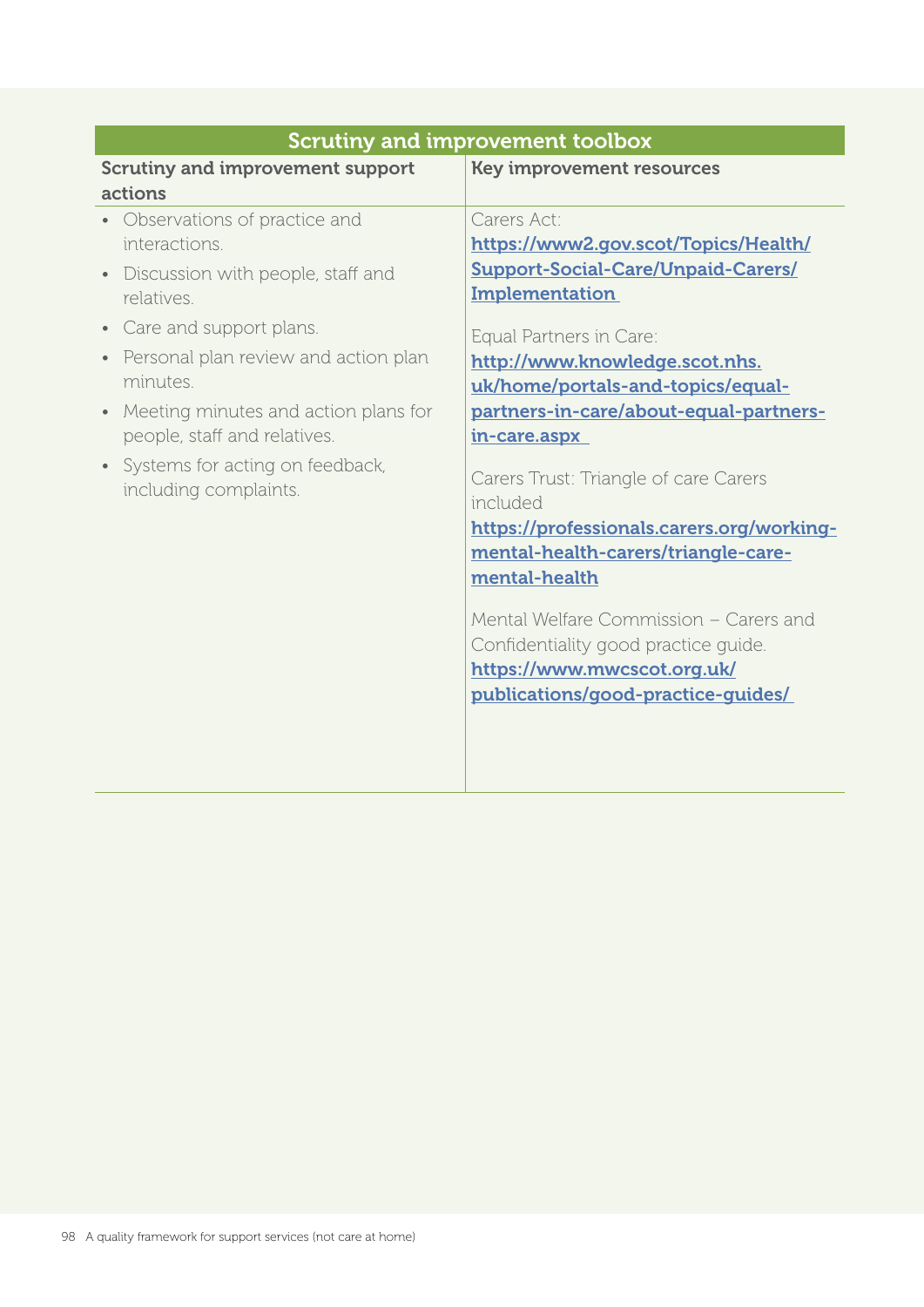| Scrutiny and improvement toolbox | |
|---|---|
| **Scrutiny and improvement support actions** | **Key improvement resources** |
| • Observations of practice and interactions.<br>• Discussion with people, staff and relatives.<br>• Care and support plans.<br>• Personal plan review and action plan minutes.<br>• Meeting minutes and action plans for people, staff and relatives.<br>• Systems for acting on feedback, including complaints. | Carers Act:<br>**https://www2.gov.scot/Topics/Health/Support-Social-Care/Unpaid-Carers/Implementation**<br><br>Equal Partners in Care:<br>**http://www.knowledge.scot.nhs.uk/home/portals-and-topics/equal-partners-in-care/about-equal-partners-in-care.aspx**<br><br>Carers Trust: Triangle of care Carers included<br>**https://professionals.carers.org/working-mental-health-carers/triangle-care-mental-health**<br><br>Mental Welfare Commission – Carers and Confidentiality good practice guide.<br>**https://www.mwcscot.org.uk/publications/good-practice-guides/** |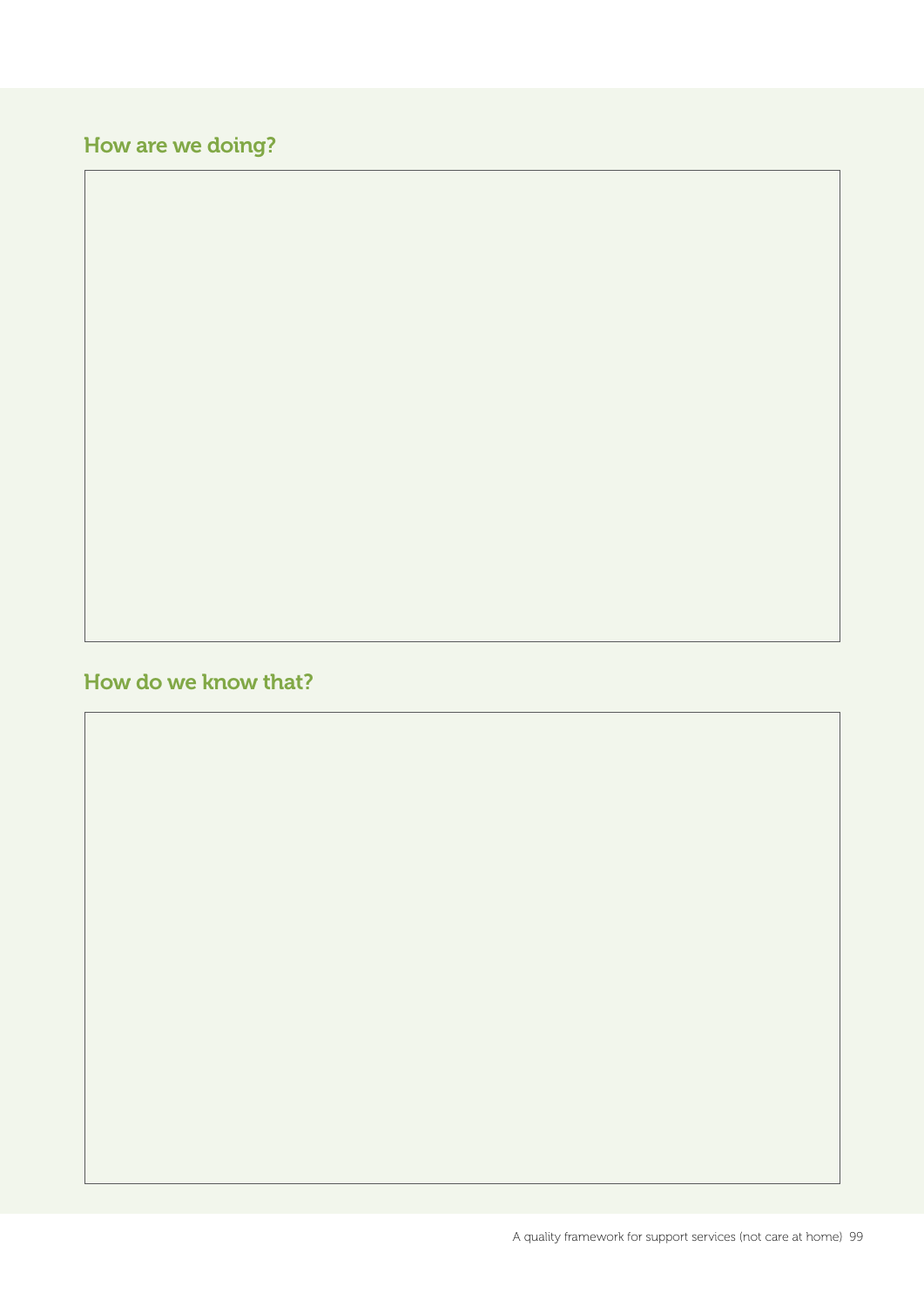## How are we doing?

## How do we know that?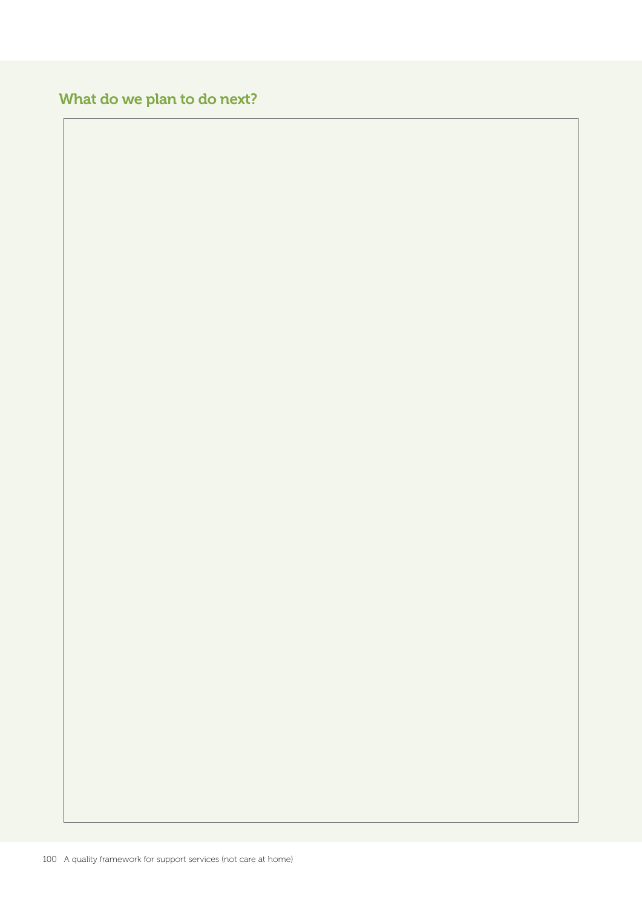## What do we plan to do next?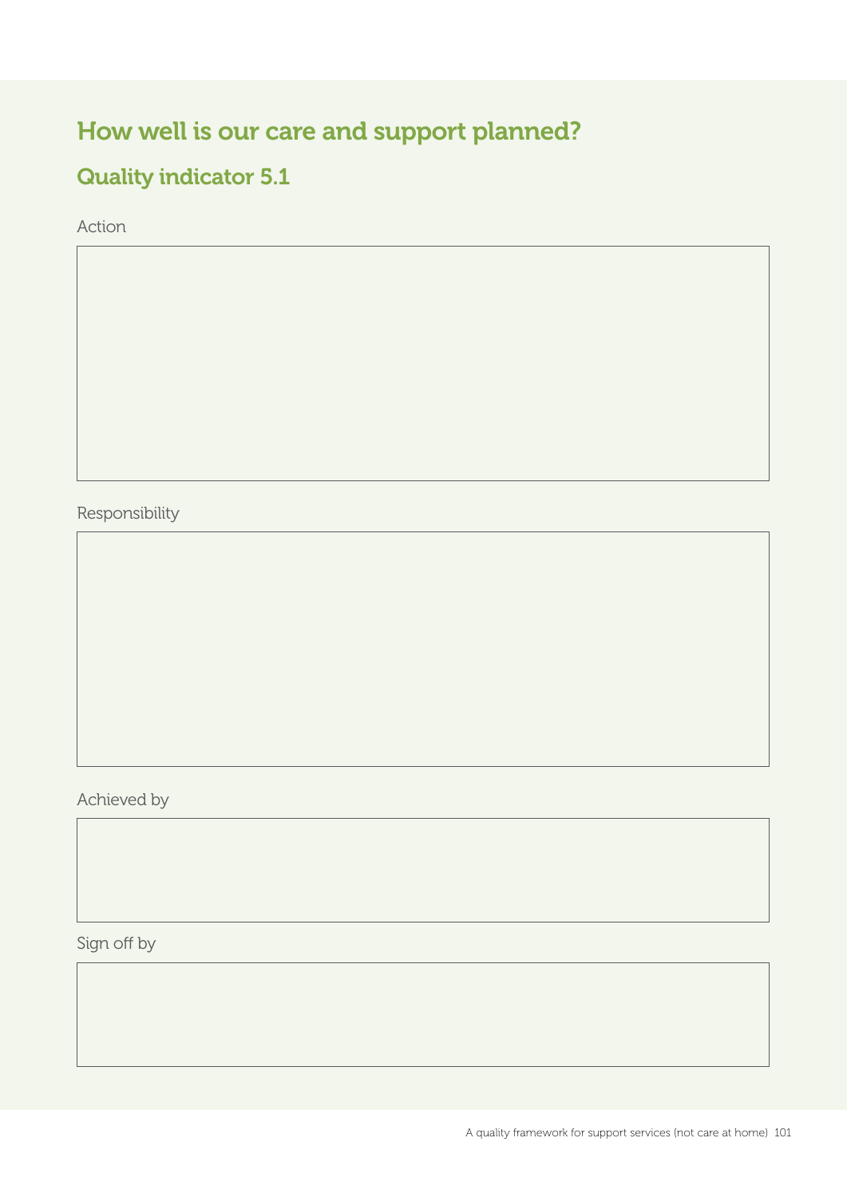# How well is our care and support planned?

## Quality indicator 5.1

Action

Responsibility

Achieved by

Sign off by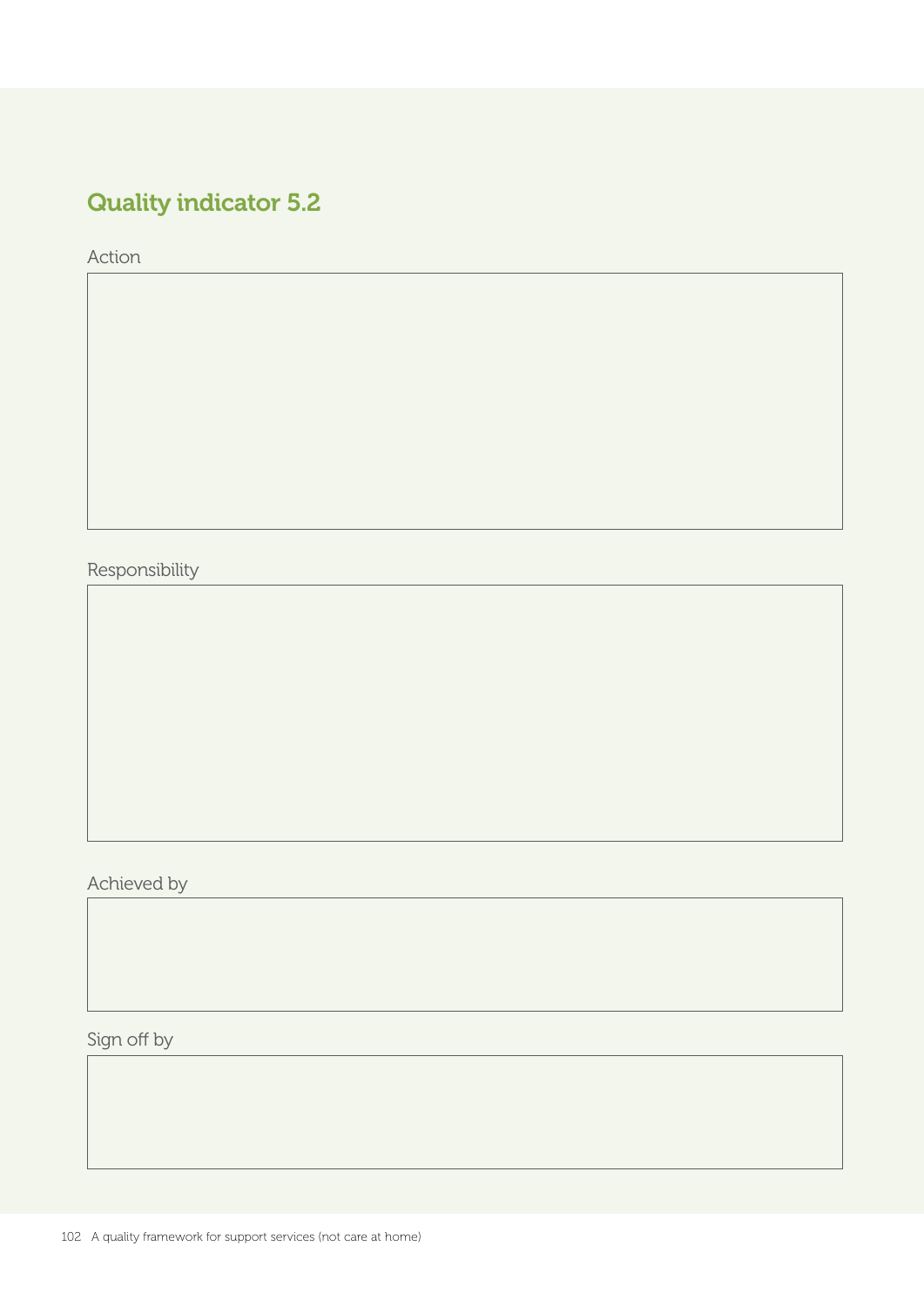## Quality indicator 5.2

Action

Responsibility

Achieved by

Sign off by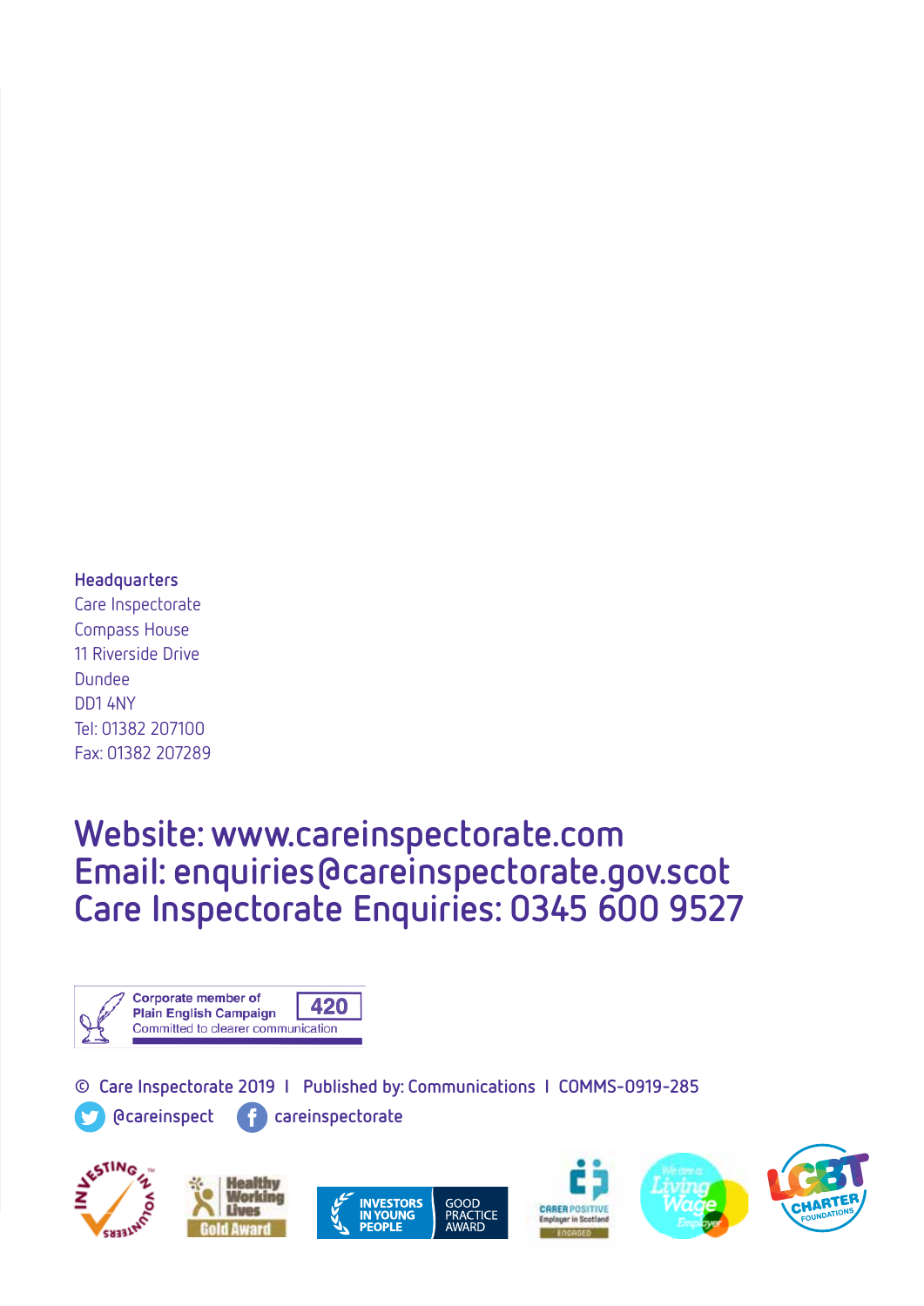**Headquarters**
Care Inspectorate
Compass House
11 Riverside Drive
Dundee
DD1 4NY
Tel: 01382 207100
Fax: 01382 207289

## Website: www.careinspectorate.com
## Email: enquiries@careinspectorate.gov.scot
## Care Inspectorate Enquiries: 0345 600 9527

Corporate member of Plain English Campaign 420
Committed to clearer communication

© Care Inspectorate 2019 | Published by: Communications | COMMS-0919-285

@careinspect careinspectorate